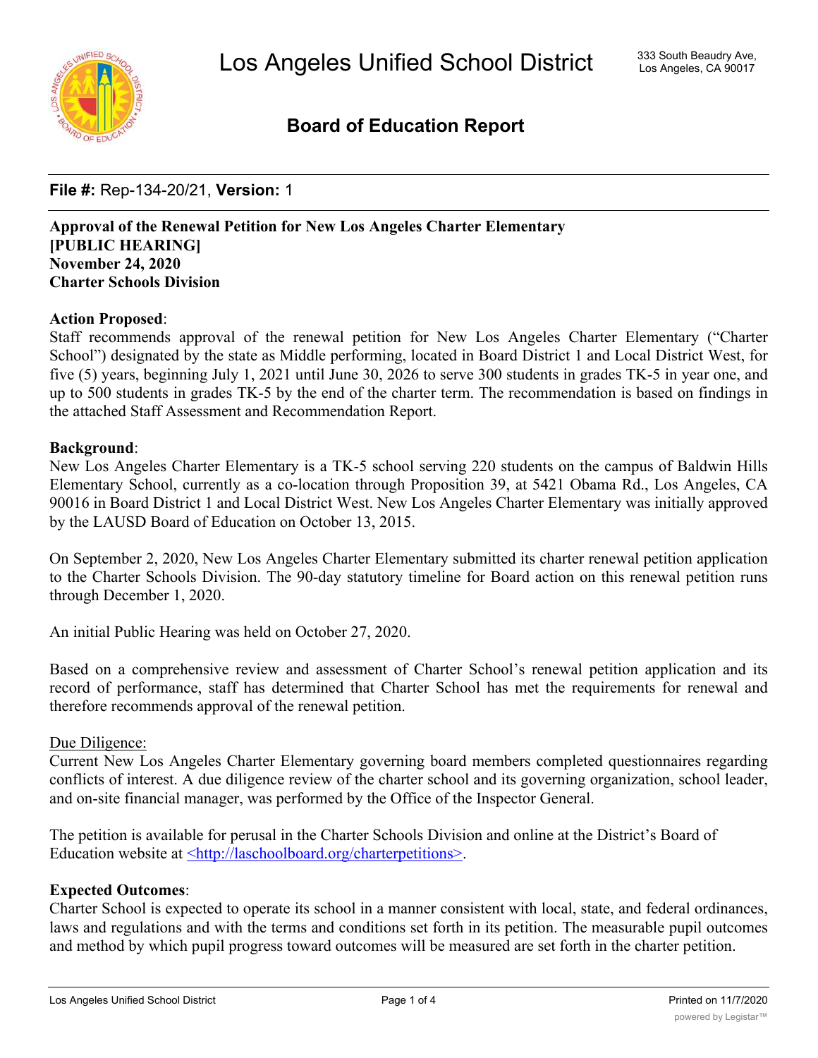# Los Angeles Unified School District

333 South Beaudry Ave,
Los Angeles, CA 90017

## Board of Education Report

**File #:** Rep-134-20/21, **Version:** 1

**Approval of the Renewal Petition for New Los Angeles Charter Elementary**
**[PUBLIC HEARING]**
**November 24, 2020**
**Charter Schools Division**

**Action Proposed**:
Staff recommends approval of the renewal petition for New Los Angeles Charter Elementary ("Charter School") designated by the state as Middle performing, located in Board District 1 and Local District West, for five (5) years, beginning July 1, 2021 until June 30, 2026 to serve 300 students in grades TK-5 in year one, and up to 500 students in grades TK-5 by the end of the charter term. The recommendation is based on findings in the attached Staff Assessment and Recommendation Report.

**Background**:
New Los Angeles Charter Elementary is a TK-5 school serving 220 students on the campus of Baldwin Hills Elementary School, currently as a co-location through Proposition 39, at 5421 Obama Rd., Los Angeles, CA 90016 in Board District 1 and Local District West. New Los Angeles Charter Elementary was initially approved by the LAUSD Board of Education on October 13, 2015.

On September 2, 2020, New Los Angeles Charter Elementary submitted its charter renewal petition application to the Charter Schools Division. The 90-day statutory timeline for Board action on this renewal petition runs through December 1, 2020.

An initial Public Hearing was held on October 27, 2020.

Based on a comprehensive review and assessment of Charter School's renewal petition application and its record of performance, staff has determined that Charter School has met the requirements for renewal and therefore recommends approval of the renewal petition.

Due Diligence:
Current New Los Angeles Charter Elementary governing board members completed questionnaires regarding conflicts of interest. A due diligence review of the charter school and its governing organization, school leader, and on-site financial manager, was performed by the Office of the Inspector General.

The petition is available for perusal in the Charter Schools Division and online at the District's Board of Education website at <http://laschoolboard.org/charterpetitions>.

**Expected Outcomes**:
Charter School is expected to operate its school in a manner consistent with local, state, and federal ordinances, laws and regulations and with the terms and conditions set forth in its petition. The measurable pupil outcomes and method by which pupil progress toward outcomes will be measured are set forth in the charter petition.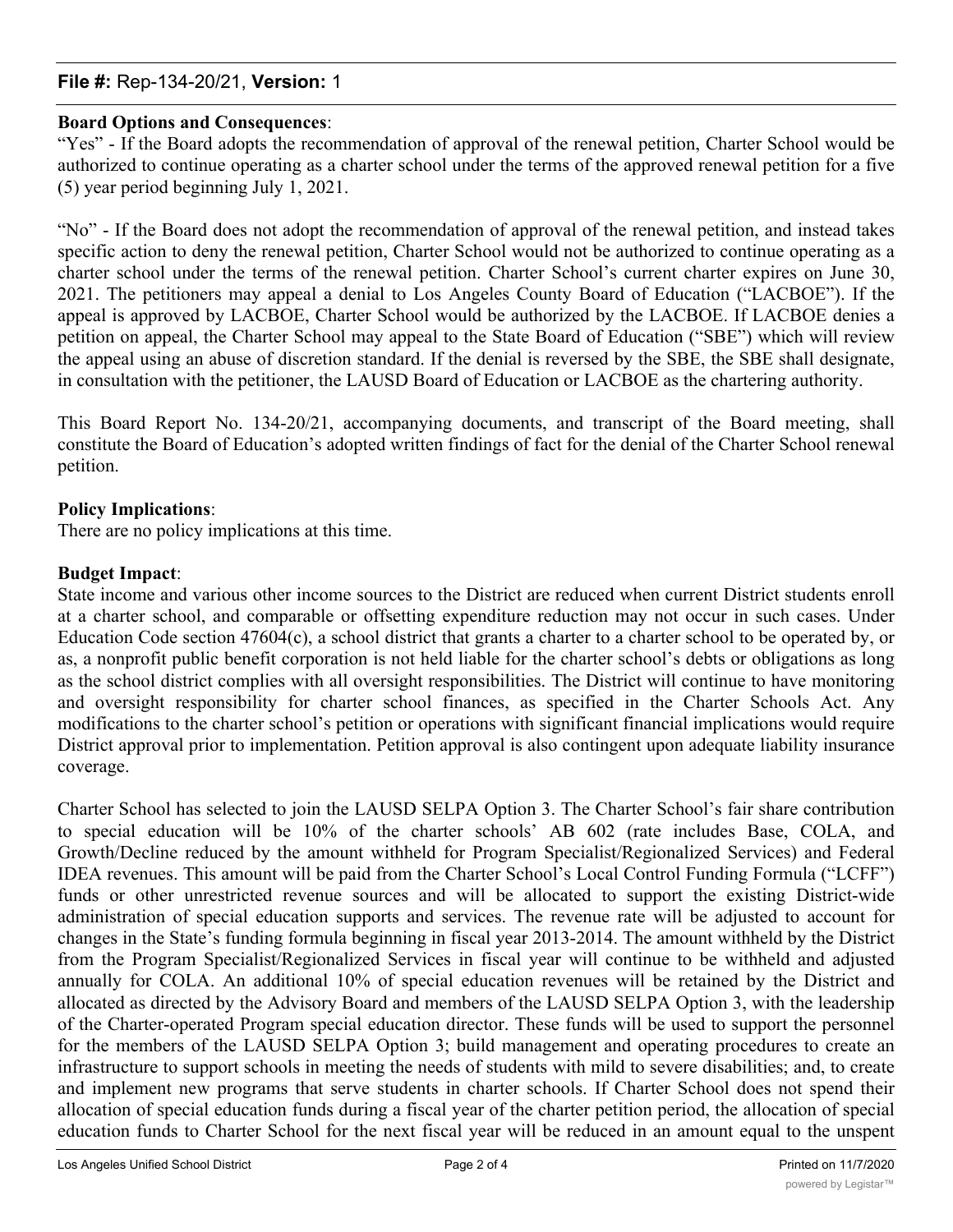**Board Options and Consequences**:

"Yes" - If the Board adopts the recommendation of approval of the renewal petition, Charter School would be authorized to continue operating as a charter school under the terms of the approved renewal petition for a five (5) year period beginning July 1, 2021.

"No" - If the Board does not adopt the recommendation of approval of the renewal petition, and instead takes specific action to deny the renewal petition, Charter School would not be authorized to continue operating as a charter school under the terms of the renewal petition. Charter School's current charter expires on June 30, 2021. The petitioners may appeal a denial to Los Angeles County Board of Education ("LACBOE"). If the appeal is approved by LACBOE, Charter School would be authorized by the LACBOE. If LACBOE denies a petition on appeal, the Charter School may appeal to the State Board of Education ("SBE") which will review the appeal using an abuse of discretion standard. If the denial is reversed by the SBE, the SBE shall designate, in consultation with the petitioner, the LAUSD Board of Education or LACBOE as the chartering authority.

This Board Report No. 134-20/21, accompanying documents, and transcript of the Board meeting, shall constitute the Board of Education's adopted written findings of fact for the denial of the Charter School renewal petition.

**Policy Implications**:

There are no policy implications at this time.

**Budget Impact**:

State income and various other income sources to the District are reduced when current District students enroll at a charter school, and comparable or offsetting expenditure reduction may not occur in such cases. Under Education Code section 47604(c), a school district that grants a charter to a charter school to be operated by, or as, a nonprofit public benefit corporation is not held liable for the charter school's debts or obligations as long as the school district complies with all oversight responsibilities. The District will continue to have monitoring and oversight responsibility for charter school finances, as specified in the Charter Schools Act. Any modifications to the charter school's petition or operations with significant financial implications would require District approval prior to implementation. Petition approval is also contingent upon adequate liability insurance coverage.

Charter School has selected to join the LAUSD SELPA Option 3. The Charter School's fair share contribution to special education will be 10% of the charter schools' AB 602 (rate includes Base, COLA, and Growth/Decline reduced by the amount withheld for Program Specialist/Regionalized Services) and Federal IDEA revenues. This amount will be paid from the Charter School's Local Control Funding Formula ("LCFF") funds or other unrestricted revenue sources and will be allocated to support the existing District-wide administration of special education supports and services. The revenue rate will be adjusted to account for changes in the State's funding formula beginning in fiscal year 2013-2014. The amount withheld by the District from the Program Specialist/Regionalized Services in fiscal year will continue to be withheld and adjusted annually for COLA. An additional 10% of special education revenues will be retained by the District and allocated as directed by the Advisory Board and members of the LAUSD SELPA Option 3, with the leadership of the Charter-operated Program special education director. These funds will be used to support the personnel for the members of the LAUSD SELPA Option 3; build management and operating procedures to create an infrastructure to support schools in meeting the needs of students with mild to severe disabilities; and, to create and implement new programs that serve students in charter schools. If Charter School does not spend their allocation of special education funds during a fiscal year of the charter petition period, the allocation of special education funds to Charter School for the next fiscal year will be reduced in an amount equal to the unspent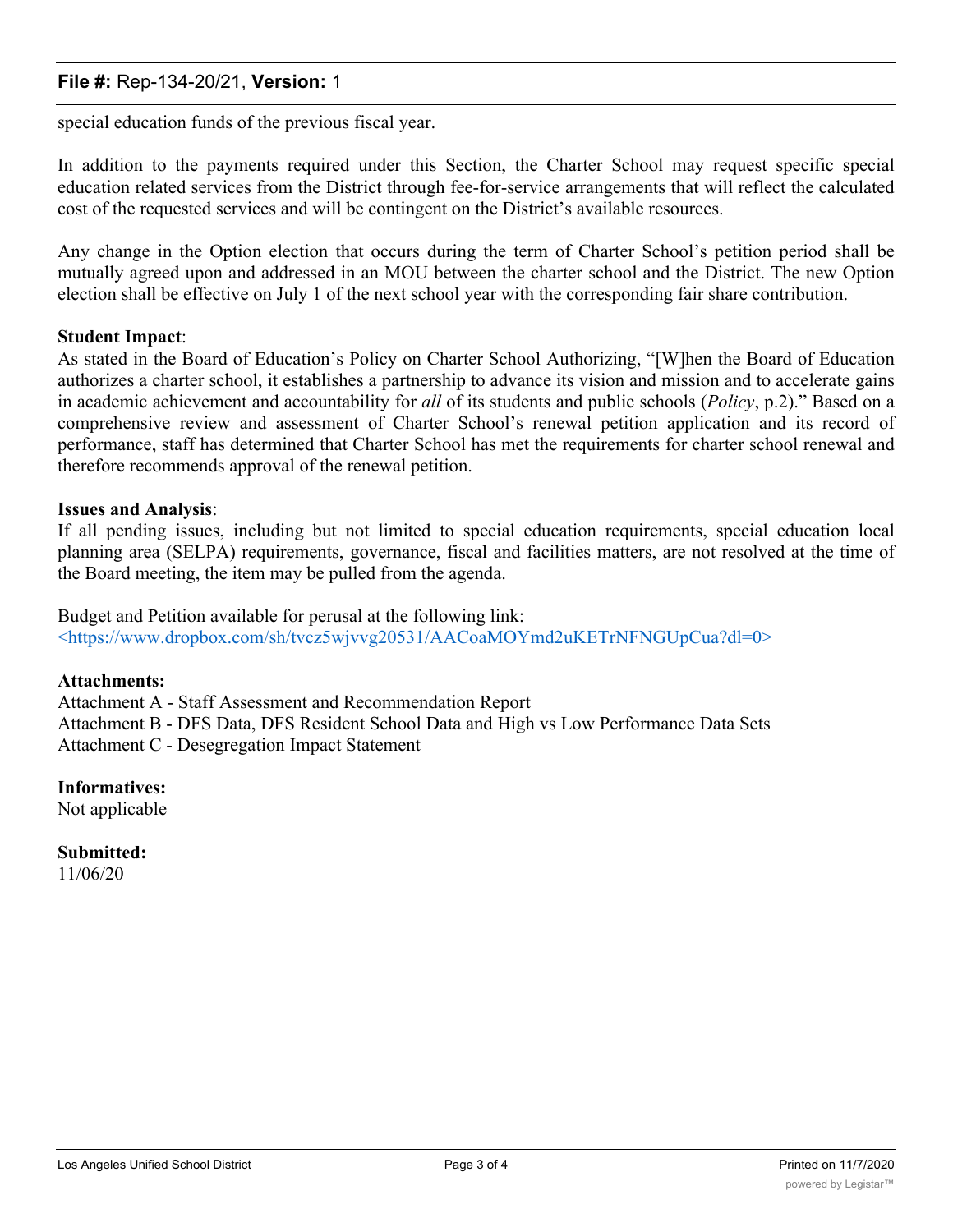special education funds of the previous fiscal year.

In addition to the payments required under this Section, the Charter School may request specific special education related services from the District through fee-for-service arrangements that will reflect the calculated cost of the requested services and will be contingent on the District's available resources.

Any change in the Option election that occurs during the term of Charter School's petition period shall be mutually agreed upon and addressed in an MOU between the charter school and the District. The new Option election shall be effective on July 1 of the next school year with the corresponding fair share contribution.

**Student Impact**:
As stated in the Board of Education's Policy on Charter School Authorizing, "[W]hen the Board of Education authorizes a charter school, it establishes a partnership to advance its vision and mission and to accelerate gains in academic achievement and accountability for *all* of its students and public schools (*Policy*, p.2)." Based on a comprehensive review and assessment of Charter School's renewal petition application and its record of performance, staff has determined that Charter School has met the requirements for charter school renewal and therefore recommends approval of the renewal petition.

**Issues and Analysis**:
If all pending issues, including but not limited to special education requirements, special education local planning area (SELPA) requirements, governance, fiscal and facilities matters, are not resolved at the time of the Board meeting, the item may be pulled from the agenda.

Budget and Petition available for perusal at the following link:
<https://www.dropbox.com/sh/tvcz5wjvvg20531/AACoaMOYmd2uKETrNFNGUpCua?dl=0>

**Attachments:**
Attachment A - Staff Assessment and Recommendation Report
Attachment B - DFS Data, DFS Resident School Data and High vs Low Performance Data Sets
Attachment C - Desegregation Impact Statement

**Informatives:**
Not applicable

**Submitted:**
11/06/20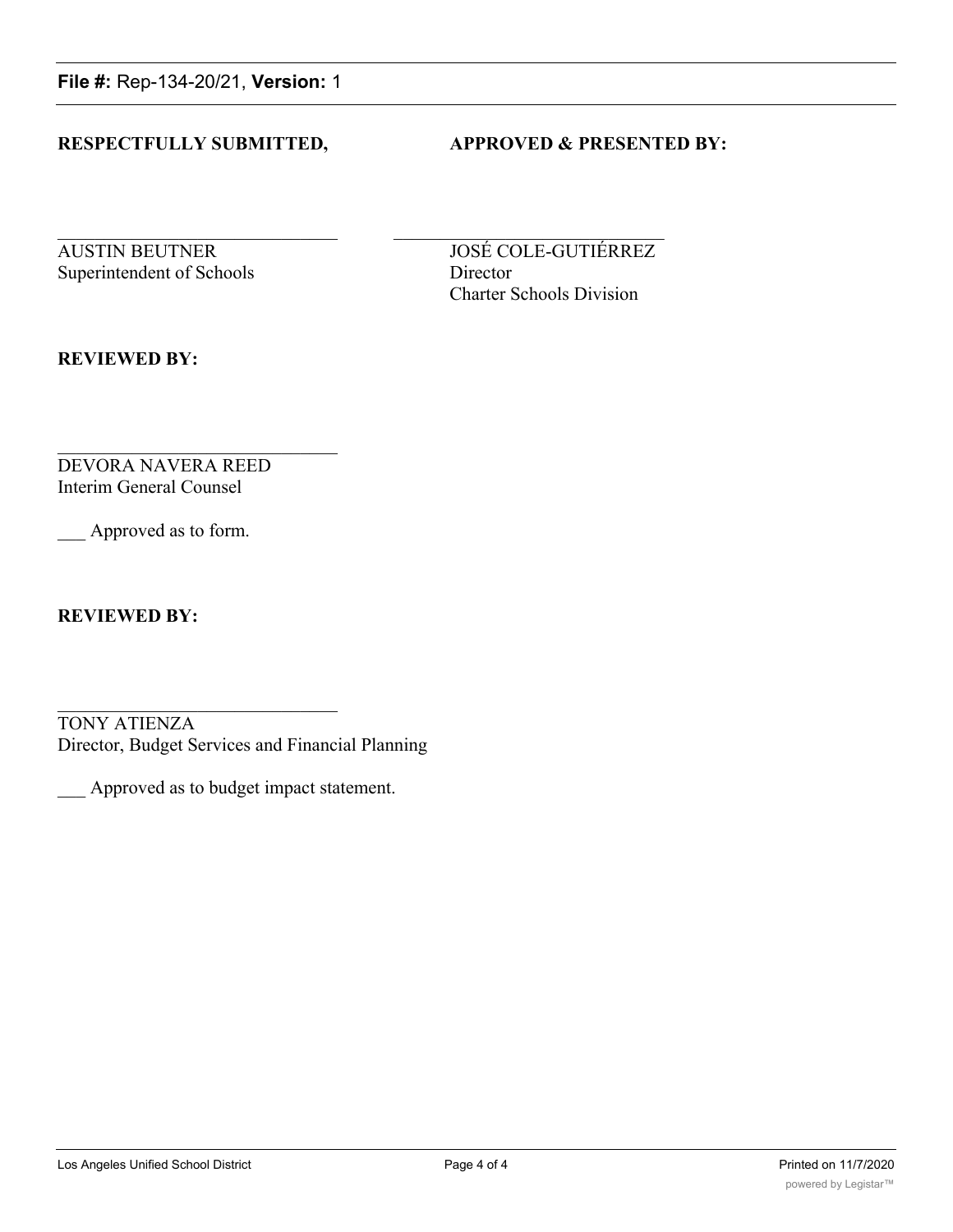**File #:** Rep-134-20/21, **Version:** 1

**RESPECTFULLY SUBMITTED,**

AUSTIN BEUTNER
Superintendent of Schools

**APPROVED & PRESENTED BY:**

JOSÉ COLE-GUTIÉRREZ
Director
Charter Schools Division

**REVIEWED BY:**

DEVORA NAVERA REED
Interim General Counsel

___ Approved as to form.

**REVIEWED BY:**

TONY ATIENZA
Director, Budget Services and Financial Planning

___ Approved as to budget impact statement.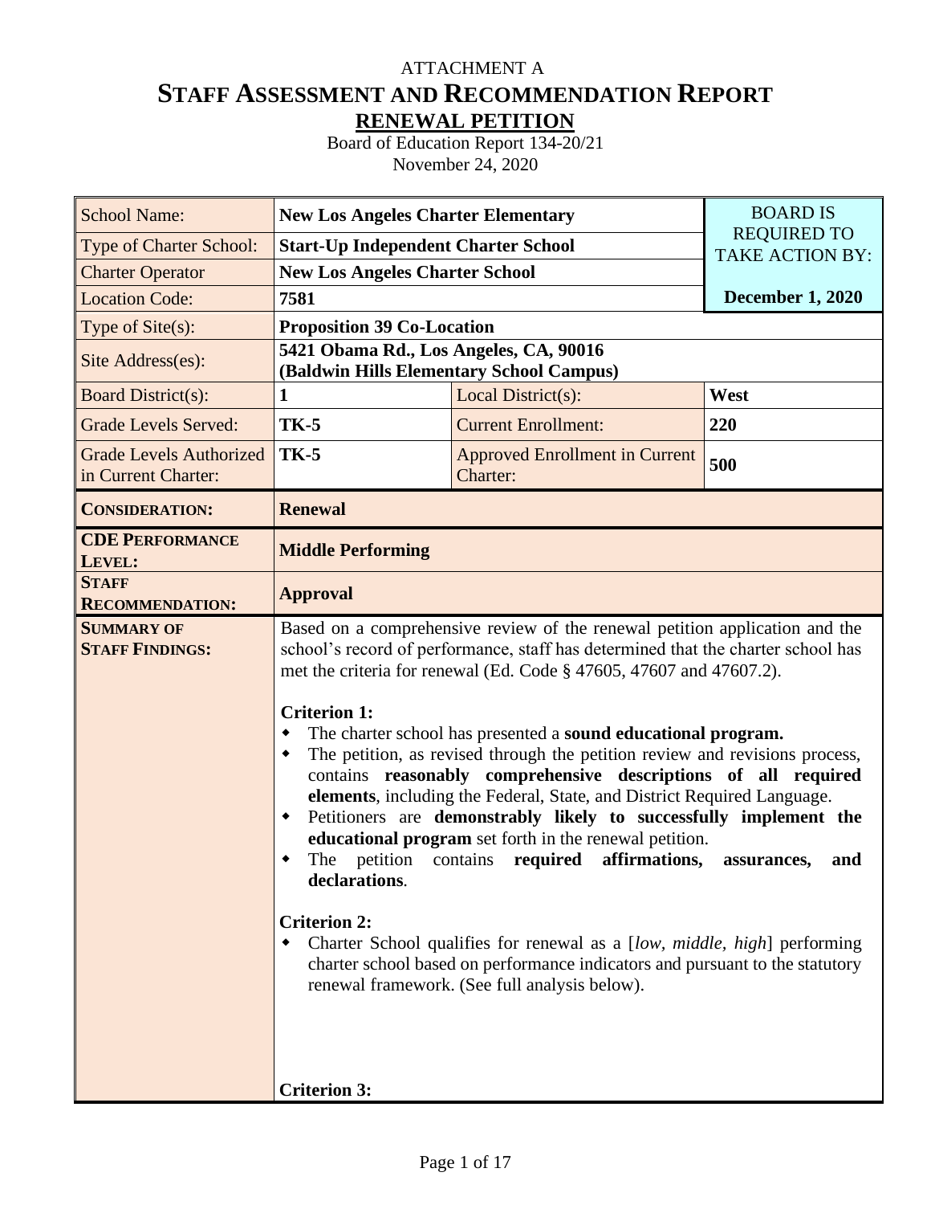ATTACHMENT A

# STAFF ASSESSMENT AND RECOMMENDATION REPORT

## RENEWAL PETITION

Board of Education Report 134-20/21

November 24, 2020

| School Name: | **New Los Angeles Charter Elementary** | | BOARD IS REQUIRED TO TAKE ACTION BY: |
|---|---|---|---|
| Type of Charter School: | **Start-Up Independent Charter School** | | |
| Charter Operator | **New Los Angeles Charter School** | | |
| Location Code: | **7581** | | **December 1, 2020** |
| Type of Site(s): | **Proposition 39 Co-Location** | | |
| Site Address(es): | **5421 Obama Rd., Los Angeles, CA, 90016 (Baldwin Hills Elementary School Campus)** | | |
| Board District(s): | **1** | Local District(s): | **West** |
| Grade Levels Served: | **TK-5** | Current Enrollment: | **220** |
| Grade Levels Authorized in Current Charter: | **TK-5** | Approved Enrollment in Current Charter: | **500** |
| **CONSIDERATION:** | **Renewal** | | |
| **CDE PERFORMANCE LEVEL:** | **Middle Performing** | | |
| **STAFF RECOMMENDATION:** | **Approval** | | |
| **SUMMARY OF STAFF FINDINGS:** | Based on a comprehensive review of the renewal petition application and the school's record of performance, staff has determined that the charter school has met the criteria for renewal (Ed. Code § 47605, 47607 and 47607.2).<br><br>**Criterion 1:**<br>• The charter school has presented a **sound educational program.**<br>• The petition, as revised through the petition review and revisions process, contains **reasonably comprehensive descriptions of all required elements**, including the Federal, State, and District Required Language.<br>• Petitioners are **demonstrably likely to successfully implement the educational program** set forth in the renewal petition.<br>• The petition contains **required affirmations, assurances, and declarations**.<br><br>**Criterion 2:**<br>• Charter School qualifies for renewal as a [*low, middle, high*] performing charter school based on performance indicators and pursuant to the statutory renewal framework. (See full analysis below).<br><br>**Criterion 3:** | | |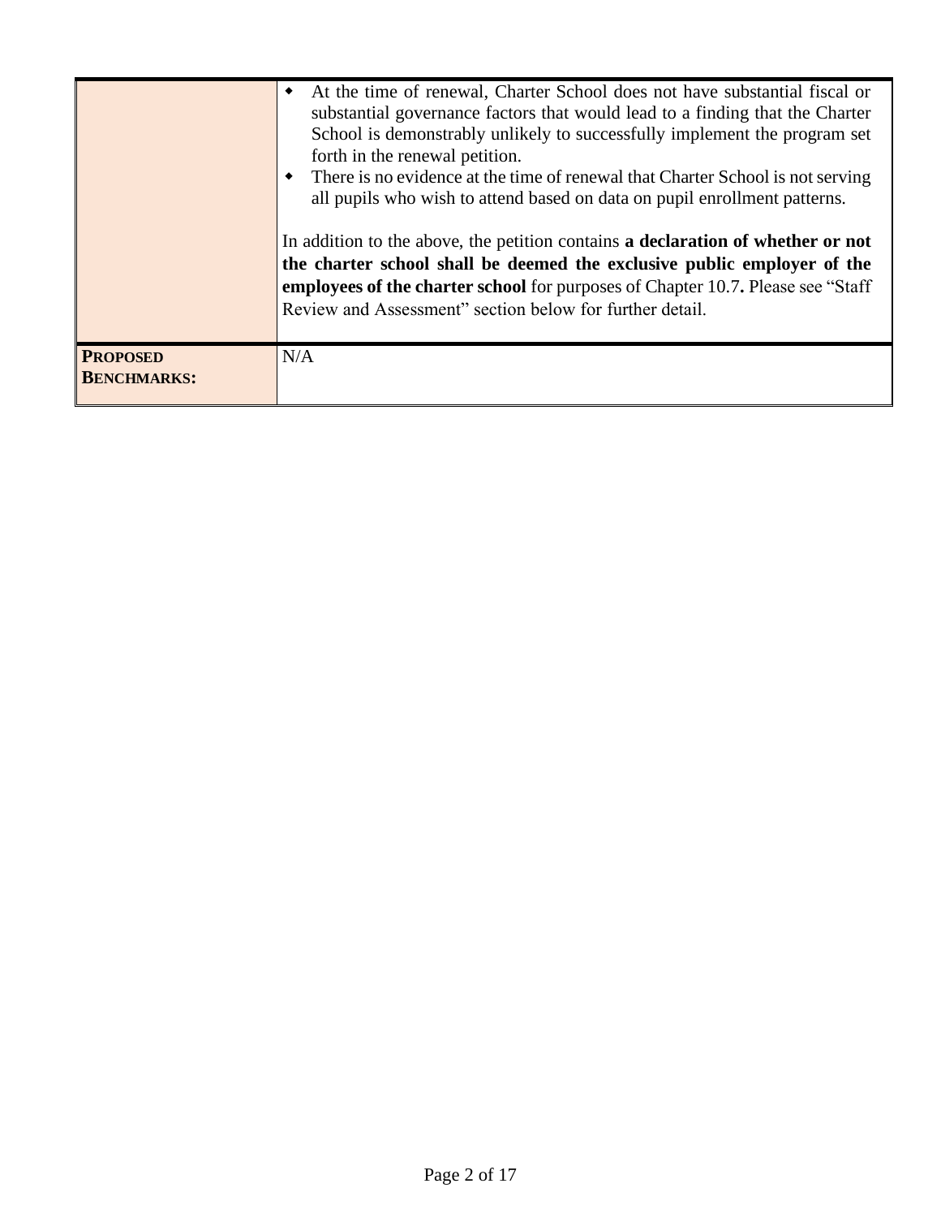| | |
|---|---|
| | ◆ At the time of renewal, Charter School does not have substantial fiscal or substantial governance factors that would lead to a finding that the Charter School is demonstrably unlikely to successfully implement the program set forth in the renewal petition.<br>◆ There is no evidence at the time of renewal that Charter School is not serving all pupils who wish to attend based on data on pupil enrollment patterns.<br><br>In addition to the above, the petition contains **a declaration of whether or not the charter school shall be deemed the exclusive public employer of the employees of the charter school** for purposes of Chapter 10.7**.** Please see "Staff Review and Assessment" section below for further detail. |
| **PROPOSED BENCHMARKS:** | N/A |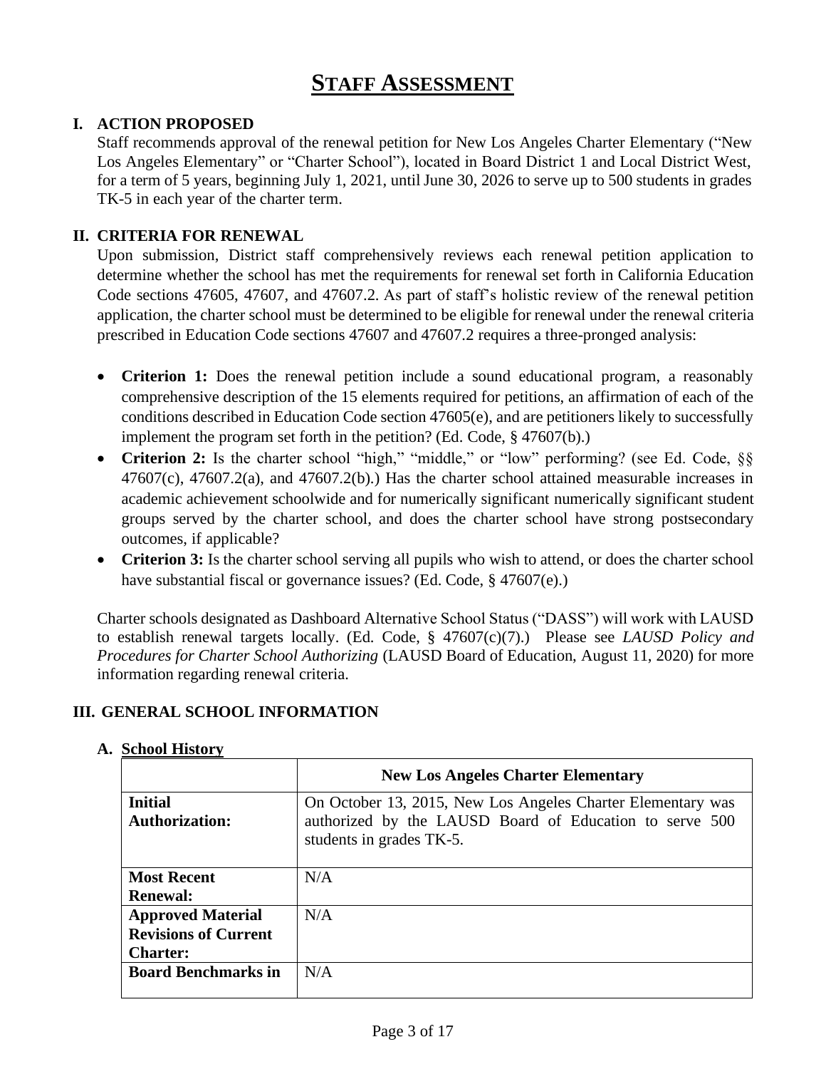# STAFF ASSESSMENT

## I. ACTION PROPOSED

Staff recommends approval of the renewal petition for New Los Angeles Charter Elementary ("New Los Angeles Elementary" or "Charter School"), located in Board District 1 and Local District West, for a term of 5 years, beginning July 1, 2021, until June 30, 2026 to serve up to 500 students in grades TK-5 in each year of the charter term.

## II. CRITERIA FOR RENEWAL

Upon submission, District staff comprehensively reviews each renewal petition application to determine whether the school has met the requirements for renewal set forth in California Education Code sections 47605, 47607, and 47607.2. As part of staff's holistic review of the renewal petition application, the charter school must be determined to be eligible for renewal under the renewal criteria prescribed in Education Code sections 47607 and 47607.2 requires a three-pronged analysis:

- **Criterion 1:** Does the renewal petition include a sound educational program, a reasonably comprehensive description of the 15 elements required for petitions, an affirmation of each of the conditions described in Education Code section 47605(e), and are petitioners likely to successfully implement the program set forth in the petition? (Ed. Code, § 47607(b).)
- **Criterion 2:** Is the charter school "high," "middle," or "low" performing? (see Ed. Code, §§ 47607(c), 47607.2(a), and 47607.2(b).) Has the charter school attained measurable increases in academic achievement schoolwide and for numerically significant numerically significant student groups served by the charter school, and does the charter school have strong postsecondary outcomes, if applicable?
- **Criterion 3:** Is the charter school serving all pupils who wish to attend, or does the charter school have substantial fiscal or governance issues? (Ed. Code, § 47607(e).)

Charter schools designated as Dashboard Alternative School Status ("DASS") will work with LAUSD to establish renewal targets locally. (Ed. Code, § 47607(c)(7).) Please see *LAUSD Policy and Procedures for Charter School Authorizing* (LAUSD Board of Education, August 11, 2020) for more information regarding renewal criteria.

## III. GENERAL SCHOOL INFORMATION

### A. School History

| | New Los Angeles Charter Elementary |
|---|---|
| **Initial Authorization:** | On October 13, 2015, New Los Angeles Charter Elementary was authorized by the LAUSD Board of Education to serve 500 students in grades TK-5. |
| **Most Recent Renewal:** | N/A |
| **Approved Material Revisions of Current Charter:** | N/A |
| **Board Benchmarks in** | N/A |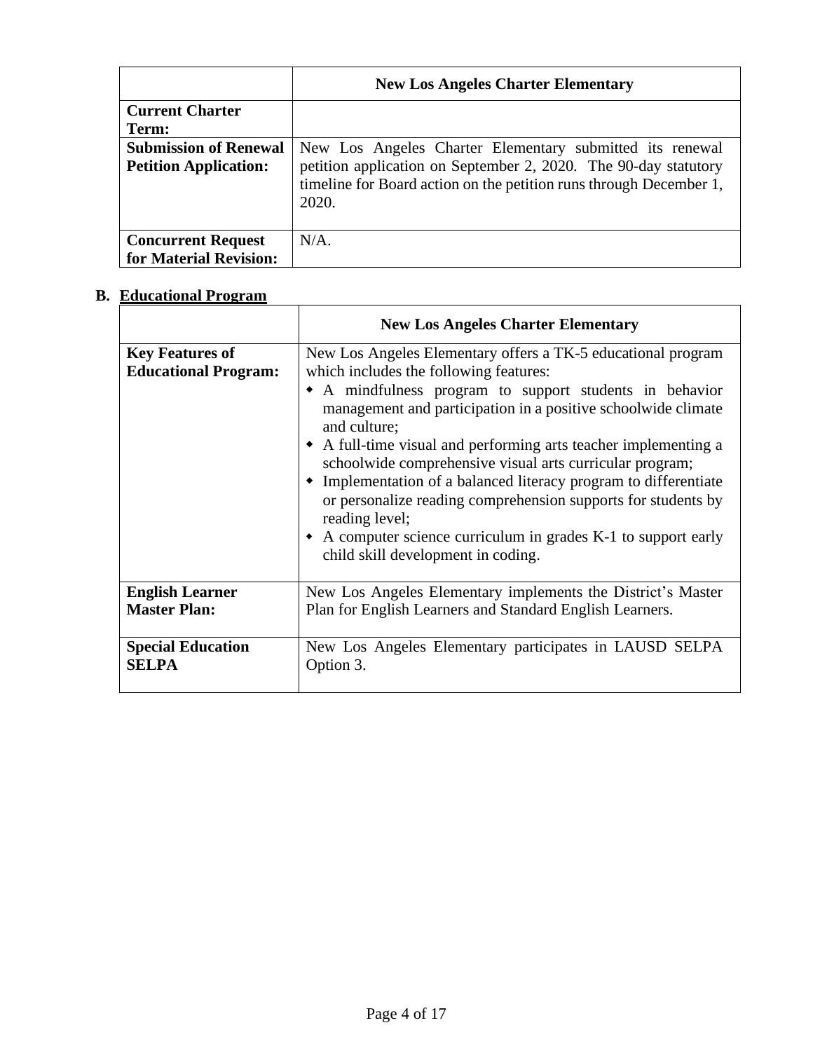| | New Los Angeles Charter Elementary |
|---|---|
| **Current Charter Term:** | |
| **Submission of Renewal Petition Application:** | New Los Angeles Charter Elementary submitted its renewal petition application on September 2, 2020. The 90-day statutory timeline for Board action on the petition runs through December 1, 2020. |
| **Concurrent Request for Material Revision:** | N/A. |

**B. Educational Program**

| | New Los Angeles Charter Elementary |
|---|---|
| **Key Features of Educational Program:** | New Los Angeles Elementary offers a TK-5 educational program which includes the following features:<br>◆ A mindfulness program to support students in behavior management and participation in a positive schoolwide climate and culture;<br>◆ A full-time visual and performing arts teacher implementing a schoolwide comprehensive visual arts curricular program;<br>◆ Implementation of a balanced literacy program to differentiate or personalize reading comprehension supports for students by reading level;<br>◆ A computer science curriculum in grades K-1 to support early child skill development in coding. |
| **English Learner Master Plan:** | New Los Angeles Elementary implements the District's Master Plan for English Learners and Standard English Learners. |
| **Special Education SELPA** | New Los Angeles Elementary participates in LAUSD SELPA Option 3. |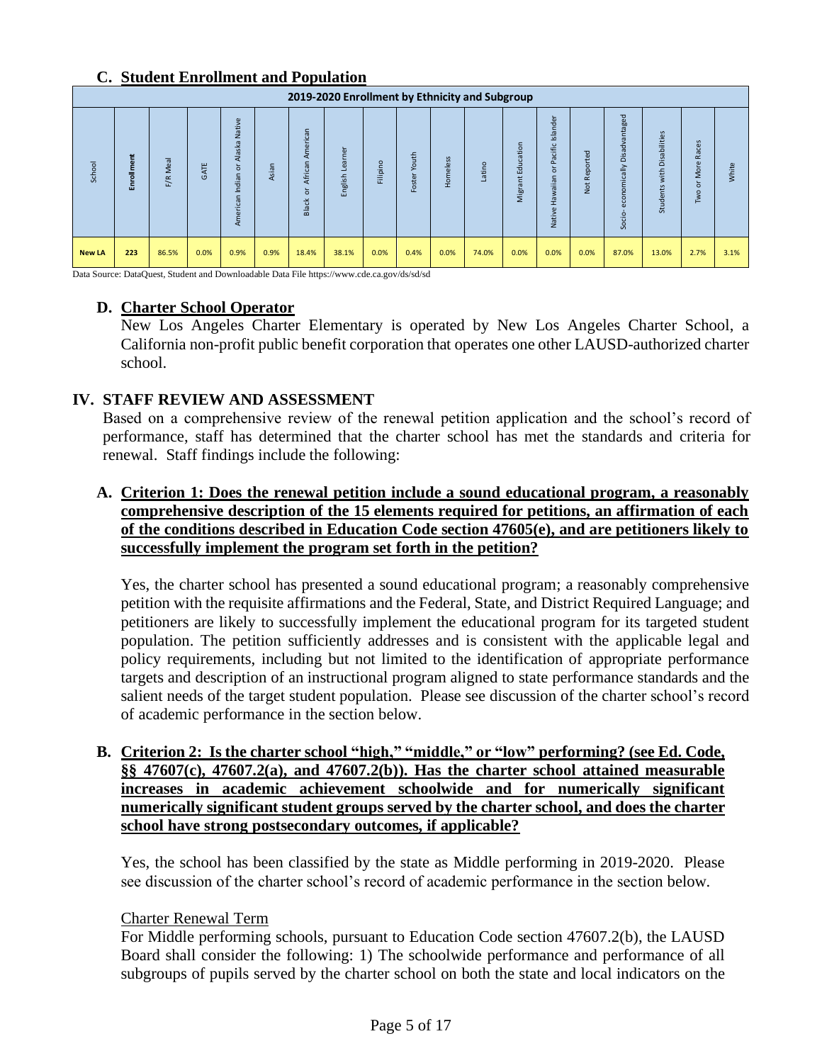## C. Student Enrollment and Population

| 2019-2020 Enrollment by Ethnicity and Subgroup | | | | | | | | | | | | | | | | | | | |
|---|---|---|---|---|---|---|---|---|---|---|---|---|---|---|---|---|---|---|---|
| School | Enrollment | F/R Meal | GATE | American Indian or Alaska Native | Asian | Black or African American | English Learner | Filipino | Foster Youth | Homeless | Latino | Migrant Education | Native Hawaiian or Pacific Islander | Not Reported | Socio-economically Disadvantaged | Students with Disabilities | Two or More Races | White |
| New LA | 223 | 86.5% | 0.0% | 0.9% | 0.9% | 18.4% | 38.1% | 0.0% | 0.4% | 0.0% | 74.0% | 0.0% | 0.0% | 0.0% | 87.0% | 13.0% | 2.7% | 3.1% |

Data Source: DataQuest, Student and Downloadable Data File https://www.cde.ca.gov/ds/sd/sd

### D. Charter School Operator

New Los Angeles Charter Elementary is operated by New Los Angeles Charter School, a California non-profit public benefit corporation that operates one other LAUSD-authorized charter school.

## IV. STAFF REVIEW AND ASSESSMENT

Based on a comprehensive review of the renewal petition application and the school's record of performance, staff has determined that the charter school has met the standards and criteria for renewal. Staff findings include the following:

### A. Criterion 1: Does the renewal petition include a sound educational program, a reasonably comprehensive description of the 15 elements required for petitions, an affirmation of each of the conditions described in Education Code section 47605(e), and are petitioners likely to successfully implement the program set forth in the petition?

Yes, the charter school has presented a sound educational program; a reasonably comprehensive petition with the requisite affirmations and the Federal, State, and District Required Language; and petitioners are likely to successfully implement the educational program for its targeted student population. The petition sufficiently addresses and is consistent with the applicable legal and policy requirements, including but not limited to the identification of appropriate performance targets and description of an instructional program aligned to state performance standards and the salient needs of the target student population. Please see discussion of the charter school's record of academic performance in the section below.

### B. Criterion 2: Is the charter school "high," "middle," or "low" performing? (see Ed. Code, §§ 47607(c), 47607.2(a), and 47607.2(b)). Has the charter school attained measurable increases in academic achievement schoolwide and for numerically significant numerically significant student groups served by the charter school, and does the charter school have strong postsecondary outcomes, if applicable?

Yes, the school has been classified by the state as Middle performing in 2019-2020. Please see discussion of the charter school's record of academic performance in the section below.

Charter Renewal Term

For Middle performing schools, pursuant to Education Code section 47607.2(b), the LAUSD Board shall consider the following: 1) The schoolwide performance and performance of all subgroups of pupils served by the charter school on both the state and local indicators on the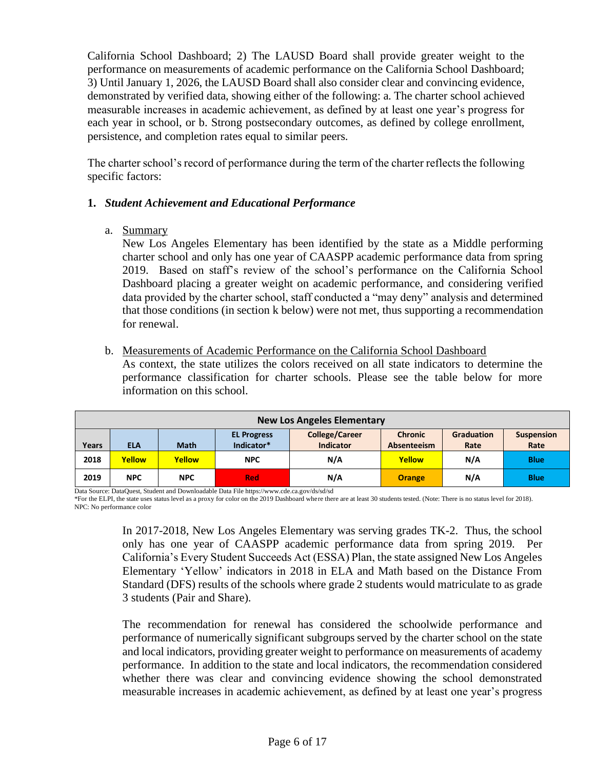California School Dashboard; 2) The LAUSD Board shall provide greater weight to the performance on measurements of academic performance on the California School Dashboard; 3) Until January 1, 2026, the LAUSD Board shall also consider clear and convincing evidence, demonstrated by verified data, showing either of the following: a. The charter school achieved measurable increases in academic achievement, as defined by at least one year's progress for each year in school, or b. Strong postsecondary outcomes, as defined by college enrollment, persistence, and completion rates equal to similar peers.

The charter school's record of performance during the term of the charter reflects the following specific factors:

1. ***Student Achievement and Educational Performance***

   a. <u>Summary</u>
   New Los Angeles Elementary has been identified by the state as a Middle performing charter school and only has one year of CAASPP academic performance data from spring 2019. Based on staff's review of the school's performance on the California School Dashboard placing a greater weight on academic performance, and considering verified data provided by the charter school, staff conducted a "may deny" analysis and determined that those conditions (in section k below) were not met, thus supporting a recommendation for renewal.

   b. <u>Measurements of Academic Performance on the California School Dashboard</u>
   As context, the state utilizes the colors received on all state indicators to determine the performance classification for charter schools. Please see the table below for more information on this school.

| New Los Angeles Elementary | | | | | | | |
|---|---|---|---|---|---|---|---|
| Years | ELA | Math | EL Progress Indicator* | College/Career Indicator | Chronic Absenteeism | Graduation Rate | Suspension Rate |
| 2018 | Yellow | Yellow | NPC | N/A | Yellow | N/A | Blue |
| 2019 | NPC | NPC | Red | N/A | Orange | N/A | Blue |

Data Source: DataQuest, Student and Downloadable Data File https://www.cde.ca.gov/ds/sd/sd
*For the ELPI, the state uses status level as a proxy for color on the 2019 Dashboard where there are at least 30 students tested. (Note: There is no status level for 2018).
NPC: No performance color

In 2017-2018, New Los Angeles Elementary was serving grades TK-2. Thus, the school only has one year of CAASPP academic performance data from spring 2019. Per California's Every Student Succeeds Act (ESSA) Plan, the state assigned New Los Angeles Elementary 'Yellow' indicators in 2018 in ELA and Math based on the Distance From Standard (DFS) results of the schools where grade 2 students would matriculate to as grade 3 students (Pair and Share).

The recommendation for renewal has considered the schoolwide performance and performance of numerically significant subgroups served by the charter school on the state and local indicators, providing greater weight to performance on measurements of academy performance. In addition to the state and local indicators, the recommendation considered whether there was clear and convincing evidence showing the school demonstrated measurable increases in academic achievement, as defined by at least one year's progress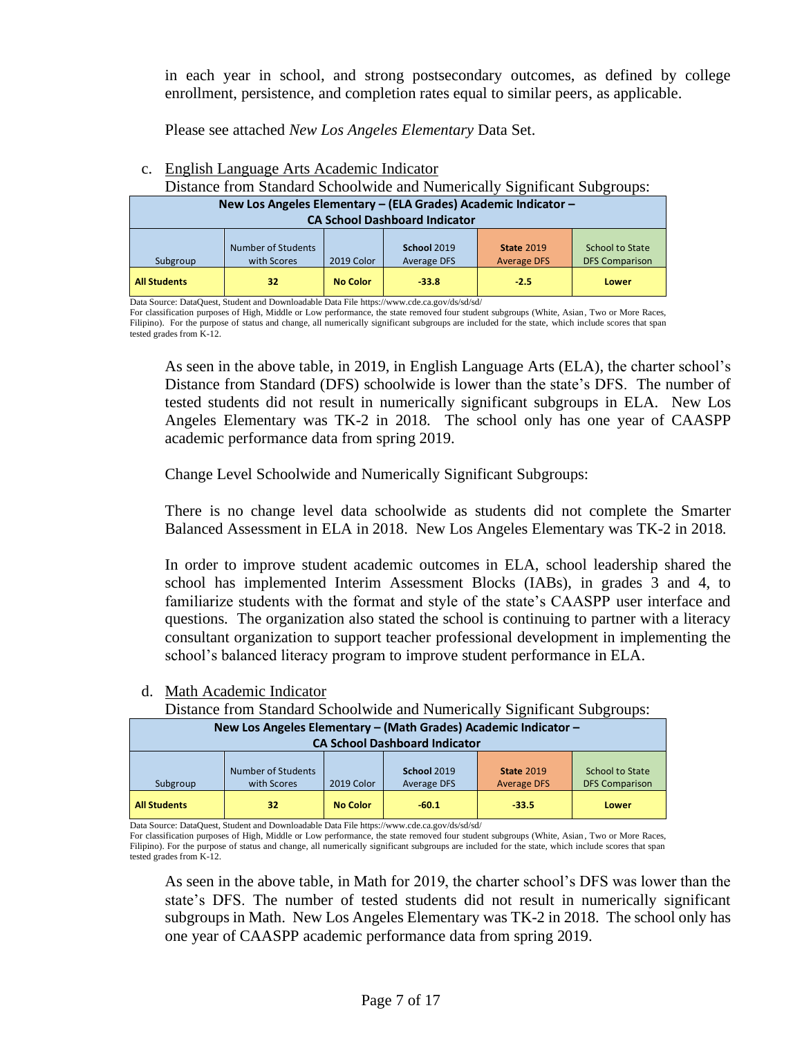in each year in school, and strong postsecondary outcomes, as defined by college enrollment, persistence, and completion rates equal to similar peers, as applicable.

Please see attached *New Los Angeles Elementary* Data Set.

c. <u>English Language Arts Academic Indicator</u>

Distance from Standard Schoolwide and Numerically Significant Subgroups:

| New Los Angeles Elementary – (ELA Grades) Academic Indicator – CA School Dashboard Indicator | | | | | |
|---|---|---|---|---|---|
| Subgroup | Number of Students with Scores | 2019 Color | **School** 2019 Average DFS | **State** 2019 Average DFS | School to State DFS Comparison |
| **All Students** | **32** | **No Color** | **-33.8** | **-2.5** | **Lower** |

Data Source: DataQuest, Student and Downloadable Data File https://www.cde.ca.gov/ds/sd/sd/
For classification purposes of High, Middle or Low performance, the state removed four student subgroups (White, Asian, Two or More Races, Filipino). For the purpose of status and change, all numerically significant subgroups are included for the state, which include scores that span tested grades from K-12.

As seen in the above table, in 2019, in English Language Arts (ELA), the charter school's Distance from Standard (DFS) schoolwide is lower than the state's DFS. The number of tested students did not result in numerically significant subgroups in ELA. New Los Angeles Elementary was TK-2 in 2018. The school only has one year of CAASPP academic performance data from spring 2019.

Change Level Schoolwide and Numerically Significant Subgroups:

There is no change level data schoolwide as students did not complete the Smarter Balanced Assessment in ELA in 2018. New Los Angeles Elementary was TK-2 in 2018.

In order to improve student academic outcomes in ELA, school leadership shared the school has implemented Interim Assessment Blocks (IABs), in grades 3 and 4, to familiarize students with the format and style of the state's CAASPP user interface and questions. The organization also stated the school is continuing to partner with a literacy consultant organization to support teacher professional development in implementing the school's balanced literacy program to improve student performance in ELA.

d. <u>Math Academic Indicator</u>

Distance from Standard Schoolwide and Numerically Significant Subgroups:

| New Los Angeles Elementary – (Math Grades) Academic Indicator – CA School Dashboard Indicator | | | | | |
|---|---|---|---|---|---|
| Subgroup | Number of Students with Scores | 2019 Color | **School** 2019 Average DFS | **State** 2019 Average DFS | School to State DFS Comparison |
| **All Students** | **32** | **No Color** | **-60.1** | **-33.5** | **Lower** |

Data Source: DataQuest, Student and Downloadable Data File https://www.cde.ca.gov/ds/sd/sd/
For classification purposes of High, Middle or Low performance, the state removed four student subgroups (White, Asian, Two or More Races, Filipino). For the purpose of status and change, all numerically significant subgroups are included for the state, which include scores that span tested grades from K-12.

As seen in the above table, in Math for 2019, the charter school's DFS was lower than the state's DFS. The number of tested students did not result in numerically significant subgroups in Math. New Los Angeles Elementary was TK-2 in 2018. The school only has one year of CAASPP academic performance data from spring 2019.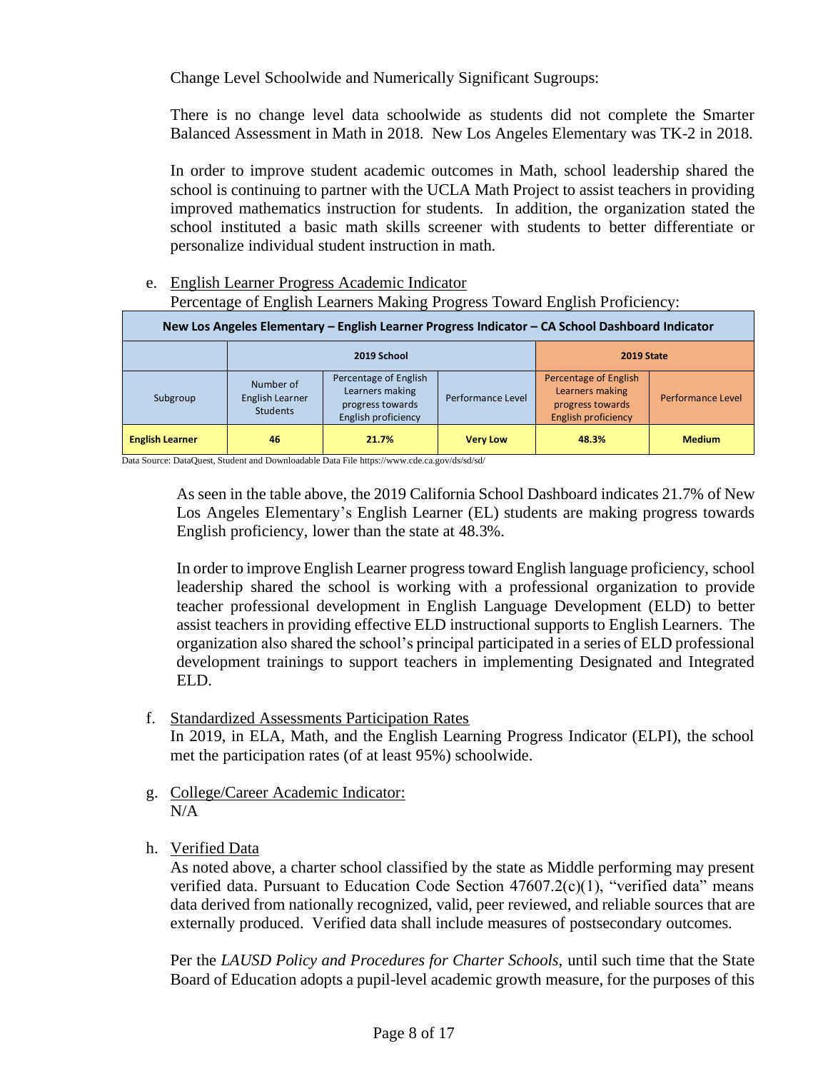Change Level Schoolwide and Numerically Significant Sugroups:

There is no change level data schoolwide as students did not complete the Smarter Balanced Assessment in Math in 2018. New Los Angeles Elementary was TK-2 in 2018.

In order to improve student academic outcomes in Math, school leadership shared the school is continuing to partner with the UCLA Math Project to assist teachers in providing improved mathematics instruction for students. In addition, the organization stated the school instituted a basic math skills screener with students to better differentiate or personalize individual student instruction in math.

e. English Learner Progress Academic Indicator
Percentage of English Learners Making Progress Toward English Proficiency:

| New Los Angeles Elementary – English Learner Progress Indicator – CA School Dashboard Indicator | | | | | |
|---|---|---|---|---|---|
| | 2019 School | | | 2019 State | |
| Subgroup | Number of English Learner Students | Percentage of English Learners making progress towards English proficiency | Performance Level | Percentage of English Learners making progress towards English proficiency | Performance Level |
| **English Learner** | **46** | **21.7%** | **Very Low** | **48.3%** | **Medium** |

Data Source: DataQuest, Student and Downloadable Data File https://www.cde.ca.gov/ds/sd/sd/

As seen in the table above, the 2019 California School Dashboard indicates 21.7% of New Los Angeles Elementary's English Learner (EL) students are making progress towards English proficiency, lower than the state at 48.3%.

In order to improve English Learner progress toward English language proficiency, school leadership shared the school is working with a professional organization to provide teacher professional development in English Language Development (ELD) to better assist teachers in providing effective ELD instructional supports to English Learners. The organization also shared the school's principal participated in a series of ELD professional development trainings to support teachers in implementing Designated and Integrated ELD.

f. Standardized Assessments Participation Rates
In 2019, in ELA, Math, and the English Learning Progress Indicator (ELPI), the school met the participation rates (of at least 95%) schoolwide.

g. College/Career Academic Indicator:
N/A

h. Verified Data
As noted above, a charter school classified by the state as Middle performing may present verified data. Pursuant to Education Code Section 47607.2(c)(1), "verified data" means data derived from nationally recognized, valid, peer reviewed, and reliable sources that are externally produced. Verified data shall include measures of postsecondary outcomes.

Per the *LAUSD Policy and Procedures for Charter Schools*, until such time that the State Board of Education adopts a pupil-level academic growth measure, for the purposes of this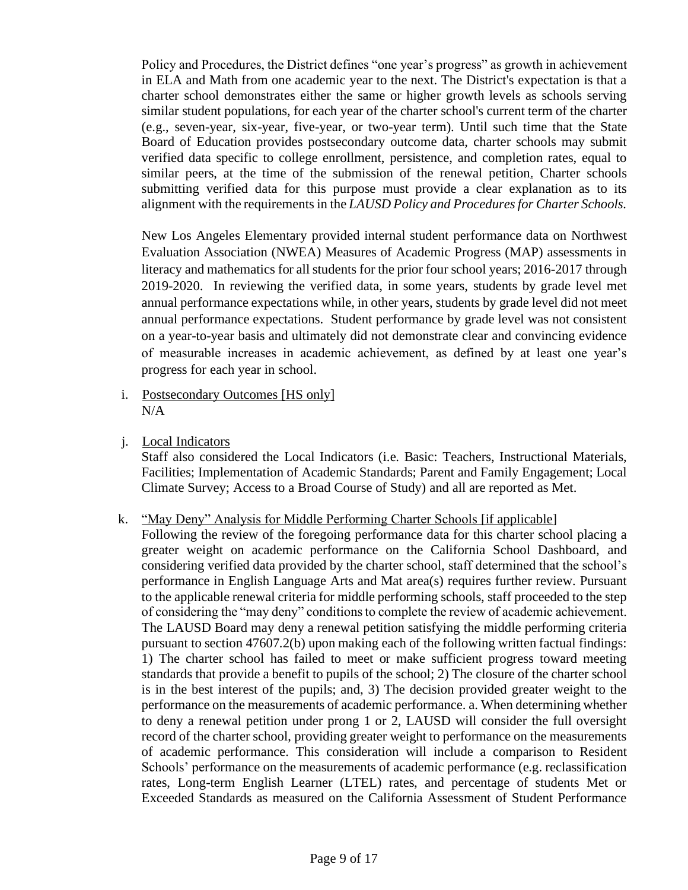Policy and Procedures, the District defines "one year's progress" as growth in achievement in ELA and Math from one academic year to the next. The District's expectation is that a charter school demonstrates either the same or higher growth levels as schools serving similar student populations, for each year of the charter school's current term of the charter (e.g., seven-year, six-year, five-year, or two-year term). Until such time that the State Board of Education provides postsecondary outcome data, charter schools may submit verified data specific to college enrollment, persistence, and completion rates, equal to similar peers, at the time of the submission of the renewal petition. Charter schools submitting verified data for this purpose must provide a clear explanation as to its alignment with the requirements in the *LAUSD Policy and Procedures for Charter Schools*.

New Los Angeles Elementary provided internal student performance data on Northwest Evaluation Association (NWEA) Measures of Academic Progress (MAP) assessments in literacy and mathematics for all students for the prior four school years; 2016-2017 through 2019-2020. In reviewing the verified data, in some years, students by grade level met annual performance expectations while, in other years, students by grade level did not meet annual performance expectations. Student performance by grade level was not consistent on a year-to-year basis and ultimately did not demonstrate clear and convincing evidence of measurable increases in academic achievement, as defined by at least one year's progress for each year in school.

i. Postsecondary Outcomes [HS only]
N/A

j. Local Indicators
Staff also considered the Local Indicators (i.e. Basic: Teachers, Instructional Materials, Facilities; Implementation of Academic Standards; Parent and Family Engagement; Local Climate Survey; Access to a Broad Course of Study) and all are reported as Met.

k. "May Deny" Analysis for Middle Performing Charter Schools [if applicable]
Following the review of the foregoing performance data for this charter school placing a greater weight on academic performance on the California School Dashboard, and considering verified data provided by the charter school, staff determined that the school's performance in English Language Arts and Mat area(s) requires further review. Pursuant to the applicable renewal criteria for middle performing schools, staff proceeded to the step of considering the "may deny" conditions to complete the review of academic achievement. The LAUSD Board may deny a renewal petition satisfying the middle performing criteria pursuant to section 47607.2(b) upon making each of the following written factual findings: 1) The charter school has failed to meet or make sufficient progress toward meeting standards that provide a benefit to pupils of the school; 2) The closure of the charter school is in the best interest of the pupils; and, 3) The decision provided greater weight to the performance on the measurements of academic performance. a. When determining whether to deny a renewal petition under prong 1 or 2, LAUSD will consider the full oversight record of the charter school, providing greater weight to performance on the measurements of academic performance. This consideration will include a comparison to Resident Schools' performance on the measurements of academic performance (e.g. reclassification rates, Long-term English Learner (LTEL) rates, and percentage of students Met or Exceeded Standards as measured on the California Assessment of Student Performance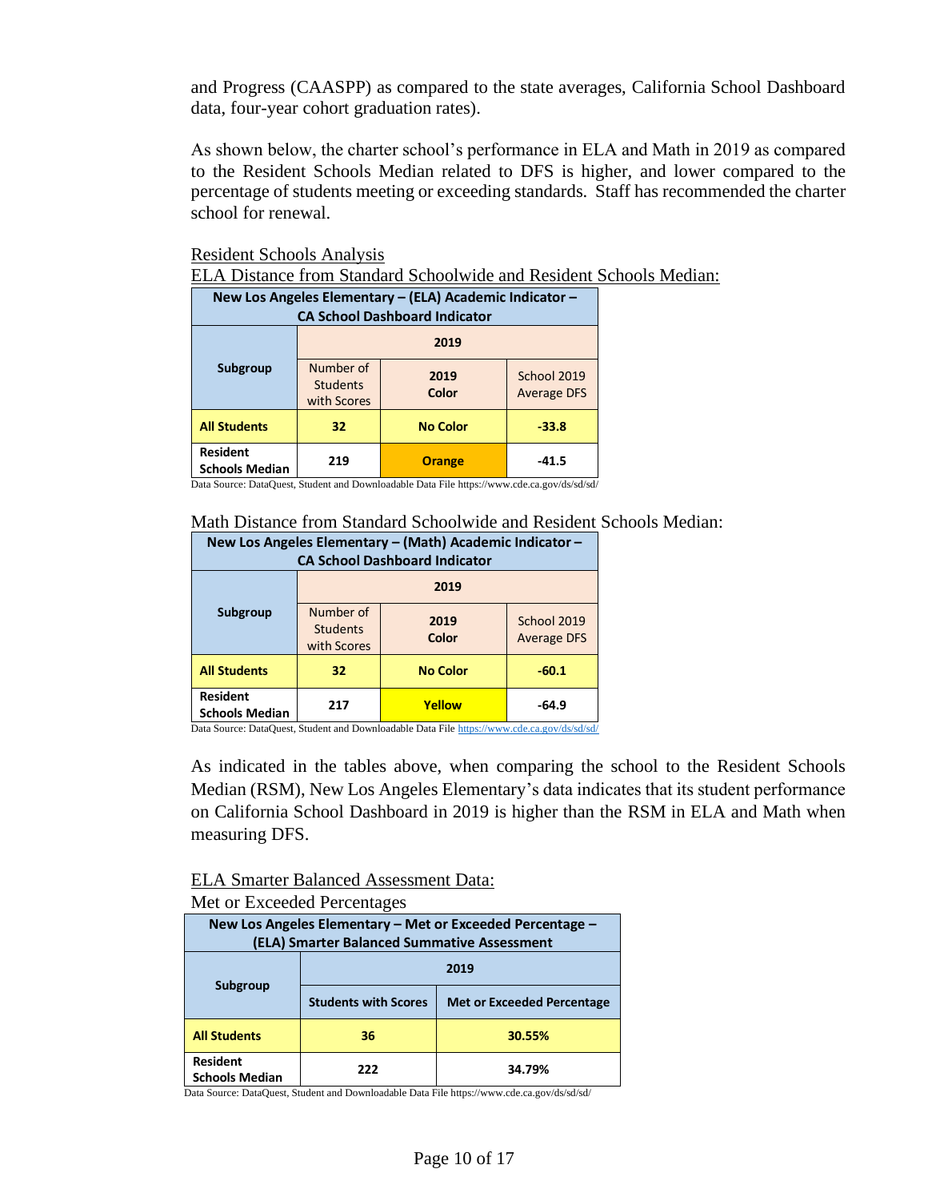and Progress (CAASPP) as compared to the state averages, California School Dashboard data, four-year cohort graduation rates).

As shown below, the charter school's performance in ELA and Math in 2019 as compared to the Resident Schools Median related to DFS is higher, and lower compared to the percentage of students meeting or exceeding standards. Staff has recommended the charter school for renewal.

Resident Schools Analysis

ELA Distance from Standard Schoolwide and Resident Schools Median:

| New Los Angeles Elementary – (ELA) Academic Indicator – CA School Dashboard Indicator | | | |
|---|---|---|---|
| Subgroup | 2019 | | |
| | Number of Students with Scores | 2019 Color | School 2019 Average DFS |
| **All Students** | **32** | **No Color** | **-33.8** |
| **Resident Schools Median** | **219** | **Orange** | **-41.5** |

Data Source: DataQuest, Student and Downloadable Data File https://www.cde.ca.gov/ds/sd/sd/

Math Distance from Standard Schoolwide and Resident Schools Median:

| New Los Angeles Elementary – (Math) Academic Indicator – CA School Dashboard Indicator | | | |
|---|---|---|---|
| Subgroup | 2019 | | |
| | Number of Students with Scores | 2019 Color | School 2019 Average DFS |
| **All Students** | **32** | **No Color** | **-60.1** |
| **Resident Schools Median** | **217** | **Yellow** | **-64.9** |

Data Source: DataQuest, Student and Downloadable Data File https://www.cde.ca.gov/ds/sd/sd/

As indicated in the tables above, when comparing the school to the Resident Schools Median (RSM), New Los Angeles Elementary's data indicates that its student performance on California School Dashboard in 2019 is higher than the RSM in ELA and Math when measuring DFS.

ELA Smarter Balanced Assessment Data:

Met or Exceeded Percentages

| New Los Angeles Elementary – Met or Exceeded Percentage – (ELA) Smarter Balanced Summative Assessment | | |
|---|---|---|
| Subgroup | 2019 | |
| | Students with Scores | Met or Exceeded Percentage |
| **All Students** | **36** | **30.55%** |
| **Resident Schools Median** | **222** | **34.79%** |

Data Source: DataQuest, Student and Downloadable Data File https://www.cde.ca.gov/ds/sd/sd/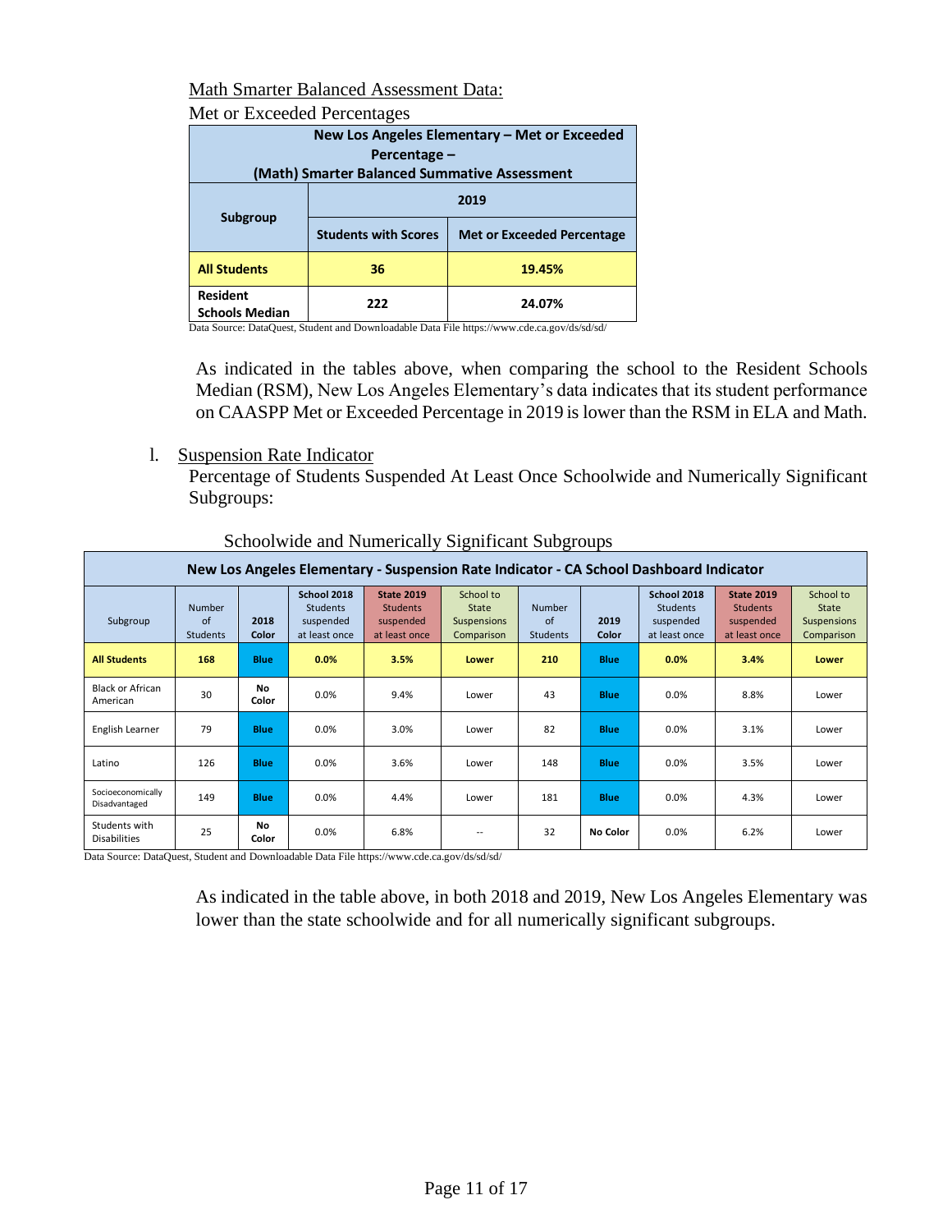Math Smarter Balanced Assessment Data:

Met or Exceeded Percentages

| New Los Angeles Elementary – Met or Exceeded Percentage – (Math) Smarter Balanced Summative Assessment | | |
|---|---|---|
| **Subgroup** | **2019** | |
| | **Students with Scores** | **Met or Exceeded Percentage** |
| **All Students** | **36** | **19.45%** |
| **Resident Schools Median** | **222** | **24.07%** |

Data Source: DataQuest, Student and Downloadable Data File https://www.cde.ca.gov/ds/sd/sd/

As indicated in the tables above, when comparing the school to the Resident Schools Median (RSM), New Los Angeles Elementary's data indicates that its student performance on CAASPP Met or Exceeded Percentage in 2019 is lower than the RSM in ELA and Math.

l. Suspension Rate Indicator

Percentage of Students Suspended At Least Once Schoolwide and Numerically Significant Subgroups:

Schoolwide and Numerically Significant Subgroups

| New Los Angeles Elementary - Suspension Rate Indicator - CA School Dashboard Indicator | | | | | | | | | | |
|---|---|---|---|---|---|---|---|---|---|---|
| Subgroup | Number of Students | **2018 Color** | **School 2018** Students suspended at least once | **State 2019** Students suspended at least once | School to State Suspensions Comparison | Number of Students | **2019 Color** | **School 2018** Students suspended at least once | **State 2019** Students suspended at least once | School to State Suspensions Comparison |
| **All Students** | **168** | **Blue** | **0.0%** | **3.5%** | **Lower** | **210** | **Blue** | **0.0%** | **3.4%** | **Lower** |
| Black or African American | 30 | **No Color** | 0.0% | 9.4% | Lower | 43 | **Blue** | 0.0% | 8.8% | Lower |
| English Learner | 79 | **Blue** | 0.0% | 3.0% | Lower | 82 | **Blue** | 0.0% | 3.1% | Lower |
| Latino | 126 | **Blue** | 0.0% | 3.6% | Lower | 148 | **Blue** | 0.0% | 3.5% | Lower |
| Socioeconomically Disadvantaged | 149 | **Blue** | 0.0% | 4.4% | Lower | 181 | **Blue** | 0.0% | 4.3% | Lower |
| Students with Disabilities | 25 | **No Color** | 0.0% | 6.8% | -- | 32 | **No Color** | 0.0% | 6.2% | Lower |

Data Source: DataQuest, Student and Downloadable Data File https://www.cde.ca.gov/ds/sd/sd/

As indicated in the table above, in both 2018 and 2019, New Los Angeles Elementary was lower than the state schoolwide and for all numerically significant subgroups.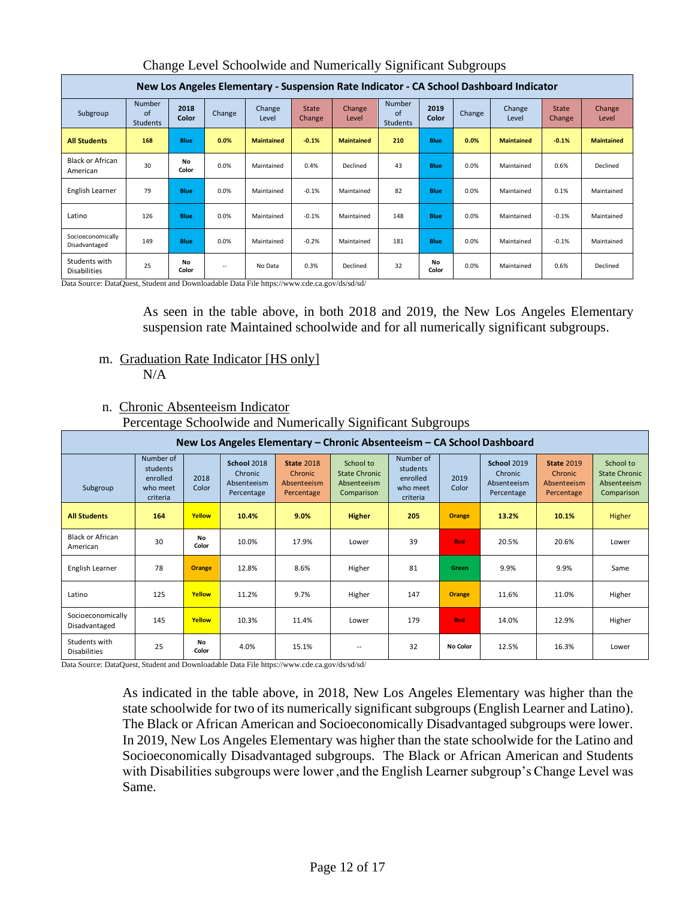Change Level Schoolwide and Numerically Significant Subgroups

| New Los Angeles Elementary - Suspension Rate Indicator - CA School Dashboard Indicator | | | | | | | | | | | | |
|---|---|---|---|---|---|---|---|---|---|---|---|---|
| Subgroup | Number of Students | 2018 Color | Change | Change Level | State Change | Change Level | Number of Students | 2019 Color | Change | Change Level | State Change | Change Level |
| **All Students** | **168** | **Blue** | **0.0%** | **Maintained** | **-0.1%** | **Maintained** | **210** | **Blue** | **0.0%** | **Maintained** | **-0.1%** | **Maintained** |
| Black or African American | 30 | No Color | 0.0% | Maintained | 0.4% | Declined | 43 | Blue | 0.0% | Maintained | 0.6% | Declined |
| English Learner | 79 | Blue | 0.0% | Maintained | -0.1% | Maintained | 82 | Blue | 0.0% | Maintained | 0.1% | Maintained |
| Latino | 126 | Blue | 0.0% | Maintained | -0.1% | Maintained | 148 | Blue | 0.0% | Maintained | -0.1% | Maintained |
| Socioeconomically Disadvantaged | 149 | Blue | 0.0% | Maintained | -0.2% | Maintained | 181 | Blue | 0.0% | Maintained | -0.1% | Maintained |
| Students with Disabilities | 25 | No Color | -- | No Data | 0.3% | Declined | 32 | No Color | 0.0% | Maintained | 0.6% | Declined |

Data Source: DataQuest, Student and Downloadable Data File https://www.cde.ca.gov/ds/sd/sd/

As seen in the table above, in both 2018 and 2019, the New Los Angeles Elementary suspension rate Maintained schoolwide and for all numerically significant subgroups.

m. Graduation Rate Indicator [HS only]

N/A

n. Chronic Absenteeism Indicator

Percentage Schoolwide and Numerically Significant Subgroups

| New Los Angeles Elementary – Chronic Absenteeism – CA School Dashboard | | | | | | | | | | |
|---|---|---|---|---|---|---|---|---|---|---|
| Subgroup | Number of students enrolled who meet criteria | 2018 Color | **School** 2018 Chronic Absenteeism Percentage | **State** 2018 Chronic Absenteeism Percentage | School to State Chronic Absenteeism Comparison | Number of students enrolled who meet criteria | 2019 Color | **School** 2019 Chronic Absenteeism Percentage | **State** 2019 Chronic Absenteeism Percentage | School to State Chronic Absenteeism Comparison |
| **All Students** | **164** | **Yellow** | **10.4%** | **9.0%** | **Higher** | **205** | **Orange** | **13.2%** | **10.1%** | Higher |
| Black or African American | 30 | No Color | 10.0% | 17.9% | Lower | 39 | Red | 20.5% | 20.6% | Lower |
| English Learner | 78 | Orange | 12.8% | 8.6% | Higher | 81 | Green | 9.9% | 9.9% | Same |
| Latino | 125 | Yellow | 11.2% | 9.7% | Higher | 147 | Orange | 11.6% | 11.0% | Higher |
| Socioeconomically Disadvantaged | 145 | Yellow | 10.3% | 11.4% | Lower | 179 | Red | 14.0% | 12.9% | Higher |
| Students with Disabilities | 25 | No Color | 4.0% | 15.1% | -- | 32 | No Color | 12.5% | 16.3% | Lower |

Data Source: DataQuest, Student and Downloadable Data File https://www.cde.ca.gov/ds/sd/sd/

As indicated in the table above, in 2018, New Los Angeles Elementary was higher than the state schoolwide for two of its numerically significant subgroups (English Learner and Latino). The Black or African American and Socioeconomically Disadvantaged subgroups were lower. In 2019, New Los Angeles Elementary was higher than the state schoolwide for the Latino and Socioeconomically Disadvantaged subgroups. The Black or African American and Students with Disabilities subgroups were lower ,and the English Learner subgroup's Change Level was Same.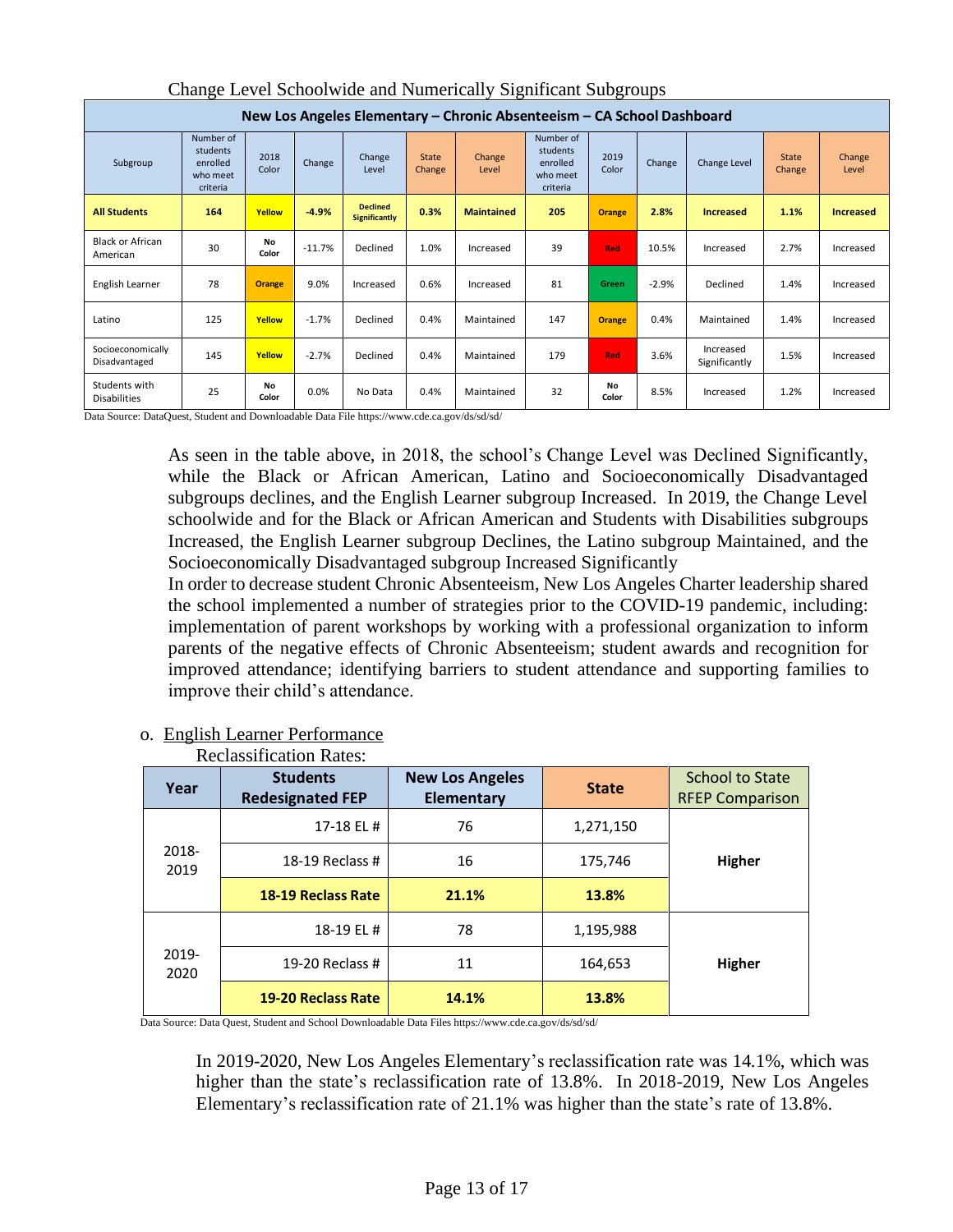Change Level Schoolwide and Numerically Significant Subgroups

| New Los Angeles Elementary – Chronic Absenteeism – CA School Dashboard | | | | | | | | | | | | |
|---|---|---|---|---|---|---|---|---|---|---|---|---|
| Subgroup | Number of students enrolled who meet criteria | 2018 Color | Change | Change Level | State Change | Change Level | Number of students enrolled who meet criteria | 2019 Color | Change | Change Level | State Change | Change Level |
| **All Students** | **164** | **Yellow** | **-4.9%** | **Declined Significantly** | **0.3%** | **Maintained** | **205** | **Orange** | **2.8%** | **Increased** | **1.1%** | **Increased** |
| Black or African American | 30 | No Color | -11.7% | Declined | 1.0% | Increased | 39 | Red | 10.5% | Increased | 2.7% | Increased |
| English Learner | 78 | Orange | 9.0% | Increased | 0.6% | Increased | 81 | Green | -2.9% | Declined | 1.4% | Increased |
| Latino | 125 | Yellow | -1.7% | Declined | 0.4% | Maintained | 147 | Orange | 0.4% | Maintained | 1.4% | Increased |
| Socioeconomically Disadvantaged | 145 | Yellow | -2.7% | Declined | 0.4% | Maintained | 179 | Red | 3.6% | Increased Significantly | 1.5% | Increased |
| Students with Disabilities | 25 | No Color | 0.0% | No Data | 0.4% | Maintained | 32 | No Color | 8.5% | Increased | 1.2% | Increased |

Data Source: DataQuest, Student and Downloadable Data File https://www.cde.ca.gov/ds/sd/sd/

As seen in the table above, in 2018, the school's Change Level was Declined Significantly, while the Black or African American, Latino and Socioeconomically Disadvantaged subgroups declines, and the English Learner subgroup Increased. In 2019, the Change Level schoolwide and for the Black or African American and Students with Disabilities subgroups Increased, the English Learner subgroup Declines, the Latino subgroup Maintained, and the Socioeconomically Disadvantaged subgroup Increased Significantly

In order to decrease student Chronic Absenteeism, New Los Angeles Charter leadership shared the school implemented a number of strategies prior to the COVID-19 pandemic, including: implementation of parent workshops by working with a professional organization to inform parents of the negative effects of Chronic Absenteeism; student awards and recognition for improved attendance; identifying barriers to student attendance and supporting families to improve their child's attendance.

o. English Learner Performance

Reclassification Rates:

| Year | Students Redesignated FEP | New Los Angeles Elementary | State | School to State RFEP Comparison |
|---|---|---|---|---|
| 2018-2019 | 17-18 EL # | 76 | 1,271,150 | **Higher** |
| | 18-19 Reclass # | 16 | 175,746 | |
| | **18-19 Reclass Rate** | **21.1%** | **13.8%** | |
| 2019-2020 | 18-19 EL # | 78 | 1,195,988 | **Higher** |
| | 19-20 Reclass # | 11 | 164,653 | |
| | **19-20 Reclass Rate** | **14.1%** | **13.8%** | |

Data Source: Data Quest, Student and School Downloadable Data Files https://www.cde.ca.gov/ds/sd/sd/

In 2019-2020, New Los Angeles Elementary's reclassification rate was 14.1%, which was higher than the state's reclassification rate of 13.8%. In 2018-2019, New Los Angeles Elementary's reclassification rate of 21.1% was higher than the state's rate of 13.8%.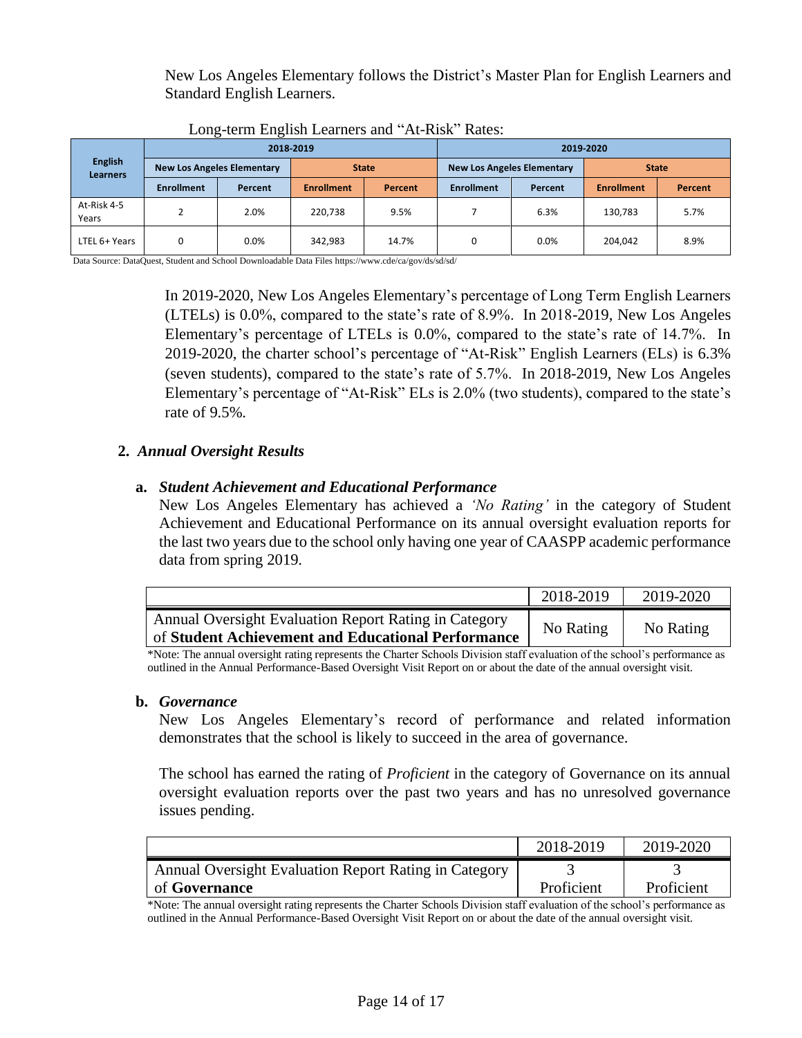New Los Angeles Elementary follows the District's Master Plan for English Learners and Standard English Learners.

Long-term English Learners and "At-Risk" Rates:

| English Learners | 2018-2019 | | | | 2019-2020 | | | |
|---|---|---|---|---|---|---|---|---|
| | New Los Angeles Elementary | | State | | New Los Angeles Elementary | | State | |
| | Enrollment | Percent | Enrollment | Percent | Enrollment | Percent | Enrollment | Percent |
| At-Risk 4-5 Years | 2 | 2.0% | 220,738 | 9.5% | 7 | 6.3% | 130,783 | 5.7% |
| LTEL 6+ Years | 0 | 0.0% | 342,983 | 14.7% | 0 | 0.0% | 204,042 | 8.9% |

Data Source: DataQuest, Student and School Downloadable Data Files https://www.cde/ca/gov/ds/sd/sd/

In 2019-2020, New Los Angeles Elementary's percentage of Long Term English Learners (LTELs) is 0.0%, compared to the state's rate of 8.9%. In 2018-2019, New Los Angeles Elementary's percentage of LTELs is 0.0%, compared to the state's rate of 14.7%. In 2019-2020, the charter school's percentage of "At-Risk" English Learners (ELs) is 6.3% (seven students), compared to the state's rate of 5.7%. In 2018-2019, New Los Angeles Elementary's percentage of "At-Risk" ELs is 2.0% (two students), compared to the state's rate of 9.5%.

## 2. *Annual Oversight Results*

### a. *Student Achievement and Educational Performance*

New Los Angeles Elementary has achieved a *'No Rating'* in the category of Student Achievement and Educational Performance on its annual oversight evaluation reports for the last two years due to the school only having one year of CAASPP academic performance data from spring 2019.

| | 2018-2019 | 2019-2020 |
|---|---|---|
| Annual Oversight Evaluation Report Rating in Category of **Student Achievement and Educational Performance** | No Rating | No Rating |

\*Note: The annual oversight rating represents the Charter Schools Division staff evaluation of the school's performance as outlined in the Annual Performance-Based Oversight Visit Report on or about the date of the annual oversight visit.

### b. *Governance*

New Los Angeles Elementary's record of performance and related information demonstrates that the school is likely to succeed in the area of governance.

The school has earned the rating of *Proficient* in the category of Governance on its annual oversight evaluation reports over the past two years and has no unresolved governance issues pending.

| | 2018-2019 | 2019-2020 |
|---|---|---|
| Annual Oversight Evaluation Report Rating in Category of **Governance** | 3 Proficient | 3 Proficient |

\*Note: The annual oversight rating represents the Charter Schools Division staff evaluation of the school's performance as outlined in the Annual Performance-Based Oversight Visit Report on or about the date of the annual oversight visit.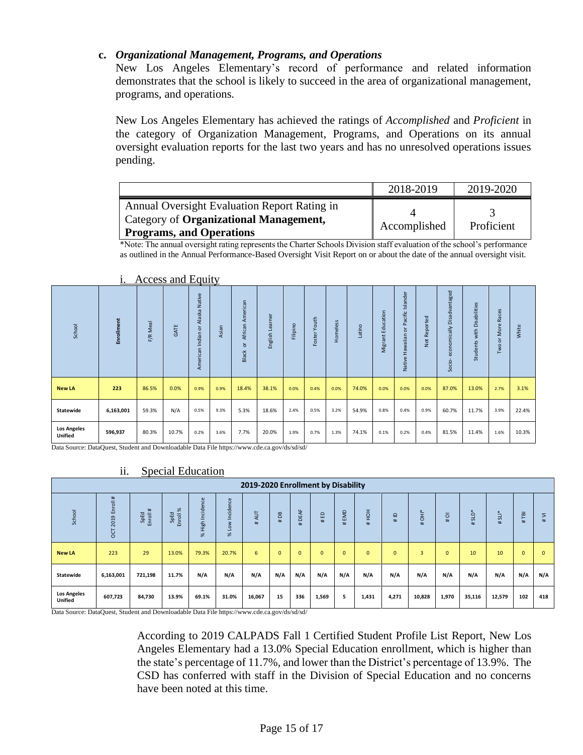### c. *Organizational Management, Programs, and Operations*

New Los Angeles Elementary's record of performance and related information demonstrates that the school is likely to succeed in the area of organizational management, programs, and operations.

New Los Angeles Elementary has achieved the ratings of *Accomplished* and *Proficient* in the category of Organization Management, Programs, and Operations on its annual oversight evaluation reports for the last two years and has no unresolved operations issues pending.

| | 2018-2019 | 2019-2020 |
|---|---|---|
| Annual Oversight Evaluation Report Rating in Category of **Organizational Management, Programs, and Operations** | 4 Accomplished | 3 Proficient |

\*Note: The annual oversight rating represents the Charter Schools Division staff evaluation of the school's performance as outlined in the Annual Performance-Based Oversight Visit Report on or about the date of the annual oversight visit.

#### i. Access and Equity

| School | Enrollment | F/R Meal | GATE | American Indian or Alaska Native | Asian | Black or African American | English Learner | Filipino | Foster Youth | Homeless | Latino | Migrant Education | Native Hawaiian or Pacific Islander | Not Reported | Socio- economically Disadvantaged | Students with Disabilities | Two or More Races | White |
|---|---|---|---|---|---|---|---|---|---|---|---|---|---|---|---|---|---|---|
| **New LA** | 223 | 86.5% | 0.0% | 0.9% | 0.9% | 18.4% | 38.1% | 0.0% | 0.4% | 0.0% | 74.0% | 0.0% | 0.0% | 0.0% | 87.0% | 13.0% | 2.7% | 3.1% |
| **Statewide** | 6,163,001 | 59.3% | N/A | 0.5% | 9.3% | 5.3% | 18.6% | 2.4% | 0.5% | 3.2% | 54.9% | 0.8% | 0.4% | 0.9% | 60.7% | 11.7% | 3.9% | 22.4% |
| **Los Angeles Unified** | 596,937 | 80.3% | 10.7% | 0.2% | 3.6% | 7.7% | 20.0% | 1.9% | 0.7% | 1.3% | 74.1% | 0.1% | 0.2% | 0.4% | 81.5% | 11.4% | 1.6% | 10.3% |

Data Source: DataQuest, Student and Downloadable Data File https://www.cde.ca.gov/ds/sd/sd/

#### ii. Special Education

| 2019-2020 Enrollment by Disability | | | | | | | | | | | | | | | | | | |
|---|---|---|---|---|---|---|---|---|---|---|---|---|---|---|---|---|---|---|
| School | OCT 2019 Enroll # | SpEd Enroll # | SpEd Enroll % | % High Incidence | % Low Incidence | # AUT | # DB | # DEAF | # ED | # EMD | # HOH | # ID | # OHI* | # OI | # SLD* | # SLI* | # TBI | # VI |
| **New LA** | 223 | 29 | 13.0% | 79.3% | 20.7% | 6 | 0 | 0 | 0 | 0 | 0 | 0 | 3 | 0 | 10 | 10 | 0 | 0 |
| **Statewide** | 6,163,001 | 721,198 | 11.7% | N/A | N/A | N/A | N/A | N/A | N/A | N/A | N/A | N/A | N/A | N/A | N/A | N/A | N/A | N/A |
| **Los Angeles Unified** | 607,723 | 84,730 | 13.9% | 69.1% | 31.0% | 16,067 | 15 | 336 | 1,569 | 5 | 1,431 | 4,271 | 10,828 | 1,970 | 35,116 | 12,579 | 102 | 418 |

Data Source: DataQuest, Student and Downloadable Data File https://www.cde.ca.gov/ds/sd/sd/

According to 2019 CALPADS Fall 1 Certified Student Profile List Report, New Los Angeles Elementary had a 13.0% Special Education enrollment, which is higher than the state's percentage of 11.7%, and lower than the District's percentage of 13.9%. The CSD has conferred with staff in the Division of Special Education and no concerns have been noted at this time.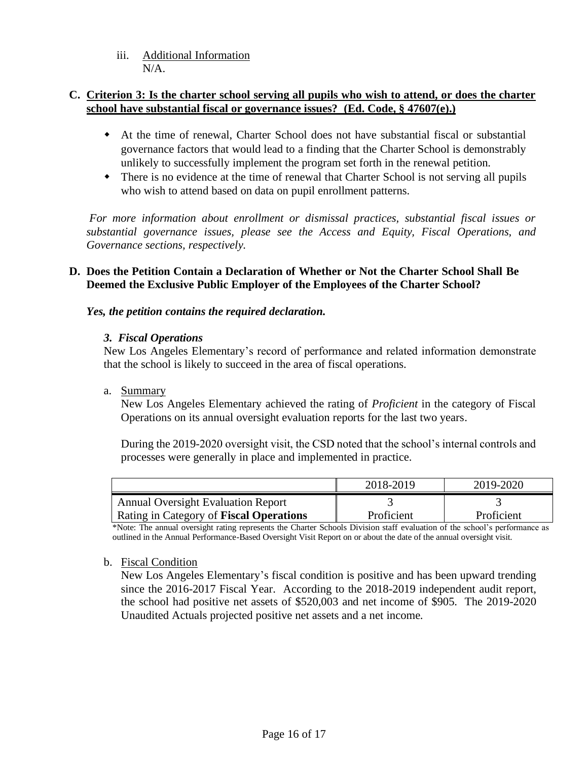iii. Additional Information
N/A.

**C. Criterion 3: Is the charter school serving all pupils who wish to attend, or does the charter school have substantial fiscal or governance issues? (Ed. Code, § 47607(e).)**

- At the time of renewal, Charter School does not have substantial fiscal or substantial governance factors that would lead to a finding that the Charter School is demonstrably unlikely to successfully implement the program set forth in the renewal petition.
- There is no evidence at the time of renewal that Charter School is not serving all pupils who wish to attend based on data on pupil enrollment patterns.

*For more information about enrollment or dismissal practices, substantial fiscal issues or substantial governance issues, please see the Access and Equity, Fiscal Operations, and Governance sections, respectively.*

**D. Does the Petition Contain a Declaration of Whether or Not the Charter School Shall Be Deemed the Exclusive Public Employer of the Employees of the Charter School?**

***Yes, the petition contains the required declaration.***

***3. Fiscal Operations***

New Los Angeles Elementary's record of performance and related information demonstrate that the school is likely to succeed in the area of fiscal operations.

a. Summary

New Los Angeles Elementary achieved the rating of *Proficient* in the category of Fiscal Operations on its annual oversight evaluation reports for the last two years.

During the 2019-2020 oversight visit, the CSD noted that the school's internal controls and processes were generally in place and implemented in practice.

| | 2018-2019 | 2019-2020 |
|---|---|---|
| Annual Oversight Evaluation Report Rating in Category of **Fiscal Operations** | 3 Proficient | 3 Proficient |

*Note: The annual oversight rating represents the Charter Schools Division staff evaluation of the school's performance as outlined in the Annual Performance-Based Oversight Visit Report on or about the date of the annual oversight visit.

b. Fiscal Condition

New Los Angeles Elementary's fiscal condition is positive and has been upward trending since the 2016-2017 Fiscal Year. According to the 2018-2019 independent audit report, the school had positive net assets of $520,003 and net income of $905. The 2019-2020 Unaudited Actuals projected positive net assets and a net income.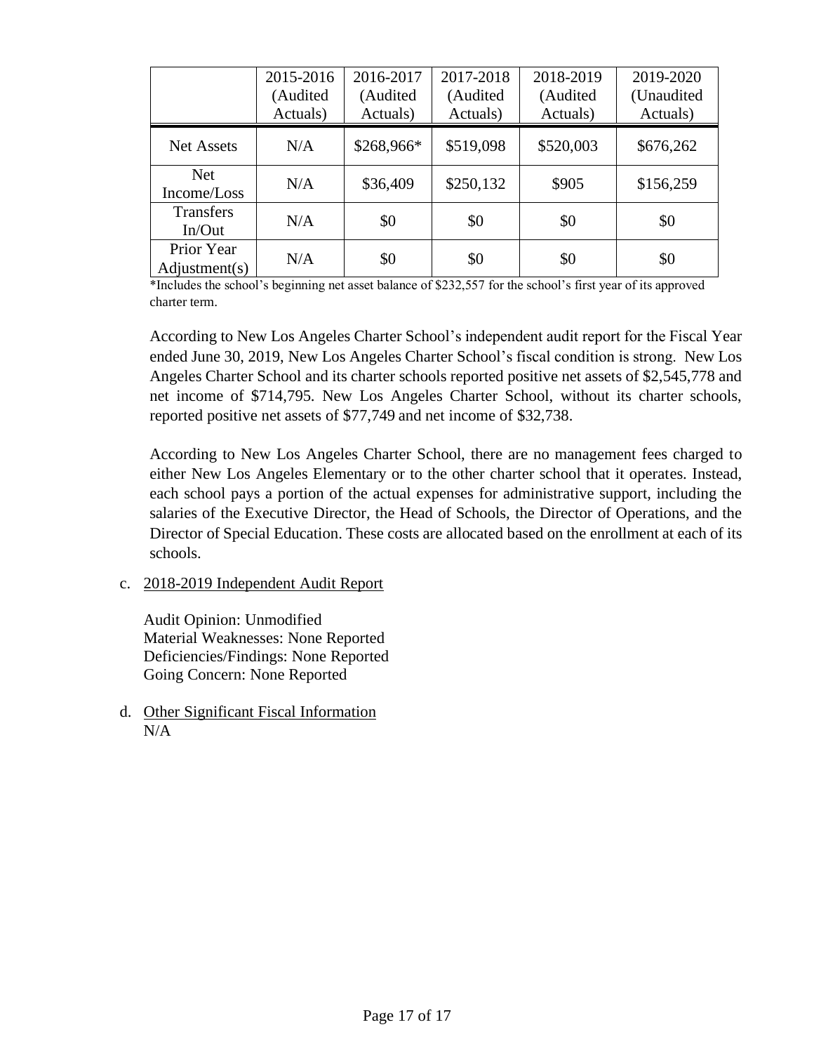| | 2015-2016 (Audited Actuals) | 2016-2017 (Audited Actuals) | 2017-2018 (Audited Actuals) | 2018-2019 (Audited Actuals) | 2019-2020 (Unaudited Actuals) |
|---|---|---|---|---|---|
| Net Assets | N/A | $268,966* | $519,098 | $520,003 | $676,262 |
| Net Income/Loss | N/A | $36,409 | $250,132 | $905 | $156,259 |
| Transfers In/Out | N/A | $0 | $0 | $0 | $0 |
| Prior Year Adjustment(s) | N/A | $0 | $0 | $0 | $0 |

*Includes the school's beginning net asset balance of $232,557 for the school's first year of its approved charter term.

According to New Los Angeles Charter School's independent audit report for the Fiscal Year ended June 30, 2019, New Los Angeles Charter School's fiscal condition is strong. New Los Angeles Charter School and its charter schools reported positive net assets of $2,545,778 and net income of $714,795. New Los Angeles Charter School, without its charter schools, reported positive net assets of $77,749 and net income of $32,738.

According to New Los Angeles Charter School, there are no management fees charged to either New Los Angeles Elementary or to the other charter school that it operates. Instead, each school pays a portion of the actual expenses for administrative support, including the salaries of the Executive Director, the Head of Schools, the Director of Operations, and the Director of Special Education. These costs are allocated based on the enrollment at each of its schools.

c. 2018-2019 Independent Audit Report

Audit Opinion: Unmodified
Material Weaknesses: None Reported
Deficiencies/Findings: None Reported
Going Concern: None Reported

d. Other Significant Fiscal Information
N/A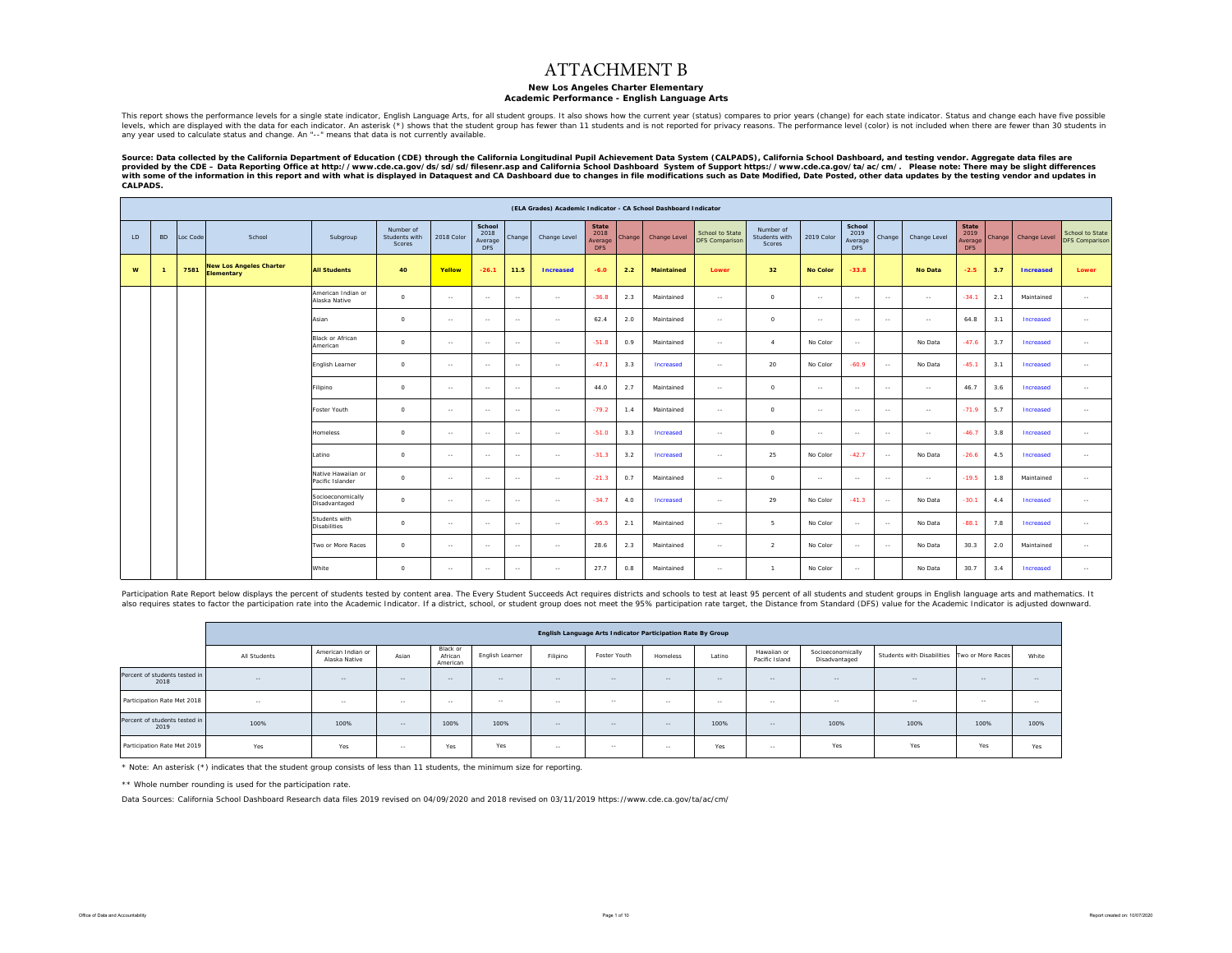# ATTACHMENT B

**New Los Angeles Charter Elementary**
**Academic Performance - English Language Arts**

This report shows the performance levels for a single state indicator, English Language Arts, for all student groups. It also shows how the current year (status) compares to prior years (change) for each state indicator. Status and change each have five possible levels, which are displayed with the data for each indicator. An asterisk (*) shows that the student group has fewer than 11 students and is not reported for privacy reasons. The performance level (color) is not included when there are fewer than 30 students in any year used to calculate status and change. An "--" means that data is not currently available.

**Source: Data collected by the California Department of Education (CDE) through the California Longitudinal Pupil Achievement Data System (CALPADS), California School Dashboard, and testing vendor. Aggregate data files are provided by the CDE – Data Reporting Office at http://www.cde.ca.gov/ds/sd/sd/filesenr.asp and California School Dashboard System of Support https://www.cde.ca.gov/ta/ac/cm/. Please note: There may be slight differences with some of the information in this report and with what is displayed in Dataquest and CA Dashboard due to changes in file modifications such as Date Modified, Date Posted, other data updates by the testing vendor and updates in CALPADS.**

| (ELA Grades) Academic Indicator - CA School Dashboard Indicator | | | | | | | | | | | | | | | | | | | | | | | |
|---|---|---|---|---|---|---|---|---|---|---|---|---|---|---|---|---|---|---|---|---|---|---|---|
| LD | BD | Loc Code | School | Subgroup | Number of Students with Scores | 2018 Color | School 2018 Average DFS | Change | Change Level | State 2018 Average DFS | Change | Change Level | School to State DFS Comparison | Number of Students with Scores | 2019 Color | School 2019 Average DFS | Change | Change Level | State 2019 Average DFS | Change | Change Level | School to State DFS Comparison |
| **W** | **1** | **7581** | **New Los Angeles Charter Elementary** | **All Students** | **40** | **Yellow** | **-26.1** | **11.5** | **Increased** | **-6.0** | **2.2** | **Maintained** | **Lower** | **32** | **No Color** | **-33.8** | | **No Data** | **-2.5** | **3.7** | **Increased** | **Lower** |
| | | | | American Indian or Alaska Native | 0 | -- | -- | -- | -- | -36.8 | 2.3 | Maintained | -- | 0 | -- | -- | -- | -- | -34.1 | 2.1 | Maintained | -- |
| | | | | Asian | 0 | -- | -- | -- | -- | 62.4 | 2.0 | Maintained | -- | 0 | -- | -- | -- | -- | 64.8 | 3.1 | Increased | -- |
| | | | | Black or African American | 0 | -- | -- | -- | -- | -51.8 | 0.9 | Maintained | -- | 4 | No Color | -- | | No Data | -47.6 | 3.7 | Increased | -- |
| | | | | English Learner | 0 | -- | -- | -- | -- | -47.1 | 3.3 | Increased | -- | 20 | No Color | -60.9 | -- | No Data | -45.1 | 3.1 | Increased | -- |
| | | | | Filipino | 0 | -- | -- | -- | -- | 44.0 | 2.7 | Maintained | -- | 0 | -- | -- | -- | -- | 46.7 | 3.6 | Increased | -- |
| | | | | Foster Youth | 0 | -- | -- | -- | -- | -79.2 | 1.4 | Maintained | -- | 0 | -- | -- | -- | -- | -71.9 | 5.7 | Increased | -- |
| | | | | Homeless | 0 | -- | -- | -- | -- | -51.0 | 3.3 | Increased | -- | 0 | -- | -- | -- | -- | -46.7 | 3.8 | Increased | -- |
| | | | | Latino | 0 | -- | -- | -- | -- | -31.3 | 3.2 | Increased | -- | 25 | No Color | -42.7 | -- | No Data | -26.6 | 4.5 | Increased | -- |
| | | | | Native Hawaiian or Pacific Islander | 0 | -- | -- | -- | -- | -21.3 | 0.7 | Maintained | -- | 0 | -- | -- | -- | -- | -19.5 | 1.8 | Maintained | -- |
| | | | | Socioeconomically Disadvantaged | 0 | -- | -- | -- | -- | -34.7 | 4.0 | Increased | -- | 29 | No Color | -41.3 | -- | No Data | -30.1 | 4.4 | Increased | -- |
| | | | | Students with Disabilities | 0 | -- | -- | -- | -- | -95.5 | 2.1 | Maintained | -- | 5 | No Color | -- | -- | No Data | -88.1 | 7.8 | Increased | -- |
| | | | | Two or More Races | 0 | -- | -- | -- | -- | 28.6 | 2.3 | Maintained | -- | 2 | No Color | -- | -- | No Data | 30.3 | 2.0 | Maintained | -- |
| | | | | White | 0 | -- | -- | -- | -- | 27.7 | 0.8 | Maintained | -- | 1 | No Color | -- | | No Data | 30.7 | 3.4 | Increased | -- |

Participation Rate Report below displays the percent of students tested by content area. The Every Student Succeeds Act requires districts and schools to test at least 95 percent of all students and student groups in English language arts and mathematics. It also requires states to factor the participation rate into the Academic Indicator. If a district, school, or student group does not meet the 95% participation rate target, the Distance from Standard (DFS) value for the Academic Indicator is adjusted downward.

| | English Language Arts Indicator Participation Rate By Group | | | | | | | | | | | | | |
|---|---|---|---|---|---|---|---|---|---|---|---|---|---|---|
| | All Students | American Indian or Alaska Native | Asian | Black or African American | English Learner | Filipino | Foster Youth | Homeless | Latino | Hawaiian or Pacific Island | Socioeconomically Disadvantaged | Students with Disabilities | Two or More Races | White |
| Percent of students tested in 2018 | -- | -- | -- | -- | -- | -- | -- | -- | -- | -- | -- | -- | -- | -- |
| Participation Rate Met 2018 | -- | -- | -- | -- | -- | -- | -- | -- | -- | -- | -- | -- | -- | -- |
| Percent of students tested in 2019 | 100% | 100% | -- | 100% | 100% | -- | -- | -- | 100% | -- | 100% | 100% | 100% | 100% |
| Participation Rate Met 2019 | Yes | Yes | -- | Yes | Yes | -- | -- | -- | Yes | -- | Yes | Yes | Yes | Yes |

* Note: An asterisk (*) indicates that the student group consists of less than 11 students, the minimum size for reporting.

** Whole number rounding is used for the participation rate.

Data Sources: California School Dashboard Research data files 2019 revised on 04/09/2020 and 2018 revised on 03/11/2019 https://www.cde.ca.gov/ta/ac/cm/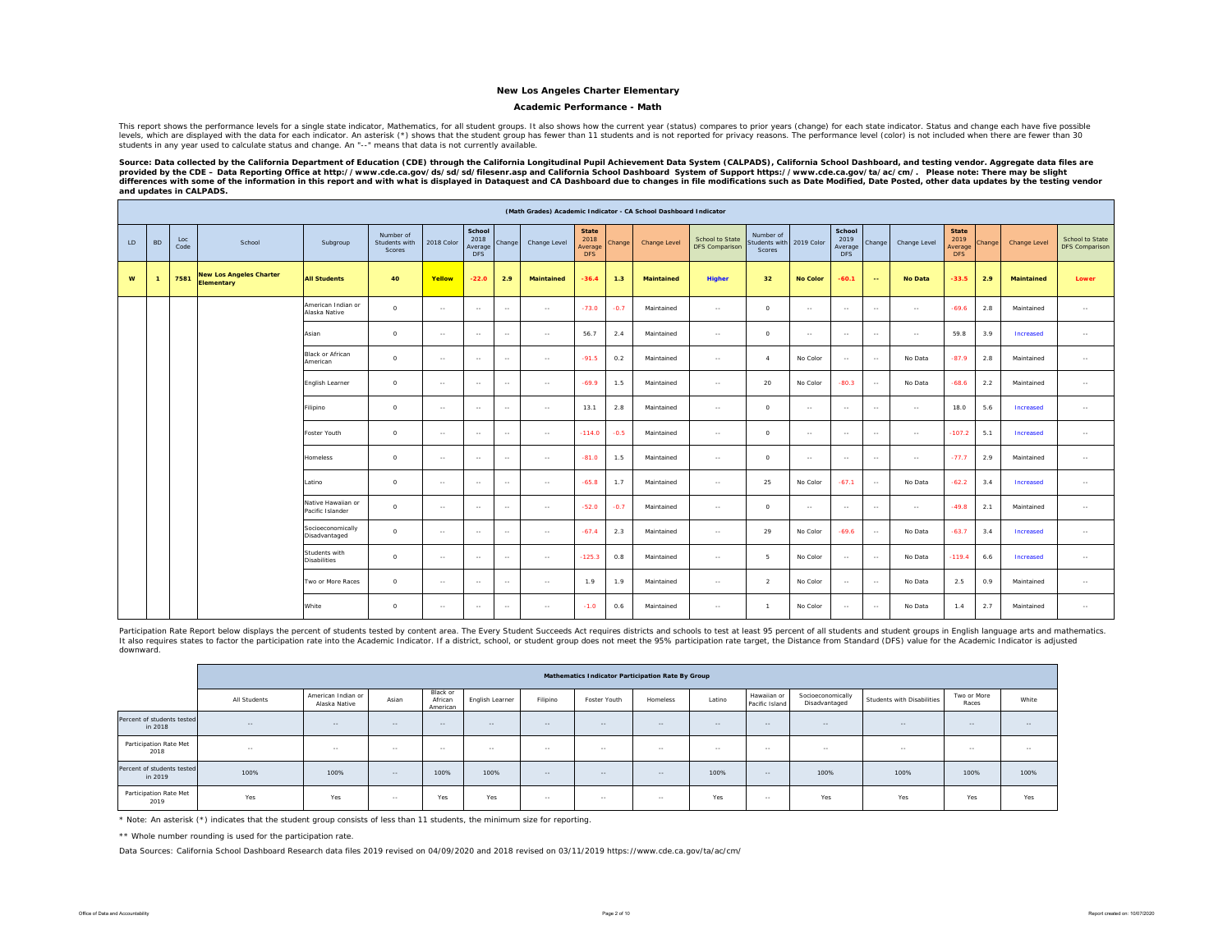## New Los Angeles Charter Elementary

### Academic Performance - Math

This report shows the performance levels for a single state indicator, Mathematics, for all student groups. It also shows how the current year (status) compares to prior years (change) for each state indicator. Status and change each have five possible levels, which are displayed with the data for each indicator. An asterisk (*) shows that the student group has fewer than 11 students and is not reported for privacy reasons. The performance level (color) is not included when there are fewer than 30 students in any year used to calculate status and change. An "--" means that data is not currently available.

**Source: Data collected by the California Department of Education (CDE) through the California Longitudinal Pupil Achievement Data System (CALPADS), California School Dashboard, and testing vendor. Aggregate data files are provided by the CDE – Data Reporting Office at http://www.cde.ca.gov/ds/sd/sd/filesenr.asp and California School Dashboard System of Support https://www.cde.ca.gov/ta/ac/cm/. Please note: There may be slight differences with some of the information in this report and with what is displayed in Dataquest and CA Dashboard due to changes in file modifications such as Date Modified, Date Posted, other data updates by the testing vendor and updates in CALPADS.**

| (Math Grades) Academic Indicator - CA School Dashboard Indicator | | | | | | | | | | | | | | | | | | | | | | | |
|---|---|---|---|---|---|---|---|---|---|---|---|---|---|---|---|---|---|---|---|---|---|---|---|
| LD | BD | Loc Code | School | Subgroup | Number of Students with Scores | 2018 Color | School 2018 Average DFS | Change | Change Level | State 2018 Average DFS | Change | Change Level | School to State DFS Comparison | Number of Students with Scores | 2019 Color | School 2019 Average DFS | Change | Change Level | State 2019 Average DFS | Change | Change Level | School to State DFS Comparison |
| **W** | **1** | **7581** | **New Los Angeles Charter Elementary** | **All Students** | **40** | **Yellow** | **-22.0** | **2.9** | **Maintained** | **-36.4** | **1.3** | **Maintained** | **Higher** | **32** | **No Color** | **-60.1** | **--** | **No Data** | **-33.5** | **2.9** | **Maintained** | **Lower** |
| | | | | American Indian or Alaska Native | 0 | -- | -- | -- | -- | -73.0 | -0.7 | Maintained | -- | 0 | -- | -- | -- | -- | -69.6 | 2.8 | Maintained | -- |
| | | | | Asian | 0 | -- | -- | -- | -- | 56.7 | 2.4 | Maintained | -- | 0 | -- | -- | -- | -- | 59.8 | 3.9 | Increased | -- |
| | | | | Black or African American | 0 | -- | -- | -- | -- | -91.5 | 0.2 | Maintained | -- | 4 | No Color | -- | -- | No Data | -87.9 | 2.8 | Maintained | -- |
| | | | | English Learner | 0 | -- | -- | -- | -- | -69.9 | 1.5 | Maintained | -- | 20 | No Color | -80.3 | -- | No Data | -68.6 | 2.2 | Maintained | -- |
| | | | | Filipino | 0 | -- | -- | -- | -- | 13.1 | 2.8 | Maintained | -- | 0 | -- | -- | -- | -- | 18.0 | 5.6 | Increased | -- |
| | | | | Foster Youth | 0 | -- | -- | -- | -- | -114.0 | -0.5 | Maintained | -- | 0 | -- | -- | -- | -- | -107.2 | 5.1 | Increased | -- |
| | | | | Homeless | 0 | -- | -- | -- | -- | -81.0 | 1.5 | Maintained | -- | 0 | -- | -- | -- | -- | -77.7 | 2.9 | Maintained | -- |
| | | | | Latino | 0 | -- | -- | -- | -- | -65.8 | 1.7 | Maintained | -- | 25 | No Color | -67.1 | -- | No Data | -62.2 | 3.4 | Increased | -- |
| | | | | Native Hawaiian or Pacific Islander | 0 | -- | -- | -- | -- | -52.0 | -0.7 | Maintained | -- | 0 | -- | -- | -- | -- | -49.8 | 2.1 | Maintained | -- |
| | | | | Socioeconomically Disadvantaged | 0 | -- | -- | -- | -- | -67.4 | 2.3 | Maintained | -- | 29 | No Color | -69.6 | -- | No Data | -63.7 | 3.4 | Increased | -- |
| | | | | Students with Disabilities | 0 | -- | -- | -- | -- | -125.3 | 0.8 | Maintained | -- | 5 | No Color | -- | -- | No Data | -119.4 | 6.6 | Increased | -- |
| | | | | Two or More Races | 0 | -- | -- | -- | -- | 1.9 | 1.9 | Maintained | -- | 2 | No Color | -- | -- | No Data | 2.5 | 0.9 | Maintained | -- |
| | | | | White | 0 | -- | -- | -- | -- | -1.0 | 0.6 | Maintained | -- | 1 | No Color | -- | -- | No Data | 1.4 | 2.7 | Maintained | -- |

Participation Rate Report below displays the percent of students tested by content area. The Every Student Succeeds Act requires districts and schools to test at least 95 percent of all students and student groups in English language arts and mathematics. It also requires states to factor the participation rate into the Academic Indicator. If a district, school, or student group does not meet the 95% participation rate target, the Distance from Standard (DFS) value for the Academic Indicator is adjusted downward.

| | Mathematics Indicator Participation Rate By Group | | | | | | | | | | | | | |
|---|---|---|---|---|---|---|---|---|---|---|---|---|---|---|
| | All Students | American Indian or Alaska Native | Asian | Black or African American | English Learner | Filipino | Foster Youth | Homeless | Latino | Hawaiian or Pacific Island | Socioeconomically Disadvantaged | Students with Disabilities | Two or More Races | White |
| Percent of students tested in 2018 | -- | -- | -- | -- | -- | -- | -- | -- | -- | -- | -- | -- | -- | -- |
| Participation Rate Met 2018 | -- | -- | -- | -- | -- | -- | -- | -- | -- | -- | -- | -- | -- | -- |
| Percent of students tested in 2019 | 100% | 100% | -- | 100% | 100% | -- | -- | -- | 100% | -- | 100% | 100% | 100% | 100% |
| Participation Rate Met 2019 | Yes | Yes | -- | Yes | Yes | -- | -- | -- | Yes | -- | Yes | Yes | Yes | Yes |

* Note: An asterisk (*) indicates that the student group consists of less than 11 students, the minimum size for reporting.

** Whole number rounding is used for the participation rate.

Data Sources: California School Dashboard Research data files 2019 revised on 04/09/2020 and 2018 revised on 03/11/2019 https://www.cde.ca.gov/ta/ac/cm/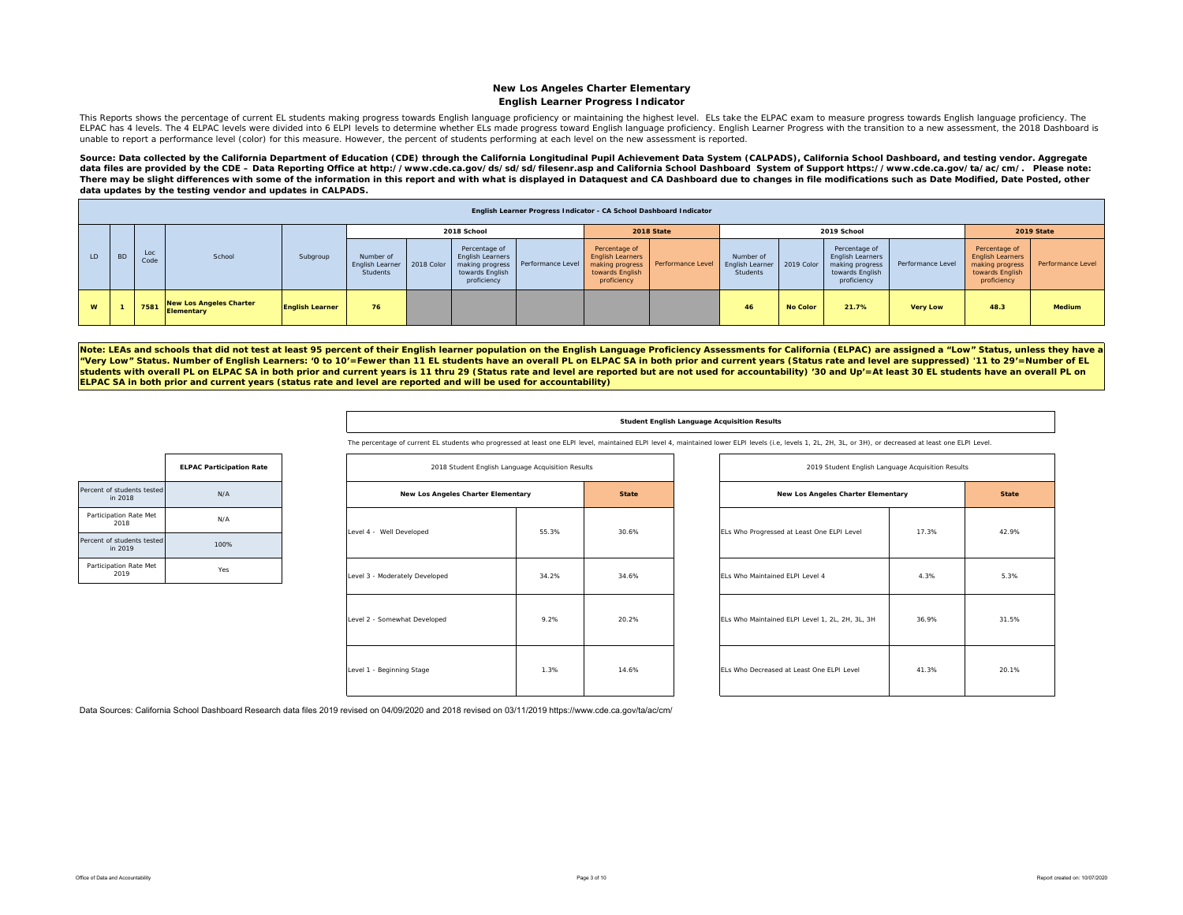# New Los Angeles Charter Elementary

## English Learner Progress Indicator

This Reports shows the percentage of current EL students making progress towards English language proficiency or maintaining the highest level. ELs take the ELPAC exam to measure progress towards English language proficiency. The ELPAC has 4 levels. The 4 ELPAC levels were divided into 6 ELPI levels to determine whether ELs made progress toward English language proficiency. English Learner Progress with the transition to a new assessment, the 2018 Dashboard is unable to report a performance level (color) for this measure. However, the percent of students performing at each level on the new assessment is reported.

**Source: Data collected by the California Department of Education (CDE) through the California Longitudinal Pupil Achievement Data System (CALPADS), California School Dashboard, and testing vendor. Aggregate data files are provided by the CDE – Data Reporting Office at http://www.cde.ca.gov/ds/sd/sd/filesenr.asp and California School Dashboard System of Support https://www.cde.ca.gov/ta/ac/cm/. Please note: There may be slight differences with some of the information in this report and with what is displayed in Dataquest and CA Dashboard due to changes in file modifications such as Date Modified, Date Posted, other data updates by the testing vendor and updates in CALPADS.**

**English Learner Progress Indicator - CA School Dashboard Indicator**

| LD | BD | Loc Code | School | Subgroup | 2018 School | | | | 2018 State | | 2019 School | | | | 2019 State | |
|---|---|---|---|---|---|---|---|---|---|---|---|---|---|---|---|---|
| | | | | | Number of English Learner Students | 2018 Color | Percentage of English Learners making progress towards English proficiency | Performance Level | Percentage of English Learners making progress towards English proficiency | Performance Level | Number of English Learner Students | 2019 Color | Percentage of English Learners making progress towards English proficiency | Performance Level | Percentage of English Learners making progress towards English proficiency | Performance Level |
| W | 1 | 7581 | New Los Angeles Charter Elementary | English Learner | 76 | | | | | | 46 | No Color | 21.7% | Very Low | 48.3 | Medium |

**Note: LEAs and schools that did not test at least 95 percent of their English learner population on the English Language Proficiency Assessments for California (ELPAC) are assigned a "Low" Status, unless they have a "Very Low" Status. Number of English Learners: '0 to 10'=Fewer than 11 EL students have an overall PL on ELPAC SA in both prior and current years (Status rate and level are suppressed) '11 to 29'=Number of EL students with overall PL on ELPAC SA in both prior and current years is 11 thru 29 (Status rate and level are reported but are not used for accountability) '30 and Up'=At least 30 EL students have an overall PL on ELPAC SA in both prior and current years (status rate and level are reported and will be used for accountability)**

| | ELPAC Participation Rate |
|---|---|
| Percent of students tested in 2018 | N/A |
| Participation Rate Met 2018 | N/A |
| Percent of students tested in 2019 | 100% |
| Participation Rate Met 2019 | Yes |

**Student English Language Acquisition Results**

The percentage of current EL students who progressed at least one ELPI level, maintained ELPI level 4, maintained lower ELPI levels (i.e, levels 1, 2L, 2H, 3L, or 3H), or decreased at least one ELPI Level.

| 2018 Student English Language Acquisition Results | | |
|---|---|---|
| **New Los Angeles Charter Elementary** | | **State** |
| Level 4 - Well Developed | 55.3% | 30.6% |
| Level 3 - Moderately Developed | 34.2% | 34.6% |
| Level 2 - Somewhat Developed | 9.2% | 20.2% |
| Level 1 - Beginning Stage | 1.3% | 14.6% |

| 2019 Student English Language Acquisition Results | | |
|---|---|---|
| **New Los Angeles Charter Elementary** | | **State** |
| ELs Who Progressed at Least One ELPI Level | 17.3% | 42.9% |
| ELs Who Maintained ELPI Level 4 | 4.3% | 5.3% |
| ELs Who Maintained ELPI Level 1, 2L, 2H, 3L, 3H | 36.9% | 31.5% |
| ELs Who Decreased at Least One ELPI Level | 41.3% | 20.1% |

Data Sources: California School Dashboard Research data files 2019 revised on 04/09/2020 and 2018 revised on 03/11/2019 https://www.cde.ca.gov/ta/ac/cm/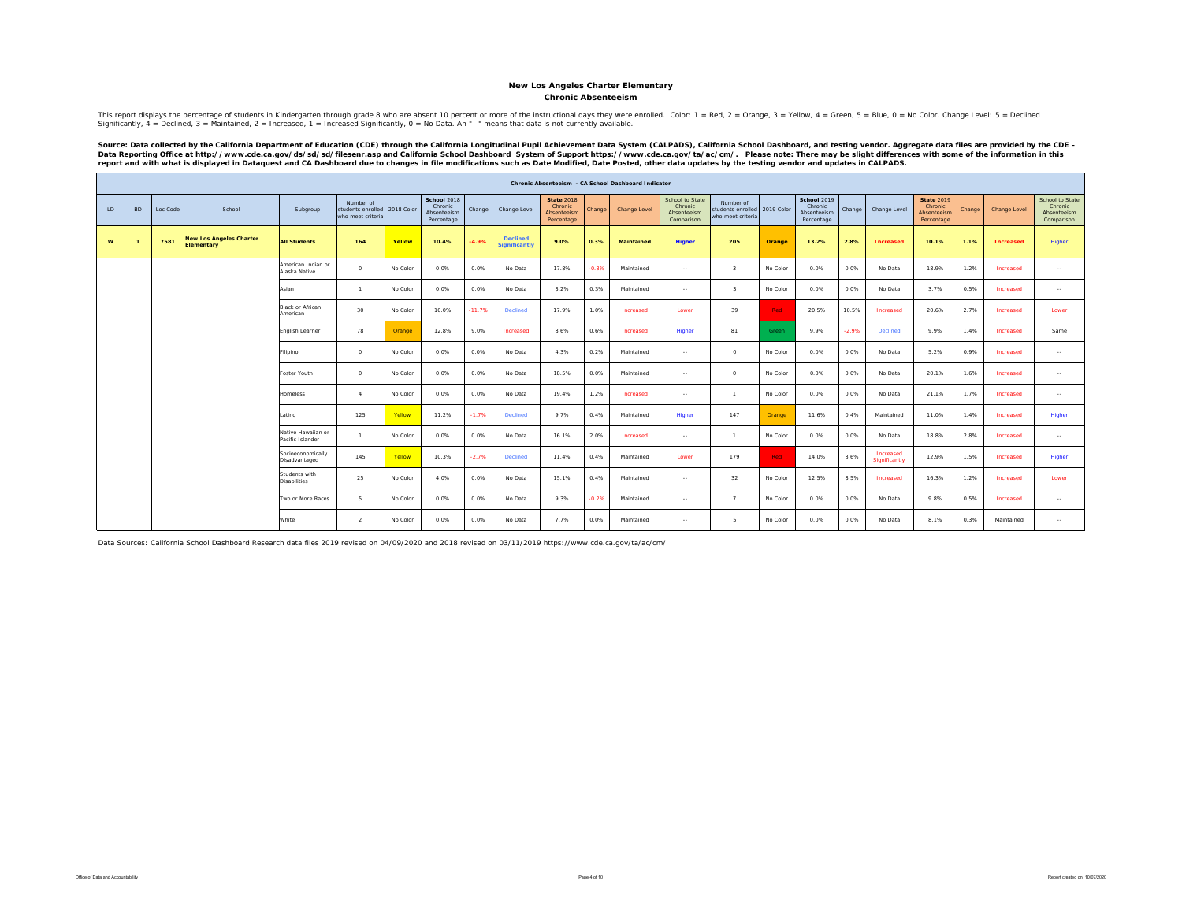## New Los Angeles Charter Elementary
### Chronic Absenteeism

This report displays the percentage of students in Kindergarten through grade 8 who are absent 10 percent or more of the instructional days they were enrolled. Color: 1 = Red, 2 = Orange, 3 = Yellow, 4 = Green, 5 = Blue, 0 = No Color. Change Level: 5 = Declined Significantly, 4 = Declined, 3 = Maintained, 2 = Increased, 1 = Increased Significantly, 0 = No Data. An "--" means that data is not currently available.

**Source: Data collected by the California Department of Education (CDE) through the California Longitudinal Pupil Achievement Data System (CALPADS), California School Dashboard, and testing vendor. Aggregate data files are provided by the CDE – Data Reporting Office at http://www.cde.ca.gov/ds/sd/sd/filesenr.asp and California School Dashboard System of Support https://www.cde.ca.gov/ta/ac/cm/. Please note: There may be slight differences with some of the information in this report and with what is displayed in Dataquest and CA Dashboard due to changes in file modifications such as Date Modified, Date Posted, other data updates by the testing vendor and updates in CALPADS.**

| Chronic Absenteeism - CA School Dashboard Indicator | | | | | | | | | | | | | | | | | | | | | | | | |
|---|---|---|---|---|---|---|---|---|---|---|---|---|---|---|---|---|---|---|---|---|---|---|---|---|
| LD | BD | Loc Code | School | Subgroup | Number of students enrolled who meet criteria | 2018 Color | School 2018 Chronic Absenteeism Percentage | Change | Change Level | State 2018 Chronic Absenteeism Percentage | Change | Change Level | School to State Chronic Absenteeism Comparison | Number of students enrolled who meet criteria | 2019 Color | School 2019 Chronic Absenteeism Percentage | Change | Change Level | State 2019 Chronic Absenteeism Percentage | Change | Change Level | School to State Chronic Absenteeism Comparison |
| **W** | **1** | **7581** | **New Los Angeles Charter Elementary** | **All Students** | **164** | **Yellow** | **10.4%** | **-4.9%** | **Declined Significantly** | **9.0%** | **0.3%** | **Maintained** | **Higher** | **205** | **Orange** | **13.2%** | **2.8%** | **Increased** | **10.1%** | **1.1%** | **Increased** | Higher |
| | | | | American Indian or Alaska Native | 0 | No Color | 0.0% | 0.0% | No Data | 17.8% | -0.3% | Maintained | -- | 3 | No Color | 0.0% | 0.0% | No Data | 18.9% | 1.2% | Increased | -- |
| | | | | Asian | 1 | No Color | 0.0% | 0.0% | No Data | 3.2% | 0.3% | Maintained | -- | 3 | No Color | 0.0% | 0.0% | No Data | 3.7% | 0.5% | Increased | -- |
| | | | | Black or African American | 30 | No Color | 10.0% | -11.7% | Declined | 17.9% | 1.0% | Increased | Lower | 39 | Red | 20.5% | 10.5% | Increased | 20.6% | 2.7% | Increased | Lower |
| | | | | English Learner | 78 | Orange | 12.8% | 9.0% | Increased | 8.6% | 0.6% | Increased | Higher | 81 | Green | 9.9% | -2.9% | Declined | 9.9% | 1.4% | Increased | Same |
| | | | | Filipino | 0 | No Color | 0.0% | 0.0% | No Data | 4.3% | 0.2% | Maintained | -- | 0 | No Color | 0.0% | 0.0% | No Data | 5.2% | 0.9% | Increased | -- |
| | | | | Foster Youth | 0 | No Color | 0.0% | 0.0% | No Data | 18.5% | 0.0% | Maintained | -- | 0 | No Color | 0.0% | 0.0% | No Data | 20.1% | 1.6% | Increased | -- |
| | | | | Homeless | 4 | No Color | 0.0% | 0.0% | No Data | 19.4% | 1.2% | Increased | -- | 1 | No Color | 0.0% | 0.0% | No Data | 21.1% | 1.7% | Increased | -- |
| | | | | Latino | 125 | Yellow | 11.2% | -1.7% | Declined | 9.7% | 0.4% | Maintained | Higher | 147 | Orange | 11.6% | 0.4% | Maintained | 11.0% | 1.4% | Increased | Higher |
| | | | | Native Hawaiian or Pacific Islander | 1 | No Color | 0.0% | 0.0% | No Data | 16.1% | 2.0% | Increased | -- | 1 | No Color | 0.0% | 0.0% | No Data | 18.8% | 2.8% | Increased | -- |
| | | | | Socioeconomically Disadvantaged | 145 | Yellow | 10.3% | -2.7% | Declined | 11.4% | 0.4% | Maintained | Lower | 179 | Red | 14.0% | 3.6% | Increased Significantly | 12.9% | 1.5% | Increased | Higher |
| | | | | Students with Disabilities | 25 | No Color | 4.0% | 0.0% | No Data | 15.1% | 0.4% | Maintained | -- | 32 | No Color | 12.5% | 8.5% | Increased | 16.3% | 1.2% | Increased | Lower |
| | | | | Two or More Races | 5 | No Color | 0.0% | 0.0% | No Data | 9.3% | -0.2% | Maintained | -- | 7 | No Color | 0.0% | 0.0% | No Data | 9.8% | 0.5% | Increased | -- |
| | | | | White | 2 | No Color | 0.0% | 0.0% | No Data | 7.7% | 0.0% | Maintained | -- | 5 | No Color | 0.0% | 0.0% | No Data | 8.1% | 0.3% | Maintained | -- |

Data Sources: California School Dashboard Research data files 2019 revised on 04/09/2020 and 2018 revised on 03/11/2019 https://www.cde.ca.gov/ta/ac/cm/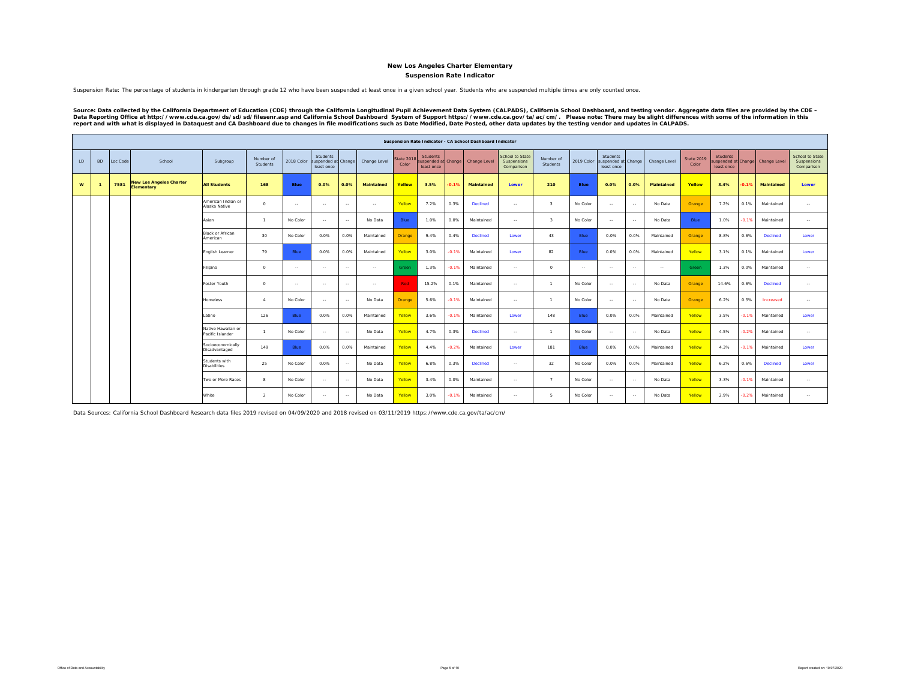# New Los Angeles Charter Elementary

## Suspension Rate Indicator

Suspension Rate: The percentage of students in kindergarten through grade 12 who have been suspended at least once in a given school year. Students who are suspended multiple times are only counted once.

**Source: Data collected by the California Department of Education (CDE) through the California Longitudinal Pupil Achievement Data System (CALPADS), California School Dashboard, and testing vendor. Aggregate data files are provided by the CDE - Data Reporting Office at http://www.cde.ca.gov/ds/sd/sd/filesenr.asp and California School Dashboard System of Support https://www.cde.ca.gov/ta/ac/cm/. Please note: There may be slight differences with some of the information in this report and with what is displayed in Dataquest and CA Dashboard due to changes in file modifications such as Date Modified, Date Posted, other data updates by the testing vendor and updates in CALPADS.**

| Suspension Rate Indicator - CA School Dashboard Indicator | | | | | | | | | | | | | | | | | | | | | | | | | | |
|---|---|---|---|---|---|---|---|---|---|---|---|---|---|---|---|---|---|---|---|---|---|---|---|---|---|---|
| LD | BD | Loc Code | School | Subgroup | Number of Students | 2018 Color | Students suspended at least once | Change | Change Level | State 2018 Color | Students suspended at least once | Change | Change Level | School to State Suspensions Comparison | Number of Students | 2019 Color | Students suspended at least once | Change | Change Level | State 2019 Color | Students suspended at least once | Change | Change Level | School to State Suspensions Comparison |
| **W** | **1** | **7581** | **New Los Angeles Charter Elementary** | **All Students** | **168** | **Blue** | **0.0%** | **0.0%** | **Maintained** | **Yellow** | **3.5%** | **-0.1%** | **Maintained** | **Lower** | **210** | **Blue** | **0.0%** | **0.0%** | **Maintained** | **Yellow** | **3.4%** | **-0.1%** | **Maintained** | **Lower** |
| | | | | American Indian or Alaska Native | 0 | -- | -- | -- | -- | Yellow | 7.2% | 0.3% | Declined | -- | 3 | No Color | -- | -- | No Data | Orange | 7.2% | 0.1% | Maintained | -- |
| | | | | Asian | 1 | No Color | -- | -- | No Data | Blue | 1.0% | 0.0% | Maintained | -- | 3 | No Color | -- | -- | No Data | Blue | 1.0% | -0.1% | Maintained | -- |
| | | | | Black or African American | 30 | No Color | 0.0% | 0.0% | Maintained | Orange | 9.4% | 0.4% | Declined | Lower | 43 | Blue | 0.0% | 0.0% | Maintained | Orange | 8.8% | 0.6% | Declined | Lower |
| | | | | English Learner | 79 | Blue | 0.0% | 0.0% | Maintained | Yellow | 3.0% | -0.1% | Maintained | Lower | 82 | Blue | 0.0% | 0.0% | Maintained | Yellow | 3.1% | 0.1% | Maintained | Lower |
| | | | | Filipino | 0 | -- | -- | -- | -- | Green | 1.3% | -0.1% | Maintained | -- | 0 | -- | -- | -- | -- | Green | 1.3% | 0.0% | Maintained | -- |
| | | | | Foster Youth | 0 | -- | -- | -- | -- | Red | 15.2% | 0.1% | Maintained | -- | 1 | No Color | -- | -- | No Data | Orange | 14.6% | 0.6% | Declined | -- |
| | | | | Homeless | 4 | No Color | -- | -- | No Data | Orange | 5.6% | -0.1% | Maintained | -- | 1 | No Color | -- | -- | No Data | Orange | 6.2% | 0.5% | Increased | -- |
| | | | | Latino | 126 | Blue | 0.0% | 0.0% | Maintained | Yellow | 3.6% | -0.1% | Maintained | Lower | 148 | Blue | 0.0% | 0.0% | Maintained | Yellow | 3.5% | -0.1% | Maintained | Lower |
| | | | | Native Hawaiian or Pacific Islander | 1 | No Color | -- | -- | No Data | Yellow | 4.7% | 0.3% | Declined | -- | 1 | No Color | -- | -- | No Data | Yellow | 4.5% | -0.2% | Maintained | -- |
| | | | | Socioeconomically Disadvantaged | 149 | Blue | 0.0% | 0.0% | Maintained | Yellow | 4.4% | -0.2% | Maintained | Lower | 181 | Blue | 0.0% | 0.0% | Maintained | Yellow | 4.3% | -0.1% | Maintained | Lower |
| | | | | Students with Disabilities | 25 | No Color | 0.0% | -- | No Data | Yellow | 6.8% | 0.3% | Declined | -- | 32 | No Color | 0.0% | 0.0% | Maintained | Yellow | 6.2% | 0.6% | Declined | Lower |
| | | | | Two or More Races | 8 | No Color | -- | -- | No Data | Yellow | 3.4% | 0.0% | Maintained | -- | 7 | No Color | -- | -- | No Data | Yellow | 3.3% | -0.1% | Maintained | -- |
| | | | | White | 2 | No Color | -- | -- | No Data | Yellow | 3.0% | -0.1% | Maintained | -- | 5 | No Color | -- | -- | No Data | Yellow | 2.9% | -0.2% | Maintained | -- |

Data Sources: California School Dashboard Research data files 2019 revised on 04/09/2020 and 2018 revised on 03/11/2019 https://www.cde.ca.gov/ta/ac/cm/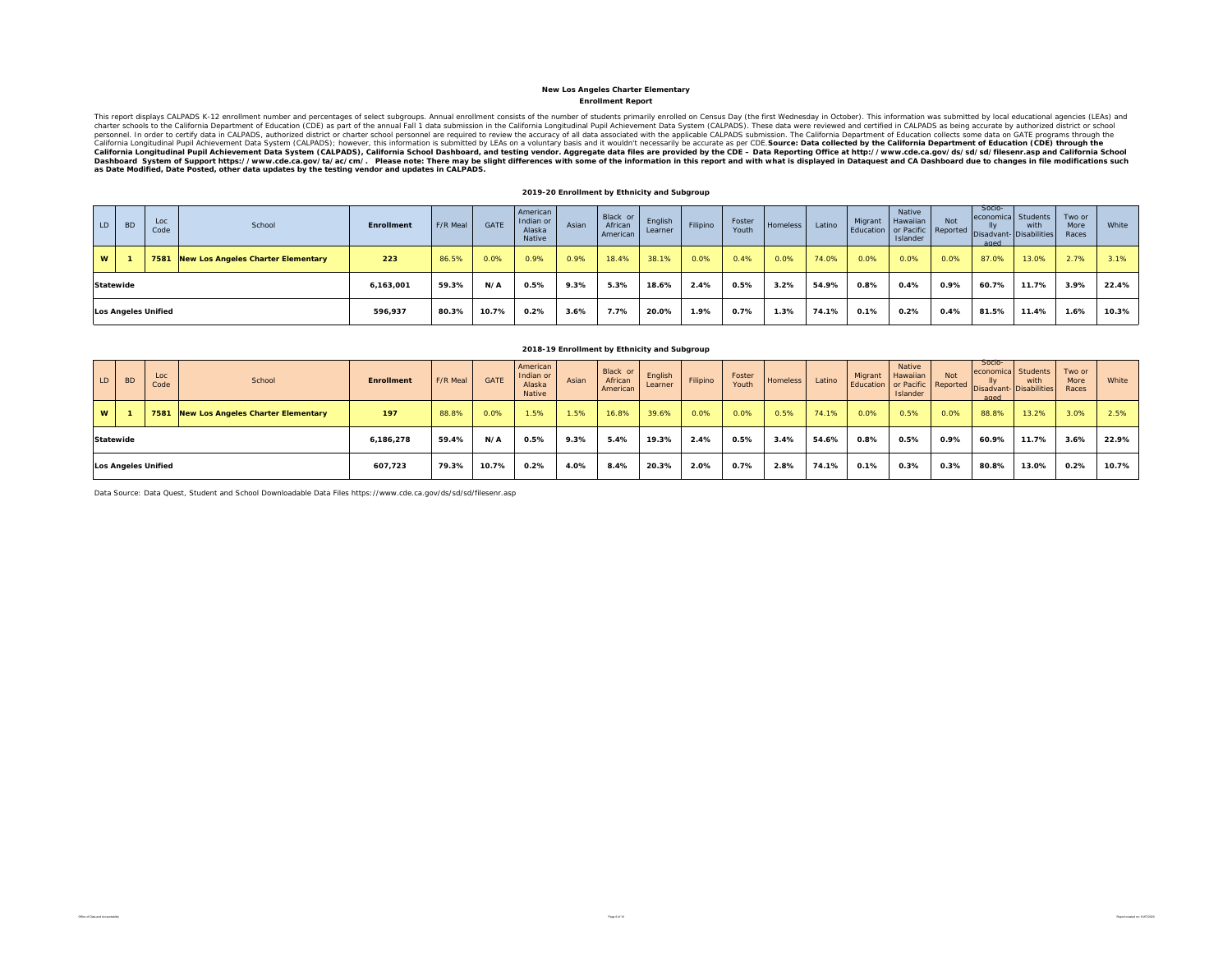**New Los Angeles Charter Elementary**

**Enrollment Report**

This report displays CALPADS K-12 enrollment number and percentages of select subgroups. Annual enrollment consists of the number of students primarily enrolled on Census Day (the first Wednesday in October). This information was submitted by local educational agencies (LEAs) and charter schools to the California Department of Education (CDE) as part of the annual Fall 1 data submission in the California Longitudinal Pupil Achievement Data System (CALPADS). These data were reviewed and certified in CALPADS as being accurate by authorized district or school personnel. In order to certify data in CALPADS, authorized district or charter school personnel are required to review the accuracy of all data associated with the applicable CALPADS submission. The California Department of Education collects some data on GATE programs through the California Longitudinal Pupil Achievement Data System (CALPADS); however, this information is submitted by LEAs on a voluntary basis and it wouldn't necessarily be accurate as per CDE. **Source: Data collected by the California Department of Education (CDE) through the California Longitudinal Pupil Achievement Data System (CALPADS), California School Dashboard, and testing vendor. Aggregate data files are provided by the CDE – Data Reporting Office at http://www.cde.ca.gov/ds/sd/sd/filesenr.asp and California School Dashboard System of Support https://www.cde.ca.gov/ta/ac/cm/. Please note: There may be slight differences with some of the information in this report and with what is displayed in Dataquest and CA Dashboard due to changes in file modifications such as Date Modified, Date Posted, other data updates by the testing vendor and updates in CALPADS.**

**2019-20 Enrollment by Ethnicity and Subgroup**

| LD | BD | Loc Code | School | Enrollment | F/R Meal | GATE | American Indian or Alaska Native | Asian | Black or African American | English Learner | Filipino | Foster Youth | Homeless | Latino | Migrant Education | Native Hawaiian or Pacific Islander | Not Reported | Socio-economically Disadvantaged | Students with Disabilities | Two or More Races | White |
|---|---|---|---|---|---|---|---|---|---|---|---|---|---|---|---|---|---|---|---|---|---|
| W | 1 | 7581 | New Los Angeles Charter Elementary | 223 | 86.5% | 0.0% | 0.9% | 0.9% | 18.4% | 38.1% | 0.0% | 0.4% | 0.0% | 74.0% | 0.0% | 0.0% | 0.0% | 87.0% | 13.0% | 2.7% | 3.1% |
| Statewide | | | | 6,163,001 | 59.3% | N/A | 0.5% | 9.3% | 5.3% | 18.6% | 2.4% | 0.5% | 3.2% | 54.9% | 0.8% | 0.4% | 0.9% | 60.7% | 11.7% | 3.9% | 22.4% |
| Los Angeles Unified | | | | 596,937 | 80.3% | 10.7% | 0.2% | 3.6% | 7.7% | 20.0% | 1.9% | 0.7% | 1.3% | 74.1% | 0.1% | 0.2% | 0.4% | 81.5% | 11.4% | 1.6% | 10.3% |

**2018-19 Enrollment by Ethnicity and Subgroup**

| LD | BD | Loc Code | School | Enrollment | F/R Meal | GATE | American Indian or Alaska Native | Asian | Black or African American | English Learner | Filipino | Foster Youth | Homeless | Latino | Migrant Education | Native Hawaiian or Pacific Islander | Not Reported | Socio-economically Disadvantaged | Students with Disabilities | Two or More Races | White |
|---|---|---|---|---|---|---|---|---|---|---|---|---|---|---|---|---|---|---|---|---|---|
| W | 1 | 7581 | New Los Angeles Charter Elementary | 197 | 88.8% | 0.0% | 1.5% | 1.5% | 16.8% | 39.6% | 0.0% | 0.0% | 0.5% | 74.1% | 0.0% | 0.5% | 0.0% | 88.8% | 13.2% | 3.0% | 2.5% |
| Statewide | | | | 6,186,278 | 59.4% | N/A | 0.5% | 9.3% | 5.4% | 19.3% | 2.4% | 0.5% | 3.4% | 54.6% | 0.8% | 0.5% | 0.9% | 60.9% | 11.7% | 3.6% | 22.9% |
| Los Angeles Unified | | | | 607,723 | 79.3% | 10.7% | 0.2% | 4.0% | 8.4% | 20.3% | 2.0% | 0.7% | 2.8% | 74.1% | 0.1% | 0.3% | 0.3% | 80.8% | 13.0% | 0.2% | 10.7% |

Data Source: Data Quest, Student and School Downloadable Data Files https://www.cde.ca.gov/ds/sd/sd/filesenr.asp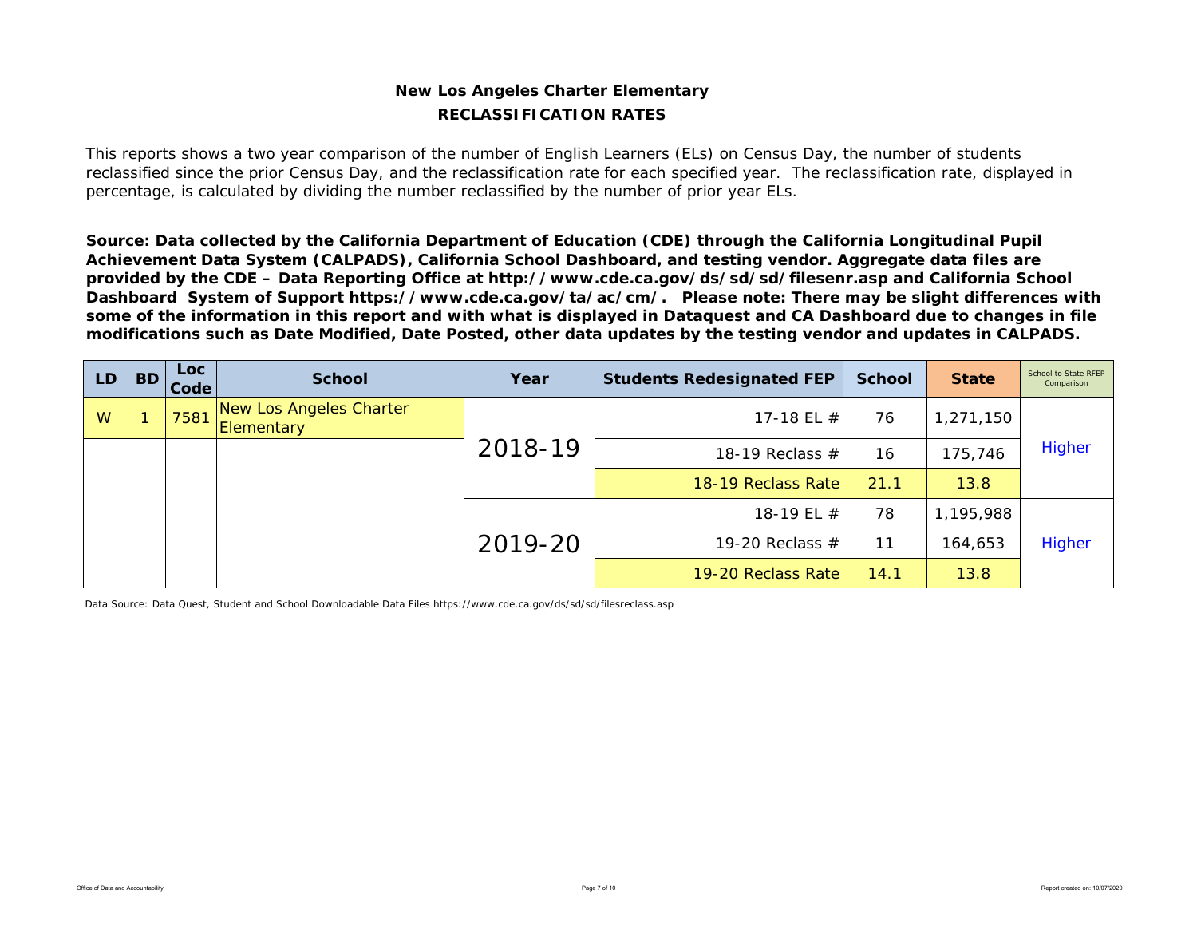## New Los Angeles Charter Elementary

### RECLASSIFICATION RATES

This reports shows a two year comparison of the number of English Learners (ELs) on Census Day, the number of students reclassified since the prior Census Day, and the reclassification rate for each specified year. The reclassification rate, displayed in percentage, is calculated by dividing the number reclassified by the number of prior year ELs.

**Source: Data collected by the California Department of Education (CDE) through the California Longitudinal Pupil Achievement Data System (CALPADS), California School Dashboard, and testing vendor. Aggregate data files are provided by the CDE – Data Reporting Office at http://www.cde.ca.gov/ds/sd/sd/filesenr.asp and California School Dashboard System of Support https://www.cde.ca.gov/ta/ac/cm/. Please note: There may be slight differences with some of the information in this report and with what is displayed in Dataquest and CA Dashboard due to changes in file modifications such as Date Modified, Date Posted, other data updates by the testing vendor and updates in CALPADS.**

| LD | BD | Loc Code | School | Year | Students Redesignated FEP | School | State | School to State RFEP Comparison |
|---|---|---|---|---|---|---|---|---|
| W | 1 | 7581 | New Los Angeles Charter Elementary | 2018-19 | 17-18 EL # | 76 | 1,271,150 | Higher |
| | | | | | 18-19 Reclass # | 16 | 175,746 | |
| | | | | | 18-19 Reclass Rate | 21.1 | 13.8 | |
| | | | | 2019-20 | 18-19 EL # | 78 | 1,195,988 | Higher |
| | | | | | 19-20 Reclass # | 11 | 164,653 | |
| | | | | | 19-20 Reclass Rate | 14.1 | 13.8 | |

Data Source: Data Quest, Student and School Downloadable Data Files https://www.cde.ca.gov/ds/sd/sd/filesreclass.asp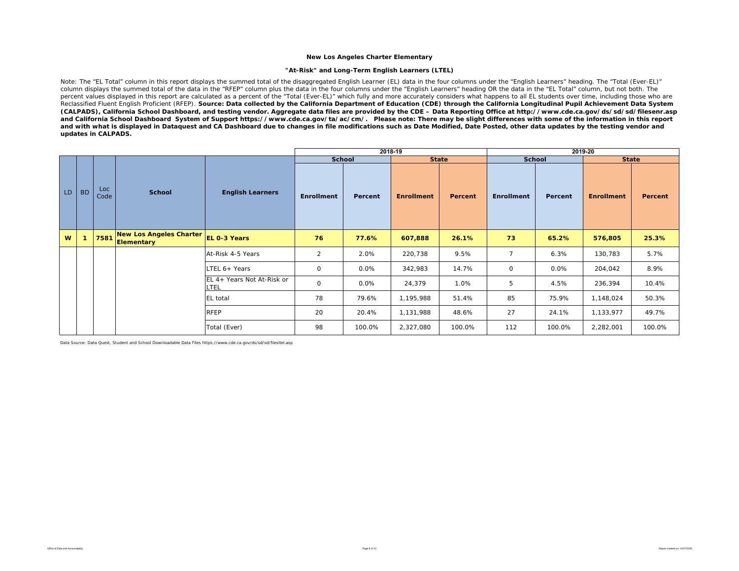**New Los Angeles Charter Elementary**

**"At-Risk" and Long-Term English Learners (LTEL)**

Note: The "EL Total" column in this report displays the summed total of the disaggregated English Learner (EL) data in the four columns under the "English Learners" heading. The "Total (Ever-EL)" column displays the summed total of the data in the "RFEP" column plus the data in the four columns under the "English Learners" heading OR the data in the "EL Total" column, but not both. The percent values displayed in this report are calculated as a percent of the "Total (Ever-EL)" which fully and more accurately considers what happens to all EL students over time, including those who are Reclassified Fluent English Proficient (RFEP). **Source: Data collected by the California Department of Education (CDE) through the California Longitudinal Pupil Achievement Data System (CALPADS), California School Dashboard, and testing vendor. Aggregate data files are provided by the CDE – Data Reporting Office at http://www.cde.ca.gov/ds/sd/sd/filesenr.asp and California School Dashboard System of Support https://www.cde.ca.gov/ta/ac/cm/. Please note: There may be slight differences with some of the information in this report and with what is displayed in Dataquest and CA Dashboard due to changes in file modifications such as Date Modified, Date Posted, other data updates by the testing vendor and updates in CALPADS.**

| | | | | | 2018-19 | | | | 2019-20 | | | |
|---|---|---|---|---|---|---|---|---|---|---|---|---|
| | | | | | School | | State | | School | | State | |
| LD | BD | Loc Code | School | English Learners | Enrollment | Percent | Enrollment | Percent | Enrollment | Percent | Enrollment | Percent |
| **W** | **1** | **7581** | **New Los Angeles Charter Elementary** | **EL 0-3 Years** | **76** | **77.6%** | **607,888** | **26.1%** | **73** | **65.2%** | **576,805** | **25.3%** |
| | | | | At-Risk 4-5 Years | 2 | 2.0% | 220,738 | 9.5% | 7 | 6.3% | 130,783 | 5.7% |
| | | | | LTEL 6+ Years | 0 | 0.0% | 342,983 | 14.7% | 0 | 0.0% | 204,042 | 8.9% |
| | | | | EL 4+ Years Not At-Risk or LTEL | 0 | 0.0% | 24,379 | 1.0% | 5 | 4.5% | 236,394 | 10.4% |
| | | | | EL total | 78 | 79.6% | 1,195,988 | 51.4% | 85 | 75.9% | 1,148,024 | 50.3% |
| | | | | RFEP | 20 | 20.4% | 1,131,988 | 48.6% | 27 | 24.1% | 1,133,977 | 49.7% |
| | | | | Total (Ever) | 98 | 100.0% | 2,327,080 | 100.0% | 112 | 100.0% | 2,282,001 | 100.0% |

Data Source: Data Quest, Student and School Downloadable Data Files https://www.cde.ca.gov/ds/sd/sd/filesltel.asp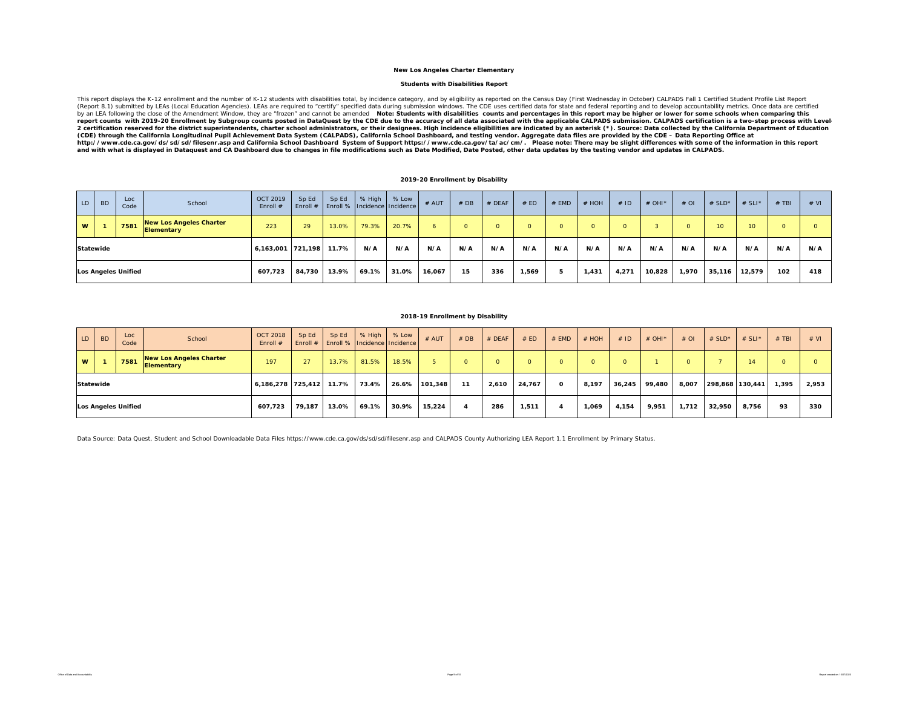**New Los Angeles Charter Elementary**

**Students with Disabilities Report**

This report displays the K-12 enrollment and the number of K-12 students with disabilities total, by incidence category, and by eligibility as reported on the Census Day (First Wednesday in October) CALPADS Fall 1 Certified Student Profile List Report (Report 8.1) submitted by LEAs (Local Education Agencies). LEAs are required to "certify" specified data during submission windows. The CDE uses certified data for state and federal reporting and to develop accountability metrics. Once data are certified by an LEA following the close of the Amendment Window, they are "frozen" and cannot be amended **Note: Students with disabilities counts and percentages in this report may be higher or lower for some schools when comparing this report counts with 2019-20 Enrollment by Subgroup counts posted in DataQuest by the CDE due to the accuracy of all data associated with the applicable CALPADS submission. CALPADS certification is a two-step process with Level-2 certification reserved for the district superintendents, charter school administrators, or their designees. High incidence eligibilities are indicated by an asterisk (*). Source: Data collected by the California Department of Education (CDE) through the California Longitudinal Pupil Achievement Data System (CALPADS), California School Dashboard, and testing vendor. Aggregate data files are provided by the CDE – Data Reporting Office at http://www.cde.ca.gov/ds/sd/sd/filesenr.asp and California School Dashboard System of Support https://www.cde.ca.gov/ta/ac/cm/. Please note: There may be slight differences with some of the information in this report and with what is displayed in Dataquest and CA Dashboard due to changes in file modifications such as Date Modified, Date Posted, other data updates by the testing vendor and updates in CALPADS.**

**2019-20 Enrollment by Disability**

| LD | BD | Loc Code | School | OCT 2019 Enroll # | Sp Ed Enroll # | Sp Ed Enroll % | % High Incidence | % Low Incidence | # AUT | # DB | # DEAF | # ED | # EMD | # HOH | # ID | # OHI* | # OI | # SLD* | # SLI* | # TBI | # VI |
|---|---|---|---|---|---|---|---|---|---|---|---|---|---|---|---|---|---|---|---|---|---|
| W | 1 | 7581 | New Los Angeles Charter Elementary | 223 | 29 | 13.0% | 79.3% | 20.7% | 6 | 0 | 0 | 0 | 0 | 0 | 0 | 3 | 0 | 10 | 10 | 0 | 0 |
| Statewide | | | | 6,163,001 | 721,198 | 11.7% | N/A | N/A | N/A | N/A | N/A | N/A | N/A | N/A | N/A | N/A | N/A | N/A | N/A | N/A | N/A |
| Los Angeles Unified | | | | 607,723 | 84,730 | 13.9% | 69.1% | 31.0% | 16,067 | 15 | 336 | 1,569 | 5 | 1,431 | 4,271 | 10,828 | 1,970 | 35,116 | 12,579 | 102 | 418 |

**2018-19 Enrollment by Disability**

| LD | BD | Loc Code | School | OCT 2018 Enroll # | Sp Ed Enroll # | Sp Ed Enroll % | % High Incidence | % Low Incidence | # AUT | # DB | # DEAF | # ED | # EMD | # HOH | # ID | # OHI* | # OI | # SLD* | # SLI* | # TBI | # VI |
|---|---|---|---|---|---|---|---|---|---|---|---|---|---|---|---|---|---|---|---|---|---|
| W | 1 | 7581 | New Los Angeles Charter Elementary | 197 | 27 | 13.7% | 81.5% | 18.5% | 5 | 0 | 0 | 0 | 0 | 0 | 0 | 1 | 0 | 7 | 14 | 0 | 0 |
| Statewide | | | | 6,186,278 | 725,412 | 11.7% | 73.4% | 26.6% | 101,348 | 11 | 2,610 | 24,767 | 0 | 8,197 | 36,245 | 99,480 | 8,007 | 298,868 | 130,441 | 1,395 | 2,953 |
| Los Angeles Unified | | | | 607,723 | 79,187 | 13.0% | 69.1% | 30.9% | 15,224 | 4 | 286 | 1,511 | 4 | 1,069 | 4,154 | 9,951 | 1,712 | 32,950 | 8,756 | 93 | 330 |

Data Source: Data Quest, Student and School Downloadable Data Files https://www.cde.ca.gov/ds/sd/sd/filesenr.asp and CALPADS County Authorizing LEA Report 1.1 Enrollment by Primary Status.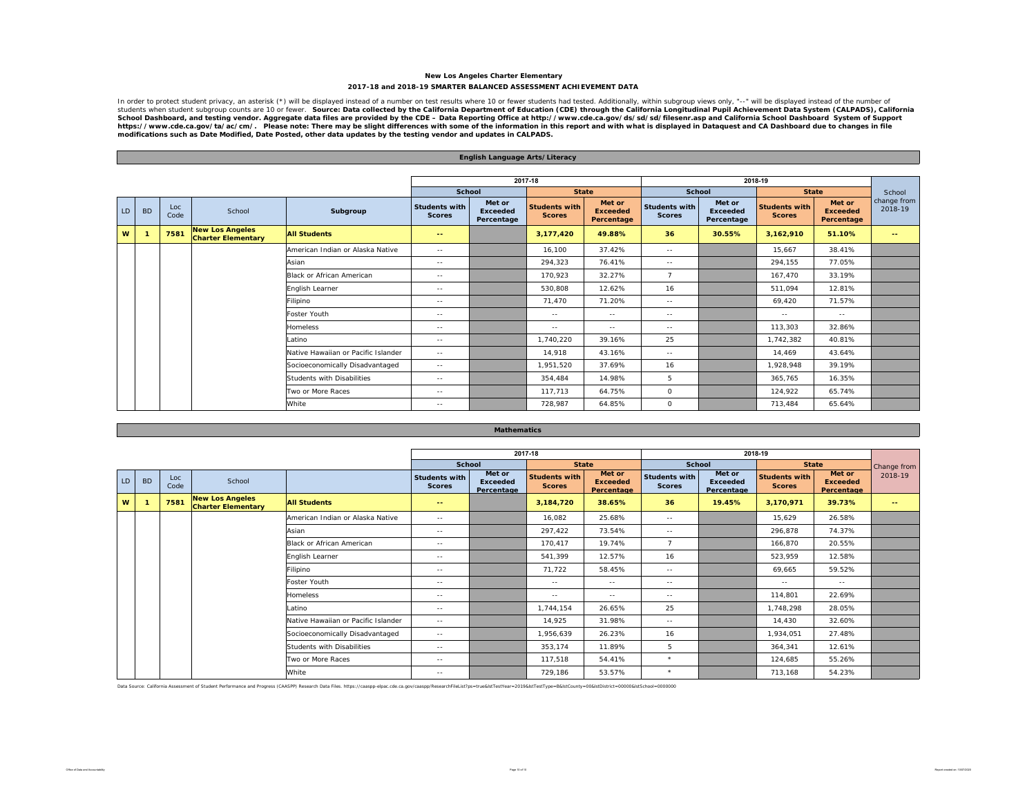**New Los Angeles Charter Elementary**

**2017-18 and 2018-19 SMARTER BALANCED ASSESSMENT ACHIEVEMENT DATA**

In order to protect student privacy, an asterisk (*) will be displayed instead of a number on test results where 10 or fewer students had tested. Additionally, within subgroup views only, "--" will be displayed instead of the number of students when student subgroup counts are 10 or fewer. **Source: Data collected by the California Department of Education (CDE) through the California Longitudinal Pupil Achievement Data System (CALPADS), California School Dashboard, and testing vendor. Aggregate data files are provided by the CDE – Data Reporting Office at http://www.cde.ca.gov/ds/sd/sd/filesenr.asp and California School Dashboard System of Support https://www.cde.ca.gov/ta/ac/cm/. Please note: There may be slight differences with some of the information in this report and with what is displayed in Dataquest and CA Dashboard due to changes in file modifications such as Date Modified, Date Posted, other data updates by the testing vendor and updates in CALPADS.**

## English Language Arts/Literacy

| | | | | | 2017-18 | | | | 2018-19 | | | | |
|---|---|---|---|---|---|---|---|---|---|---|---|---|---|
| | | | | | School | | State | | School | | State | | School change from 2018-19 |
| LD | BD | Loc Code | School | Subgroup | Students with Scores | Met or Exceeded Percentage | Students with Scores | Met or Exceeded Percentage | Students with Scores | Met or Exceeded Percentage | Students with Scores | Met or Exceeded Percentage | |
| **W** | **1** | **7581** | **New Los Angeles Charter Elementary** | **All Students** | **--** | | **3,177,420** | **49.88%** | **36** | **30.55%** | **3,162,910** | **51.10%** | **--** |
| | | | | American Indian or Alaska Native | -- | | 16,100 | 37.42% | -- | | 15,667 | 38.41% | |
| | | | | Asian | -- | | 294,323 | 76.41% | -- | | 294,155 | 77.05% | |
| | | | | Black or African American | -- | | 170,923 | 32.27% | 7 | | 167,470 | 33.19% | |
| | | | | English Learner | -- | | 530,808 | 12.62% | 16 | | 511,094 | 12.81% | |
| | | | | Filipino | -- | | 71,470 | 71.20% | -- | | 69,420 | 71.57% | |
| | | | | Foster Youth | -- | | -- | -- | -- | | -- | -- | |
| | | | | Homeless | -- | | -- | -- | -- | | 113,303 | 32.86% | |
| | | | | Latino | -- | | 1,740,220 | 39.16% | 25 | | 1,742,382 | 40.81% | |
| | | | | Native Hawaiian or Pacific Islander | -- | | 14,918 | 43.16% | -- | | 14,469 | 43.64% | |
| | | | | Socioeconomically Disadvantaged | -- | | 1,951,520 | 37.69% | 16 | | 1,928,948 | 39.19% | |
| | | | | Students with Disabilities | -- | | 354,484 | 14.98% | 5 | | 365,765 | 16.35% | |
| | | | | Two or More Races | -- | | 117,713 | 64.75% | 0 | | 124,922 | 65.74% | |
| | | | | White | -- | | 728,987 | 64.85% | 0 | | 713,484 | 65.64% | |

## Mathematics

| | | | | | 2017-18 | | | | 2018-19 | | | | |
|---|---|---|---|---|---|---|---|---|---|---|---|---|---|
| | | | | | School | | State | | School | | State | | Change from 2018-19 |
| LD | BD | Loc Code | School | | Students with Scores | Met or Exceeded Percentage | Students with Scores | Met or Exceeded Percentage | Students with Scores | Met or Exceeded Percentage | Students with Scores | Met or Exceeded Percentage | |
| **W** | **1** | **7581** | **New Los Angeles Charter Elementary** | **All Students** | **--** | | **3,184,720** | **38.65%** | **36** | **19.45%** | **3,170,971** | **39.73%** | **--** |
| | | | | American Indian or Alaska Native | -- | | 16,082 | 25.68% | -- | | 15,629 | 26.58% | |
| | | | | Asian | -- | | 297,422 | 73.54% | -- | | 296,878 | 74.37% | |
| | | | | Black or African American | -- | | 170,417 | 19.74% | 7 | | 166,870 | 20.55% | |
| | | | | English Learner | -- | | 541,399 | 12.57% | 16 | | 523,959 | 12.58% | |
| | | | | Filipino | -- | | 71,722 | 58.45% | -- | | 69,665 | 59.52% | |
| | | | | Foster Youth | -- | | -- | -- | -- | | -- | -- | |
| | | | | Homeless | -- | | -- | -- | -- | | 114,801 | 22.69% | |
| | | | | Latino | -- | | 1,744,154 | 26.65% | 25 | | 1,748,298 | 28.05% | |
| | | | | Native Hawaiian or Pacific Islander | -- | | 14,925 | 31.98% | -- | | 14,430 | 32.60% | |
| | | | | Socioeconomically Disadvantaged | -- | | 1,956,639 | 26.23% | 16 | | 1,934,051 | 27.48% | |
| | | | | Students with Disabilities | -- | | 353,174 | 11.89% | 5 | | 364,341 | 12.61% | |
| | | | | Two or More Races | -- | | 117,518 | 54.41% | * | | 124,685 | 55.26% | |
| | | | | White | -- | | 729,186 | 53.57% | * | | 713,168 | 54.23% | |

Data Source: California Assessment of Student Performance and Progress (CAASPP) Research Data Files. https://caaspp-elpac.cde.ca.gov/caaspp/ResearchFileList?ps=true&lstTestYear=2019&lstTestType=B&lstCounty=00&lstDistrict=00000&lstSchool=0000000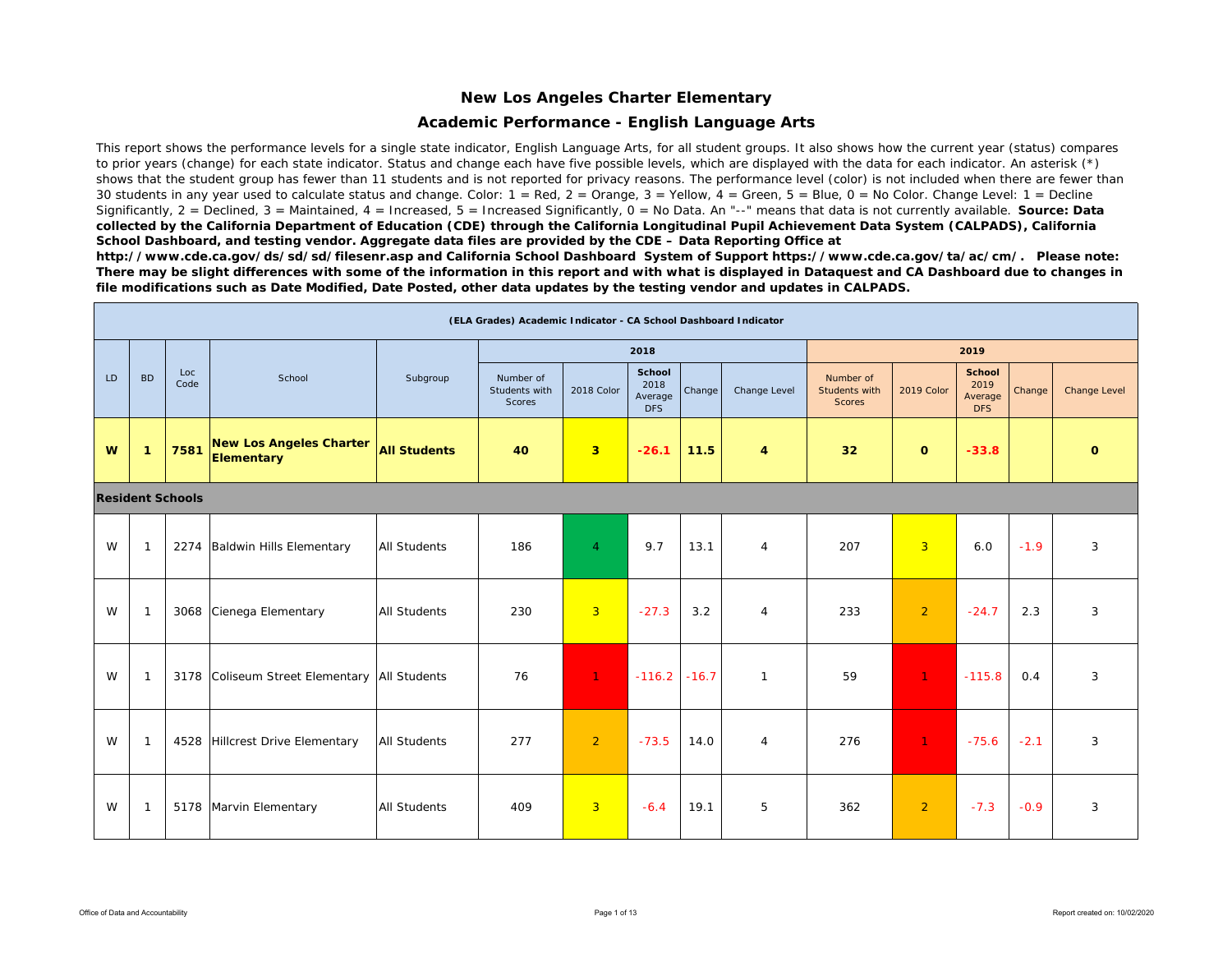# New Los Angeles Charter Elementary

## Academic Performance - English Language Arts

This report shows the performance levels for a single state indicator, English Language Arts, for all student groups. It also shows how the current year (status) compares to prior years (change) for each state indicator. Status and change each have five possible levels, which are displayed with the data for each indicator. An asterisk (*) shows that the student group has fewer than 11 students and is not reported for privacy reasons. The performance level (color) is not included when there are fewer than 30 students in any year used to calculate status and change. Color: 1 = Red, 2 = Orange, 3 = Yellow, 4 = Green, 5 = Blue, 0 = No Color. Change Level: 1 = Decline Significantly, 2 = Declined, 3 = Maintained, 4 = Increased, 5 = Increased Significantly, 0 = No Data. An "--" means that data is not currently available. **Source: Data collected by the California Department of Education (CDE) through the California Longitudinal Pupil Achievement Data System (CALPADS), California School Dashboard, and testing vendor. Aggregate data files are provided by the CDE – Data Reporting Office at http://www.cde.ca.gov/ds/sd/sd/filesenr.asp and California School Dashboard System of Support https://www.cde.ca.gov/ta/ac/cm/. Please note: There may be slight differences with some of the information in this report and with what is displayed in Dataquest and CA Dashboard due to changes in file modifications such as Date Modified, Date Posted, other data updates by the testing vendor and updates in CALPADS.**

| (ELA Grades) Academic Indicator - CA School Dashboard Indicator | | | | | | | | | | | | | | |
|---|---|---|---|---|---|---|---|---|---|---|---|---|---|---|
| | | | | | 2018 | | | | | 2019 | | | | |
| LD | BD | Loc Code | School | Subgroup | Number of Students with Scores | 2018 Color | School 2018 Average DFS | Change | Change Level | Number of Students with Scores | 2019 Color | School 2019 Average DFS | Change | Change Level |
| **W** | **1** | **7581** | **New Los Angeles Charter Elementary** | **All Students** | **40** | **3** | **-26.1** | **11.5** | **4** | **32** | **0** | **-33.8** | | **0** |
| **Resident Schools** | | | | | | | | | | | | | | |
| W | 1 | 2274 | Baldwin Hills Elementary | All Students | 186 | 4 | 9.7 | 13.1 | 4 | 207 | 3 | 6.0 | -1.9 | 3 |
| W | 1 | 3068 | Cienega Elementary | All Students | 230 | 3 | -27.3 | 3.2 | 4 | 233 | 2 | -24.7 | 2.3 | 3 |
| W | 1 | 3178 | Coliseum Street Elementary | All Students | 76 | 1 | -116.2 | -16.7 | 1 | 59 | 1 | -115.8 | 0.4 | 3 |
| W | 1 | 4528 | Hillcrest Drive Elementary | All Students | 277 | 2 | -73.5 | 14.0 | 4 | 276 | 1 | -75.6 | -2.1 | 3 |
| W | 1 | 5178 | Marvin Elementary | All Students | 409 | 3 | -6.4 | 19.1 | 5 | 362 | 2 | -7.3 | -0.9 | 3 |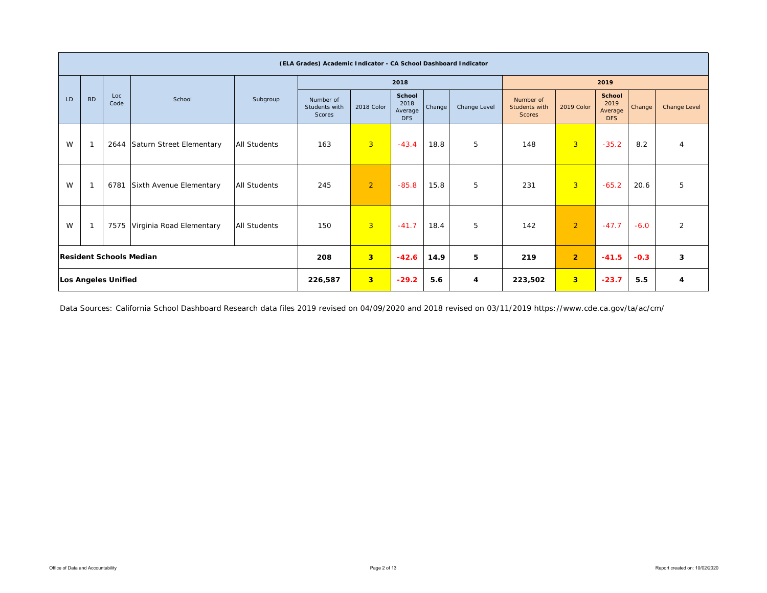| (ELA Grades) Academic Indicator - CA School Dashboard Indicator | | | | | | | | | | | | | | |
|---|---|---|---|---|---|---|---|---|---|---|---|---|---|---|
| | | | | | 2018 | | | | | 2019 | | | | |
| LD | BD | Loc Code | School | Subgroup | Number of Students with Scores | 2018 Color | School 2018 Average DFS | Change | Change Level | Number of Students with Scores | 2019 Color | School 2019 Average DFS | Change | Change Level |
| W | 1 | 2644 | Saturn Street Elementary | All Students | 163 | 3 | -43.4 | 18.8 | 5 | 148 | 3 | -35.2 | 8.2 | 4 |
| W | 1 | 6781 | Sixth Avenue Elementary | All Students | 245 | 2 | -85.8 | 15.8 | 5 | 231 | 3 | -65.2 | 20.6 | 5 |
| W | 1 | 7575 | Virginia Road Elementary | All Students | 150 | 3 | -41.7 | 18.4 | 5 | 142 | 2 | -47.7 | -6.0 | 2 |
| **Resident Schools Median** | | | | | **208** | **3** | **-42.6** | **14.9** | **5** | **219** | **2** | **-41.5** | **-0.3** | **3** |
| **Los Angeles Unified** | | | | | **226,587** | **3** | **-29.2** | **5.6** | **4** | **223,502** | **3** | **-23.7** | **5.5** | **4** |

Data Sources: California School Dashboard Research data files 2019 revised on 04/09/2020 and 2018 revised on 03/11/2019 https://www.cde.ca.gov/ta/ac/cm/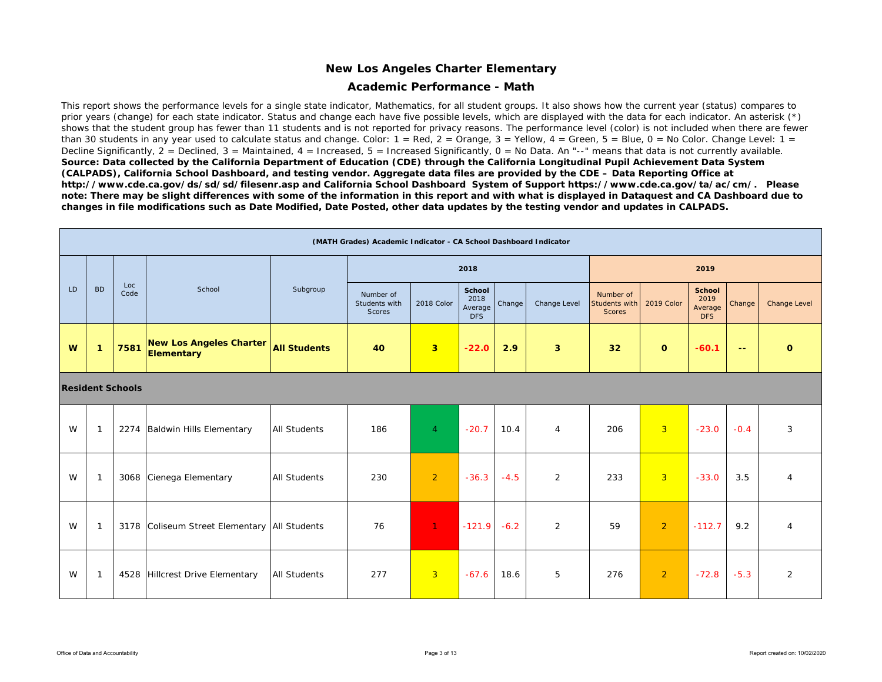# New Los Angeles Charter Elementary

## Academic Performance - Math

This report shows the performance levels for a single state indicator, Mathematics, for all student groups. It also shows how the current year (status) compares to prior years (change) for each state indicator. Status and change each have five possible levels, which are displayed with the data for each indicator. An asterisk (*) shows that the student group has fewer than 11 students and is not reported for privacy reasons. The performance level (color) is not included when there are fewer than 30 students in any year used to calculate status and change. Color: 1 = Red, 2 = Orange, 3 = Yellow, 4 = Green, 5 = Blue, 0 = No Color. Change Level: 1 = Decline Significantly, 2 = Declined, 3 = Maintained, 4 = Increased, 5 = Increased Significantly, 0 = No Data. An "--" means that data is not currently available. **Source: Data collected by the California Department of Education (CDE) through the California Longitudinal Pupil Achievement Data System (CALPADS), California School Dashboard, and testing vendor. Aggregate data files are provided by the CDE – Data Reporting Office at http://www.cde.ca.gov/ds/sd/sd/filesenr.asp and California School Dashboard System of Support https://www.cde.ca.gov/ta/ac/cm/. Please note: There may be slight differences with some of the information in this report and with what is displayed in Dataquest and CA Dashboard due to changes in file modifications such as Date Modified, Date Posted, other data updates by the testing vendor and updates in CALPADS.**

**(MATH Grades) Academic Indicator - CA School Dashboard Indicator**

| LD | BD | Loc Code | School | Subgroup | 2018 | | | | | 2019 | | | | |
|---|---|---|---|---|---|---|---|---|---|---|---|---|---|---|
| | | | | | Number of Students with Scores | 2018 Color | School 2018 Average DFS | Change | Change Level | Number of Students with Scores | 2019 Color | School 2019 Average DFS | Change | Change Level |
| **W** | **1** | **7581** | **New Los Angeles Charter Elementary** | **All Students** | **40** | **3** | **-22.0** | **2.9** | **3** | **32** | **0** | **-60.1** | **--** | **0** |
| **Resident Schools** | | | | | | | | | | | | | | |
| W | 1 | 2274 | Baldwin Hills Elementary | All Students | 186 | 4 | -20.7 | 10.4 | 4 | 206 | 3 | -23.0 | -0.4 | 3 |
| W | 1 | 3068 | Cienega Elementary | All Students | 230 | 2 | -36.3 | -4.5 | 2 | 233 | 3 | -33.0 | 3.5 | 4 |
| W | 1 | 3178 | Coliseum Street Elementary | All Students | 76 | 1 | -121.9 | -6.2 | 2 | 59 | 2 | -112.7 | 9.2 | 4 |
| W | 1 | 4528 | Hillcrest Drive Elementary | All Students | 277 | 3 | -67.6 | 18.6 | 5 | 276 | 2 | -72.8 | -5.3 | 2 |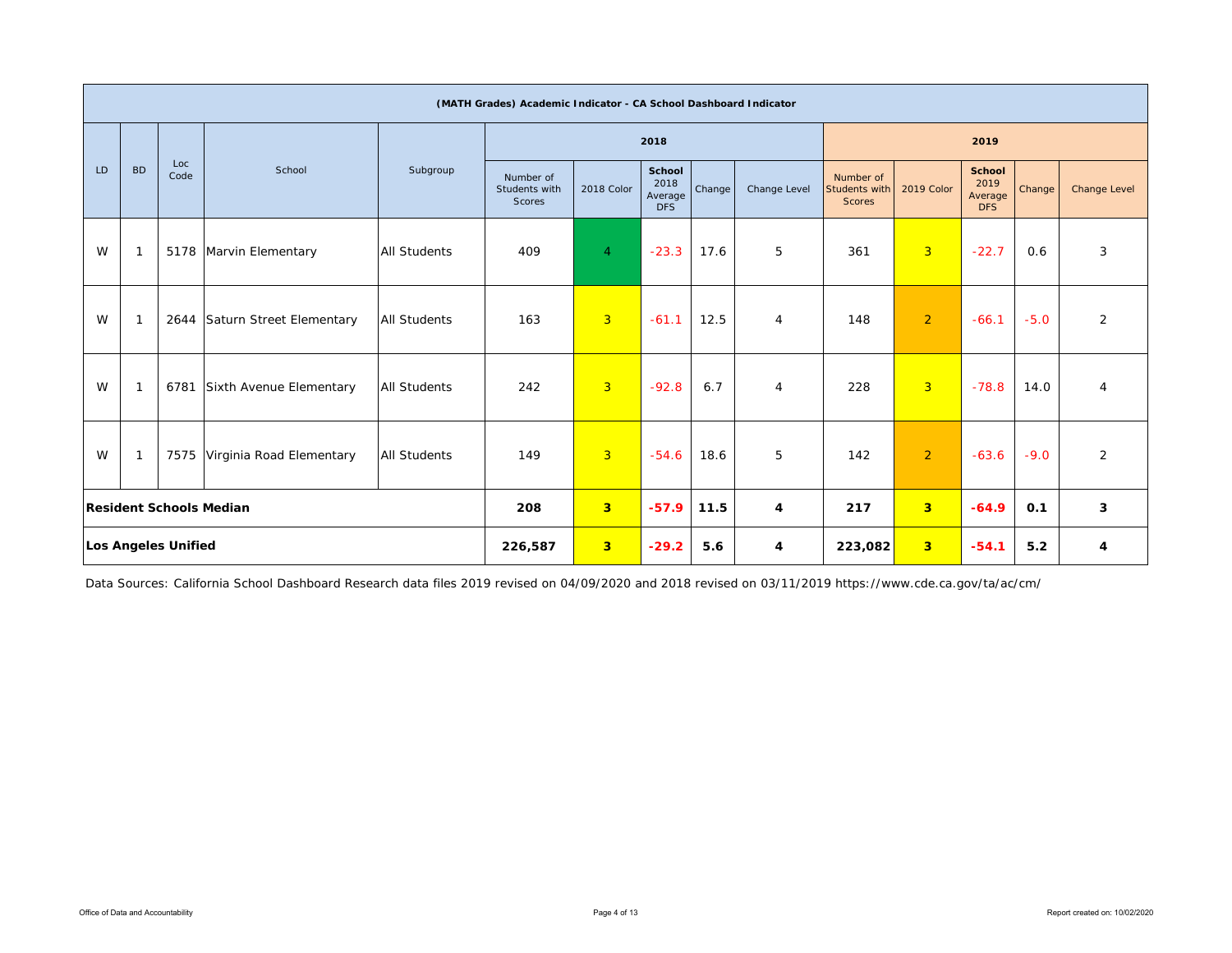| (MATH Grades) Academic Indicator - CA School Dashboard Indicator | | | | | | | | | | | | | | |
|---|---|---|---|---|---|---|---|---|---|---|---|---|---|---|
| LD | BD | Loc Code | School | Subgroup | 2018 | | | | | 2019 | | | | |
| | | | | | Number of Students with Scores | 2018 Color | School 2018 Average DFS | Change | Change Level | Number of Students with Scores | 2019 Color | School 2019 Average DFS | Change | Change Level |
| W | 1 | 5178 | Marvin Elementary | All Students | 409 | 4 | -23.3 | 17.6 | 5 | 361 | 3 | -22.7 | 0.6 | 3 |
| W | 1 | 2644 | Saturn Street Elementary | All Students | 163 | 3 | -61.1 | 12.5 | 4 | 148 | 2 | -66.1 | -5.0 | 2 |
| W | 1 | 6781 | Sixth Avenue Elementary | All Students | 242 | 3 | -92.8 | 6.7 | 4 | 228 | 3 | -78.8 | 14.0 | 4 |
| W | 1 | 7575 | Virginia Road Elementary | All Students | 149 | 3 | -54.6 | 18.6 | 5 | 142 | 2 | -63.6 | -9.0 | 2 |
| **Resident Schools Median** | | | | | **208** | **3** | **-57.9** | **11.5** | **4** | **217** | **3** | **-64.9** | **0.1** | **3** |
| **Los Angeles Unified** | | | | | **226,587** | **3** | **-29.2** | **5.6** | **4** | **223,082** | **3** | **-54.1** | **5.2** | **4** |

Data Sources: California School Dashboard Research data files 2019 revised on 04/09/2020 and 2018 revised on 03/11/2019 https://www.cde.ca.gov/ta/ac/cm/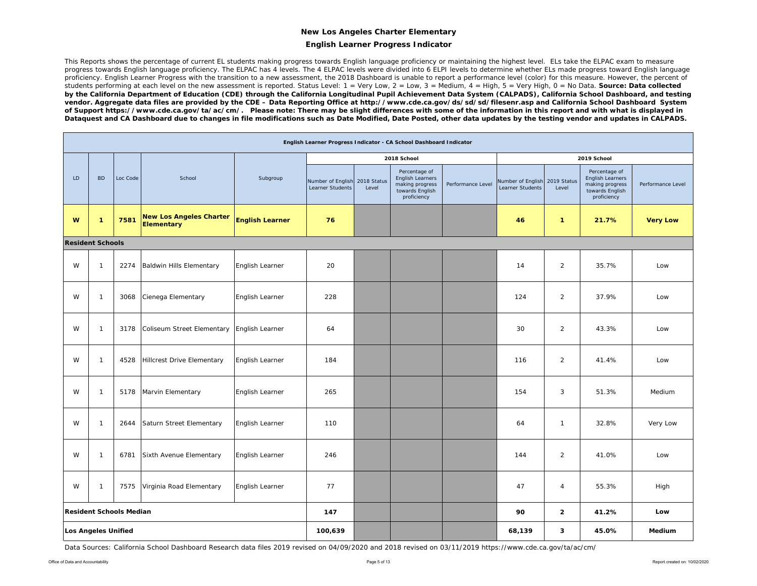# New Los Angeles Charter Elementary

## English Learner Progress Indicator

This Reports shows the percentage of current EL students making progress towards English language proficiency or maintaining the highest level. ELs take the ELPAC exam to measure progress towards English language proficiency. The ELPAC has 4 levels. The 4 ELPAC levels were divided into 6 ELPI levels to determine whether ELs made progress toward English language proficiency. English Learner Progress with the transition to a new assessment, the 2018 Dashboard is unable to report a performance level (color) for this measure. However, the percent of students performing at each level on the new assessment is reported. Status Level: 1 = Very Low, 2 = Low, 3 = Medium, 4 = High, 5 = Very High, 0 = No Data. **Source: Data collected by the California Department of Education (CDE) through the California Longitudinal Pupil Achievement Data System (CALPADS), California School Dashboard, and testing vendor. Aggregate data files are provided by the CDE – Data Reporting Office at http://www.cde.ca.gov/ds/sd/sd/filesenr.asp and California School Dashboard System of Support https://www.cde.ca.gov/ta/ac/cm/. Please note: There may be slight differences with some of the information in this report and with what is displayed in Dataquest and CA Dashboard due to changes in file modifications such as Date Modified, Date Posted, other data updates by the testing vendor and updates in CALPADS.**

| English Learner Progress Indicator - CA School Dashboard Indicator | | | | | | | | | | | | |
|---|---|---|---|---|---|---|---|---|---|---|---|---|
| | | | | | 2018 School | | | | 2019 School | | | |
| LD | BD | Loc Code | School | Subgroup | Number of English Learner Students | 2018 Status Level | Percentage of English Learners making progress towards English proficiency | Performance Level | Number of English Learner Students | 2019 Status Level | Percentage of English Learners making progress towards English proficiency | Performance Level |
| **W** | **1** | **7581** | **New Los Angeles Charter Elementary** | **English Learner** | **76** | | | | **46** | **1** | **21.7%** | **Very Low** |
| **Resident Schools** | | | | | | | | | | | | |
| W | 1 | 2274 | Baldwin Hills Elementary | English Learner | 20 | | | | 14 | 2 | 35.7% | Low |
| W | 1 | 3068 | Cienega Elementary | English Learner | 228 | | | | 124 | 2 | 37.9% | Low |
| W | 1 | 3178 | Coliseum Street Elementary | English Learner | 64 | | | | 30 | 2 | 43.3% | Low |
| W | 1 | 4528 | Hillcrest Drive Elementary | English Learner | 184 | | | | 116 | 2 | 41.4% | Low |
| W | 1 | 5178 | Marvin Elementary | English Learner | 265 | | | | 154 | 3 | 51.3% | Medium |
| W | 1 | 2644 | Saturn Street Elementary | English Learner | 110 | | | | 64 | 1 | 32.8% | Very Low |
| W | 1 | 6781 | Sixth Avenue Elementary | English Learner | 246 | | | | 144 | 2 | 41.0% | Low |
| W | 1 | 7575 | Virginia Road Elementary | English Learner | 77 | | | | 47 | 4 | 55.3% | High |
| **Resident Schools Median** | | | | | **147** | | | | **90** | **2** | **41.2%** | **Low** |
| **Los Angeles Unified** | | | | | **100,639** | | | | **68,139** | **3** | **45.0%** | **Medium** |

Data Sources: California School Dashboard Research data files 2019 revised on 04/09/2020 and 2018 revised on 03/11/2019 https://www.cde.ca.gov/ta/ac/cm/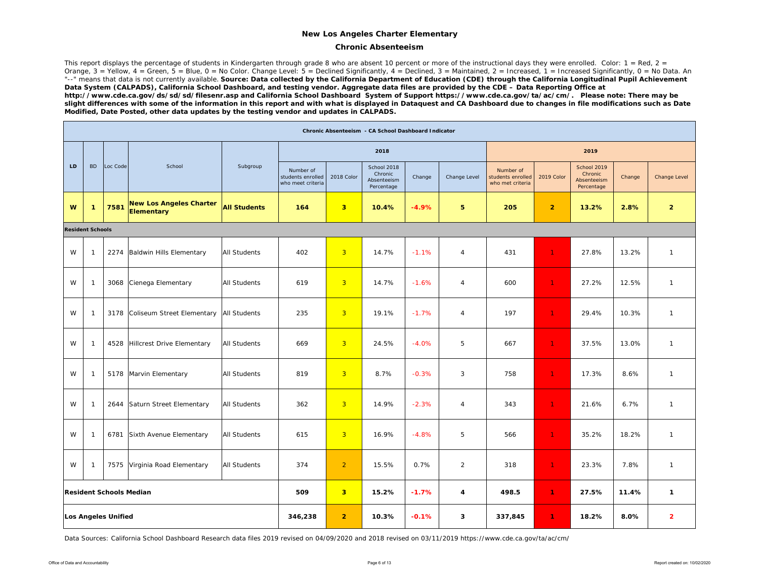**New Los Angeles Charter Elementary**

**Chronic Absenteeism**

This report displays the percentage of students in Kindergarten through grade 8 who are absent 10 percent or more of the instructional days they were enrolled. Color: 1 = Red, 2 = Orange, 3 = Yellow, 4 = Green, 5 = Blue, 0 = No Color. Change Level: 5 = Declined Significantly, 4 = Declined, 3 = Maintained, 2 = Increased, 1 = Increased Significantly, 0 = No Data. An "--" means that data is not currently available. **Source: Data collected by the California Department of Education (CDE) through the California Longitudinal Pupil Achievement Data System (CALPADS), California School Dashboard, and testing vendor. Aggregate data files are provided by the CDE – Data Reporting Office at http://www.cde.ca.gov/ds/sd/sd/filesenr.asp and California School Dashboard System of Support https://www.cde.ca.gov/ta/ac/cm/. Please note: There may be slight differences with some of the information in this report and with what is displayed in Dataquest and CA Dashboard due to changes in file modifications such as Date Modified, Date Posted, other data updates by the testing vendor and updates in CALPADS.**

| Chronic Absenteeism - CA School Dashboard Indicator | | | | | | | | | | | | | | |
|---|---|---|---|---|---|---|---|---|---|---|---|---|---|---|
| LD | BD | Loc Code | School | Subgroup | 2018 | | | | | 2019 | | | | |
| | | | | | Number of students enrolled who meet criteria | 2018 Color | School 2018 Chronic Absenteeism Percentage | Change | Change Level | Number of students enrolled who met criteria | 2019 Color | School 2019 Chronic Absenteeism Percentage | Change | Change Level |
| **W** | **1** | **7581** | **New Los Angeles Charter Elementary** | **All Students** | **164** | **3** | **10.4%** | **-4.9%** | **5** | **205** | **2** | **13.2%** | **2.8%** | **2** |
| **Resident Schools** | | | | | | | | | | | | | | |
| W | 1 | 2274 | Baldwin Hills Elementary | All Students | 402 | 3 | 14.7% | -1.1% | 4 | 431 | 1 | 27.8% | 13.2% | 1 |
| W | 1 | 3068 | Cienega Elementary | All Students | 619 | 3 | 14.7% | -1.6% | 4 | 600 | 1 | 27.2% | 12.5% | 1 |
| W | 1 | 3178 | Coliseum Street Elementary | All Students | 235 | 3 | 19.1% | -1.7% | 4 | 197 | 1 | 29.4% | 10.3% | 1 |
| W | 1 | 4528 | Hillcrest Drive Elementary | All Students | 669 | 3 | 24.5% | -4.0% | 5 | 667 | 1 | 37.5% | 13.0% | 1 |
| W | 1 | 5178 | Marvin Elementary | All Students | 819 | 3 | 8.7% | -0.3% | 3 | 758 | 1 | 17.3% | 8.6% | 1 |
| W | 1 | 2644 | Saturn Street Elementary | All Students | 362 | 3 | 14.9% | -2.3% | 4 | 343 | 1 | 21.6% | 6.7% | 1 |
| W | 1 | 6781 | Sixth Avenue Elementary | All Students | 615 | 3 | 16.9% | -4.8% | 5 | 566 | 1 | 35.2% | 18.2% | 1 |
| W | 1 | 7575 | Virginia Road Elementary | All Students | 374 | 2 | 15.5% | 0.7% | 2 | 318 | 1 | 23.3% | 7.8% | 1 |
| **Resident Schools Median** | | | | | **509** | **3** | **15.2%** | **-1.7%** | **4** | **498.5** | **1** | **27.5%** | **11.4%** | **1** |
| **Los Angeles Unified** | | | | | **346,238** | **2** | **10.3%** | **-0.1%** | **3** | **337,845** | **1** | **18.2%** | **8.0%** | **2** |

Data Sources: California School Dashboard Research data files 2019 revised on 04/09/2020 and 2018 revised on 03/11/2019 https://www.cde.ca.gov/ta/ac/cm/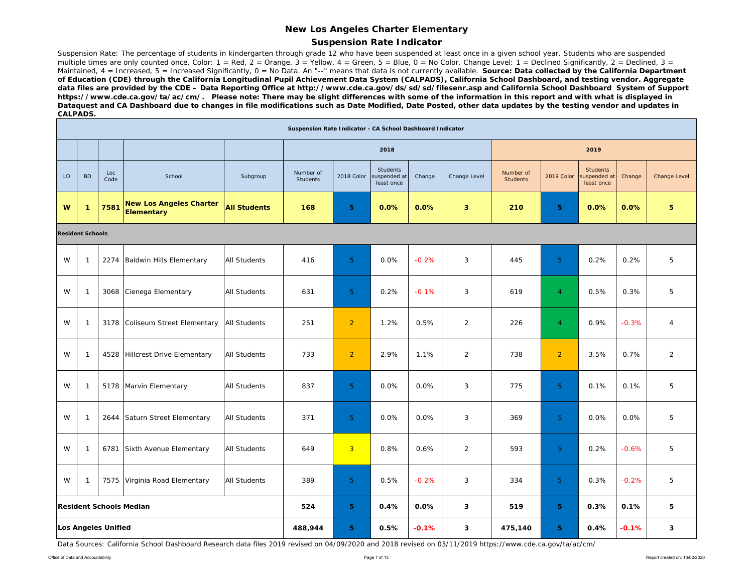# New Los Angeles Charter Elementary

## Suspension Rate Indicator

Suspension Rate: The percentage of students in kindergarten through grade 12 who have been suspended at least once in a given school year. Students who are suspended multiple times are only counted once. Color: 1 = Red, 2 = Orange, 3 = Yellow, 4 = Green, 5 = Blue, 0 = No Color. Change Level: 1 = Declined Significantly, 2 = Declined, 3 = Maintained, 4 = Increased, 5 = Increased Significantly, 0 = No Data. An "--" means that data is not currently available. **Source: Data collected by the California Department of Education (CDE) through the California Longitudinal Pupil Achievement Data System (CALPADS), California School Dashboard, and testing vendor. Aggregate data files are provided by the CDE – Data Reporting Office at http://www.cde.ca.gov/ds/sd/sd/filesenr.asp and California School Dashboard System of Support https://www.cde.ca.gov/ta/ac/cm/. Please note: There may be slight differences with some of the information in this report and with what is displayed in Dataquest and CA Dashboard due to changes in file modifications such as Date Modified, Date Posted, other data updates by the testing vendor and updates in CALPADS.**

| Suspension Rate Indicator - CA School Dashboard Indicator | | | | | | | | | | | | | | |
|---|---|---|---|---|---|---|---|---|---|---|---|---|---|---|
| | | | | | 2018 | | | | | 2019 | | | | |
| LD | BD | Loc Code | School | Subgroup | Number of Students | 2018 Color | Students suspended at least once | Change | Change Level | Number of Students | 2019 Color | Students suspended at least once | Change | Change Level |
| **W** | **1** | **7581** | **New Los Angeles Charter Elementary** | **All Students** | **168** | **5** | **0.0%** | **0.0%** | **3** | **210** | **5** | **0.0%** | **0.0%** | **5** |
| **Resident Schools** | | | | | | | | | | | | | | |
| W | 1 | 2274 | Baldwin Hills Elementary | All Students | 416 | 5 | 0.0% | -0.2% | 3 | 445 | 5 | 0.2% | 0.2% | 5 |
| W | 1 | 3068 | Cienega Elementary | All Students | 631 | 5 | 0.2% | -0.1% | 3 | 619 | 4 | 0.5% | 0.3% | 5 |
| W | 1 | 3178 | Coliseum Street Elementary | All Students | 251 | 2 | 1.2% | 0.5% | 2 | 226 | 4 | 0.9% | -0.3% | 4 |
| W | 1 | 4528 | Hillcrest Drive Elementary | All Students | 733 | 2 | 2.9% | 1.1% | 2 | 738 | 2 | 3.5% | 0.7% | 2 |
| W | 1 | 5178 | Marvin Elementary | All Students | 837 | 5 | 0.0% | 0.0% | 3 | 775 | 5 | 0.1% | 0.1% | 5 |
| W | 1 | 2644 | Saturn Street Elementary | All Students | 371 | 5 | 0.0% | 0.0% | 3 | 369 | 5 | 0.0% | 0.0% | 5 |
| W | 1 | 6781 | Sixth Avenue Elementary | All Students | 649 | 3 | 0.8% | 0.6% | 2 | 593 | 5 | 0.2% | -0.6% | 5 |
| W | 1 | 7575 | Virginia Road Elementary | All Students | 389 | 5 | 0.5% | -0.2% | 3 | 334 | 5 | 0.3% | -0.2% | 5 |
| **Resident Schools Median** | | | | | **524** | **5** | **0.4%** | **0.0%** | **3** | **519** | **5** | **0.3%** | **0.1%** | **5** |
| **Los Angeles Unified** | | | | | **488,944** | **5** | **0.5%** | **-0.1%** | **3** | **475,140** | **5** | **0.4%** | **-0.1%** | **3** |

Data Sources: California School Dashboard Research data files 2019 revised on 04/09/2020 and 2018 revised on 03/11/2019 https://www.cde.ca.gov/ta/ac/cm/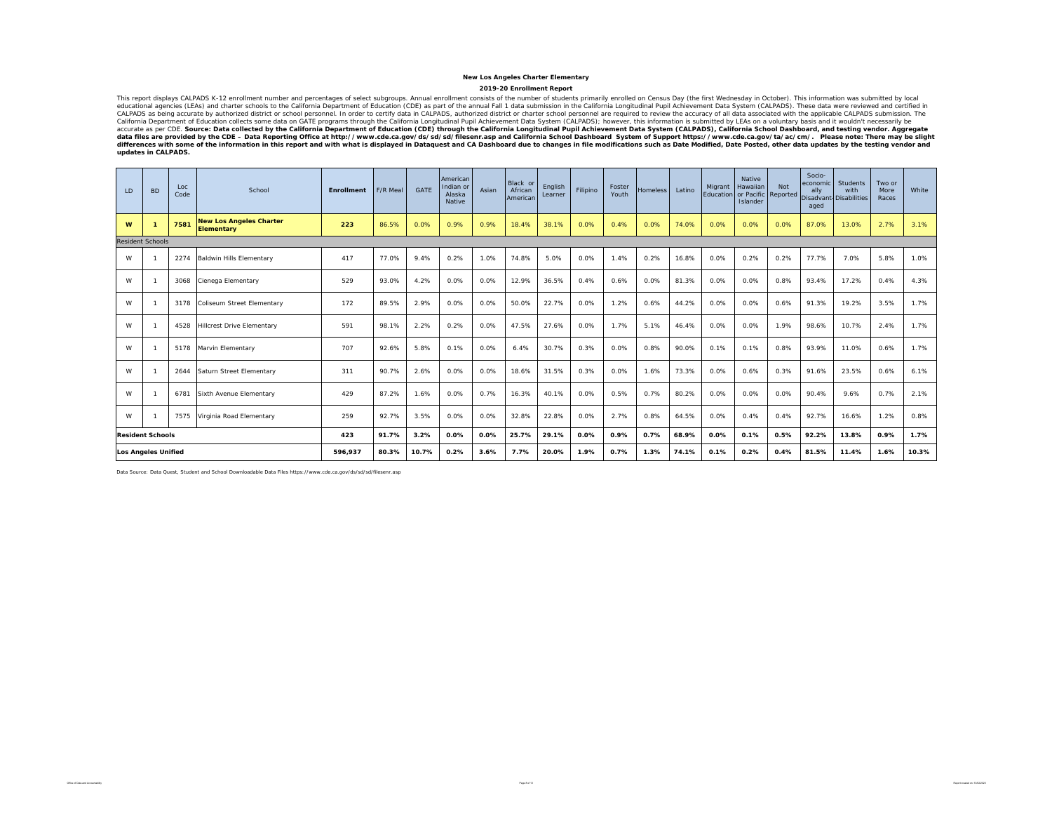**New Los Angeles Charter Elementary**

**2019-20 Enrollment Report**

This report displays CALPADS K-12 enrollment number and percentages of select subgroups. Annual enrollment consists of the number of students primarily enrolled on Census Day (the first Wednesday in October). This information was submitted by local educational agencies (LEAs) and charter schools to the California Department of Education (CDE) as part of the annual Fall 1 data submission in the California Longitudinal Pupil Achievement Data System (CALPADS). These data were reviewed and certified in CALPADS as being accurate by authorized district or school personnel. In order to certify data in CALPADS, authorized district or charter school personnel are required to review the accuracy of all data associated with the applicable CALPADS submission. The California Department of Education collects some data on GATE programs through the California Longitudinal Pupil Achievement Data System (CALPADS); however, this information is submitted by LEAs on a voluntary basis and it wouldn't necessarily be accurate as per CDE. **Source: Data collected by the California Department of Education (CDE) through the California Longitudinal Pupil Achievement Data System (CALPADS), California School Dashboard, and testing vendor. Aggregate data files are provided by the CDE – Data Reporting Office at http://www.cde.ca.gov/ds/sd/sd/filesenr.asp and California School Dashboard System of Support https://www.cde.ca.gov/ta/ac/cm/. Please note: There may be slight differences with some of the information in this report and with what is displayed in Dataquest and CA Dashboard due to changes in file modifications such as Date Modified, Date Posted, other data updates by the testing vendor and updates in CALPADS.**

| LD | BD | Loc Code | School | Enrollment | F/R Meal | GATE | American Indian or Alaska Native | Asian | Black or African American | English Learner | Filipino | Foster Youth | Homeless | Latino | Migrant Education | Native Hawaiian or Pacific Islander | Not Reported | Socio-economically Disadvantaged | Students with Disabilities | Two or More Races | White |
|---|---|---|---|---|---|---|---|---|---|---|---|---|---|---|---|---|---|---|---|---|---|
| **W** | **1** | **7581** | **New Los Angeles Charter Elementary** | **223** | 86.5% | 0.0% | 0.9% | 0.9% | 18.4% | 38.1% | 0.0% | 0.4% | 0.0% | 74.0% | 0.0% | 0.0% | 0.0% | 87.0% | 13.0% | 2.7% | 3.1% |
| Resident Schools | | | | | | | | | | | | | | | | | | | | | |
| W | 1 | 2274 | Baldwin Hills Elementary | 417 | 77.0% | 9.4% | 0.2% | 1.0% | 74.8% | 5.0% | 0.0% | 1.4% | 0.2% | 16.8% | 0.0% | 0.2% | 0.2% | 77.7% | 7.0% | 5.8% | 1.0% |
| W | 1 | 3068 | Cienega Elementary | 529 | 93.0% | 4.2% | 0.0% | 0.0% | 12.9% | 36.5% | 0.4% | 0.6% | 0.0% | 81.3% | 0.0% | 0.0% | 0.8% | 93.4% | 17.2% | 0.4% | 4.3% |
| W | 1 | 3178 | Coliseum Street Elementary | 172 | 89.5% | 2.9% | 0.0% | 0.0% | 50.0% | 22.7% | 0.0% | 1.2% | 0.6% | 44.2% | 0.0% | 0.0% | 0.6% | 91.3% | 19.2% | 3.5% | 1.7% |
| W | 1 | 4528 | Hillcrest Drive Elementary | 591 | 98.1% | 2.2% | 0.2% | 0.0% | 47.5% | 27.6% | 0.0% | 1.7% | 5.1% | 46.4% | 0.0% | 0.0% | 1.9% | 98.6% | 10.7% | 2.4% | 1.7% |
| W | 1 | 5178 | Marvin Elementary | 707 | 92.6% | 5.8% | 0.1% | 0.0% | 6.4% | 30.7% | 0.3% | 0.0% | 0.8% | 90.0% | 0.1% | 0.1% | 0.8% | 93.9% | 11.0% | 0.6% | 1.7% |
| W | 1 | 2644 | Saturn Street Elementary | 311 | 90.7% | 2.6% | 0.0% | 0.0% | 18.6% | 31.5% | 0.3% | 0.0% | 1.6% | 73.3% | 0.0% | 0.6% | 0.3% | 91.6% | 23.5% | 0.6% | 6.1% |
| W | 1 | 6781 | Sixth Avenue Elementary | 429 | 87.2% | 1.6% | 0.0% | 0.7% | 16.3% | 40.1% | 0.0% | 0.5% | 0.7% | 80.2% | 0.0% | 0.0% | 0.0% | 90.4% | 9.6% | 0.7% | 2.1% |
| W | 1 | 7575 | Virginia Road Elementary | 259 | 92.7% | 3.5% | 0.0% | 0.0% | 32.8% | 22.8% | 0.0% | 2.7% | 0.8% | 64.5% | 0.0% | 0.4% | 0.4% | 92.7% | 16.6% | 1.2% | 0.8% |
| **Resident Schools** | | | | **423** | **91.7%** | **3.2%** | **0.0%** | **0.0%** | **25.7%** | **29.1%** | **0.0%** | **0.9%** | **0.7%** | **68.9%** | **0.0%** | **0.1%** | **0.5%** | **92.2%** | **13.8%** | **0.9%** | **1.7%** |
| **Los Angeles Unified** | | | | **596,937** | **80.3%** | **10.7%** | **0.2%** | **3.6%** | **7.7%** | **20.0%** | **1.9%** | **0.7%** | **1.3%** | **74.1%** | **0.1%** | **0.2%** | **0.4%** | **81.5%** | **11.4%** | **1.6%** | **10.3%** |

Data Source: Data Quest, Student and School Downloadable Data Files https://www.cde.ca.gov/ds/sd/sd/filesenr.asp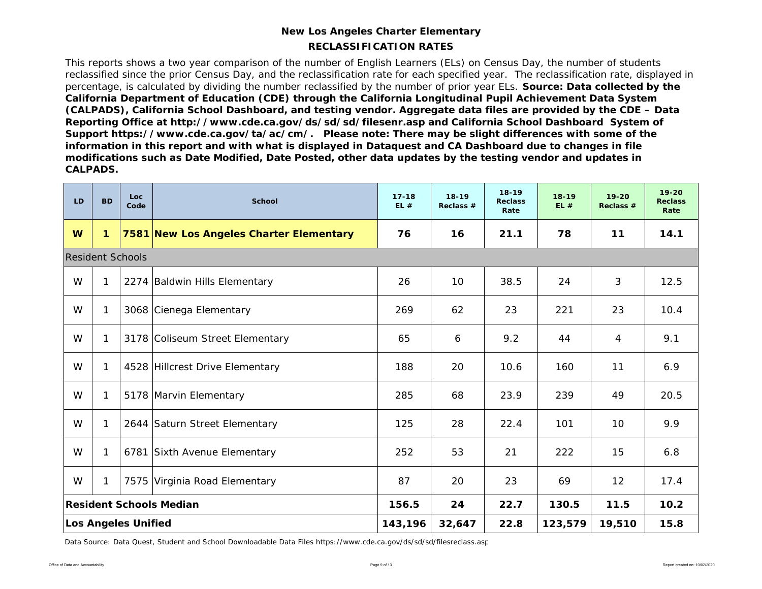# New Los Angeles Charter Elementary

## RECLASSIFICATION RATES

This reports shows a two year comparison of the number of English Learners (ELs) on Census Day, the number of students reclassified since the prior Census Day, and the reclassification rate for each specified year. The reclassification rate, displayed in percentage, is calculated by dividing the number reclassified by the number of prior year ELs. **Source: Data collected by the California Department of Education (CDE) through the California Longitudinal Pupil Achievement Data System (CALPADS), California School Dashboard, and testing vendor. Aggregate data files are provided by the CDE – Data Reporting Office at http://www.cde.ca.gov/ds/sd/sd/filesenr.asp and California School Dashboard System of Support https://www.cde.ca.gov/ta/ac/cm/. Please note: There may be slight differences with some of the information in this report and with what is displayed in Dataquest and CA Dashboard due to changes in file modifications such as Date Modified, Date Posted, other data updates by the testing vendor and updates in CALPADS.**

| LD | BD | Loc Code | School | 17-18 EL # | 18-19 Reclass # | 18-19 Reclass Rate | 18-19 EL # | 19-20 Reclass # | 19-20 Reclass Rate |
|---|---|---|---|---|---|---|---|---|---|
| **W** | **1** | **7581** | **New Los Angeles Charter Elementary** | **76** | **16** | **21.1** | **78** | **11** | **14.1** |
| Resident Schools | | | | | | | | | |
| W | 1 | 2274 | Baldwin Hills Elementary | 26 | 10 | 38.5 | 24 | 3 | 12.5 |
| W | 1 | 3068 | Cienega Elementary | 269 | 62 | 23 | 221 | 23 | 10.4 |
| W | 1 | 3178 | Coliseum Street Elementary | 65 | 6 | 9.2 | 44 | 4 | 9.1 |
| W | 1 | 4528 | Hillcrest Drive Elementary | 188 | 20 | 10.6 | 160 | 11 | 6.9 |
| W | 1 | 5178 | Marvin Elementary | 285 | 68 | 23.9 | 239 | 49 | 20.5 |
| W | 1 | 2644 | Saturn Street Elementary | 125 | 28 | 22.4 | 101 | 10 | 9.9 |
| W | 1 | 6781 | Sixth Avenue Elementary | 252 | 53 | 21 | 222 | 15 | 6.8 |
| W | 1 | 7575 | Virginia Road Elementary | 87 | 20 | 23 | 69 | 12 | 17.4 |
| **Resident Schools Median** | | | | **156.5** | **24** | **22.7** | **130.5** | **11.5** | **10.2** |
| **Los Angeles Unified** | | | | **143,196** | **32,647** | **22.8** | **123,579** | **19,510** | **15.8** |

Data Source: Data Quest, Student and School Downloadable Data Files https://www.cde.ca.gov/ds/sd/sd/filesreclass.asp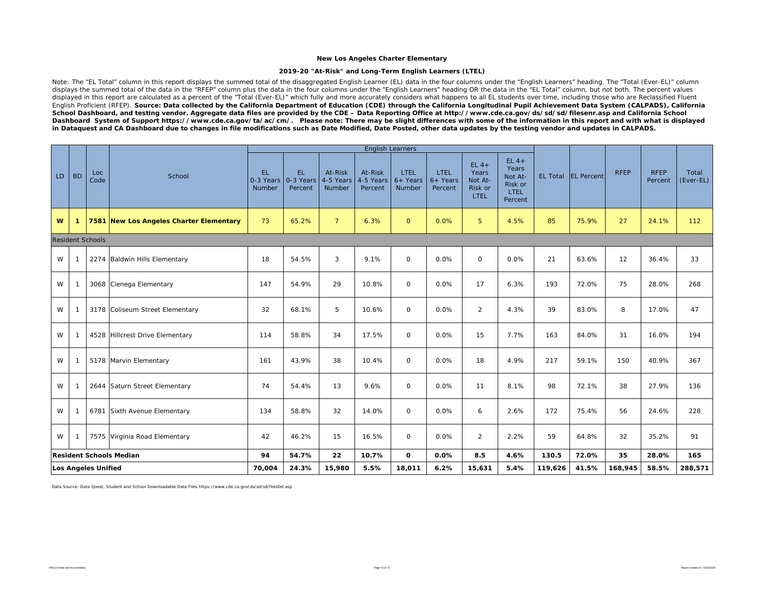**New Los Angeles Charter Elementary**

**2019-20 "At-Risk" and Long-Term English Learners (LTEL)**

Note: The "EL Total" column in this report displays the summed total of the disaggregated English Learner (EL) data in the four columns under the "English Learners" heading. The "Total (Ever-EL)" column displays the summed total of the data in the "RFEP" column plus the data in the four columns under the "English Learners" heading OR the data in the "EL Total" column, but not both. The percent values displayed in this report are calculated as a percent of the "Total (Ever-EL)" which fully and more accurately considers what happens to all EL students over time, including those who are Reclassified Fluent English Proficient (RFEP). **Source: Data collected by the California Department of Education (CDE) through the California Longitudinal Pupil Achievement Data System (CALPADS), California School Dashboard, and testing vendor. Aggregate data files are provided by the CDE – Data Reporting Office at http://www.cde.ca.gov/ds/sd/sd/filesenr.asp and California School Dashboard System of Support https://www.cde.ca.gov/ta/ac/cm/. Please note: There may be slight differences with some of the information in this report and with what is displayed in Dataquest and CA Dashboard due to changes in file modifications such as Date Modified, Date Posted, other data updates by the testing vendor and updates in CALPADS.**

| LD | BD | Loc Code | School | English Learners | | | | | | | | EL Total | EL Percent | RFEP | RFEP Percent | Total (Ever-EL) |
|---|---|---|---|---|---|---|---|---|---|---|---|---|---|---|---|---|
| | | | | EL 0-3 Years Number | EL 0-3 Years Percent | At-Risk 4-5 Years Number | At-Risk 4-5 Years Percent | LTEL 6+ Years Number | LTEL 6+ Years Percent | EL 4+ Years Not At-Risk or LTEL | EL 4+ Years Not At-Risk or LTEL Percent | | | | | |
| **W** | **1** | **7581** | **New Los Angeles Charter Elementary** | 73 | 65.2% | 7 | 6.3% | 0 | 0.0% | 5 | 4.5% | 85 | 75.9% | 27 | 24.1% | 112 |
| Resident Schools | | | | | | | | | | | | | | | | |
| W | 1 | 2274 | Baldwin Hills Elementary | 18 | 54.5% | 3 | 9.1% | 0 | 0.0% | 0 | 0.0% | 21 | 63.6% | 12 | 36.4% | 33 |
| W | 1 | 3068 | Cienega Elementary | 147 | 54.9% | 29 | 10.8% | 0 | 0.0% | 17 | 6.3% | 193 | 72.0% | 75 | 28.0% | 268 |
| W | 1 | 3178 | Coliseum Street Elementary | 32 | 68.1% | 5 | 10.6% | 0 | 0.0% | 2 | 4.3% | 39 | 83.0% | 8 | 17.0% | 47 |
| W | 1 | 4528 | Hillcrest Drive Elementary | 114 | 58.8% | 34 | 17.5% | 0 | 0.0% | 15 | 7.7% | 163 | 84.0% | 31 | 16.0% | 194 |
| W | 1 | 5178 | Marvin Elementary | 161 | 43.9% | 38 | 10.4% | 0 | 0.0% | 18 | 4.9% | 217 | 59.1% | 150 | 40.9% | 367 |
| W | 1 | 2644 | Saturn Street Elementary | 74 | 54.4% | 13 | 9.6% | 0 | 0.0% | 11 | 8.1% | 98 | 72.1% | 38 | 27.9% | 136 |
| W | 1 | 6781 | Sixth Avenue Elementary | 134 | 58.8% | 32 | 14.0% | 0 | 0.0% | 6 | 2.6% | 172 | 75.4% | 56 | 24.6% | 228 |
| W | 1 | 7575 | Virginia Road Elementary | 42 | 46.2% | 15 | 16.5% | 0 | 0.0% | 2 | 2.2% | 59 | 64.8% | 32 | 35.2% | 91 |
| **Resident Schools Median** | | | | **94** | **54.7%** | **22** | **10.7%** | **0** | **0.0%** | **8.5** | **4.6%** | **130.5** | **72.0%** | **35** | **28.0%** | **165** |
| **Los Angeles Unified** | | | | **70,004** | **24.3%** | **15,980** | **5.5%** | **18,011** | **6.2%** | **15,631** | **5.4%** | **119,626** | **41.5%** | **168,945** | **58.5%** | **288,571** |

Data Source: Data Quest, Student and School Downloadable Data Files https://www.cde.ca.gov/ds/sd/sd/filesltel.asp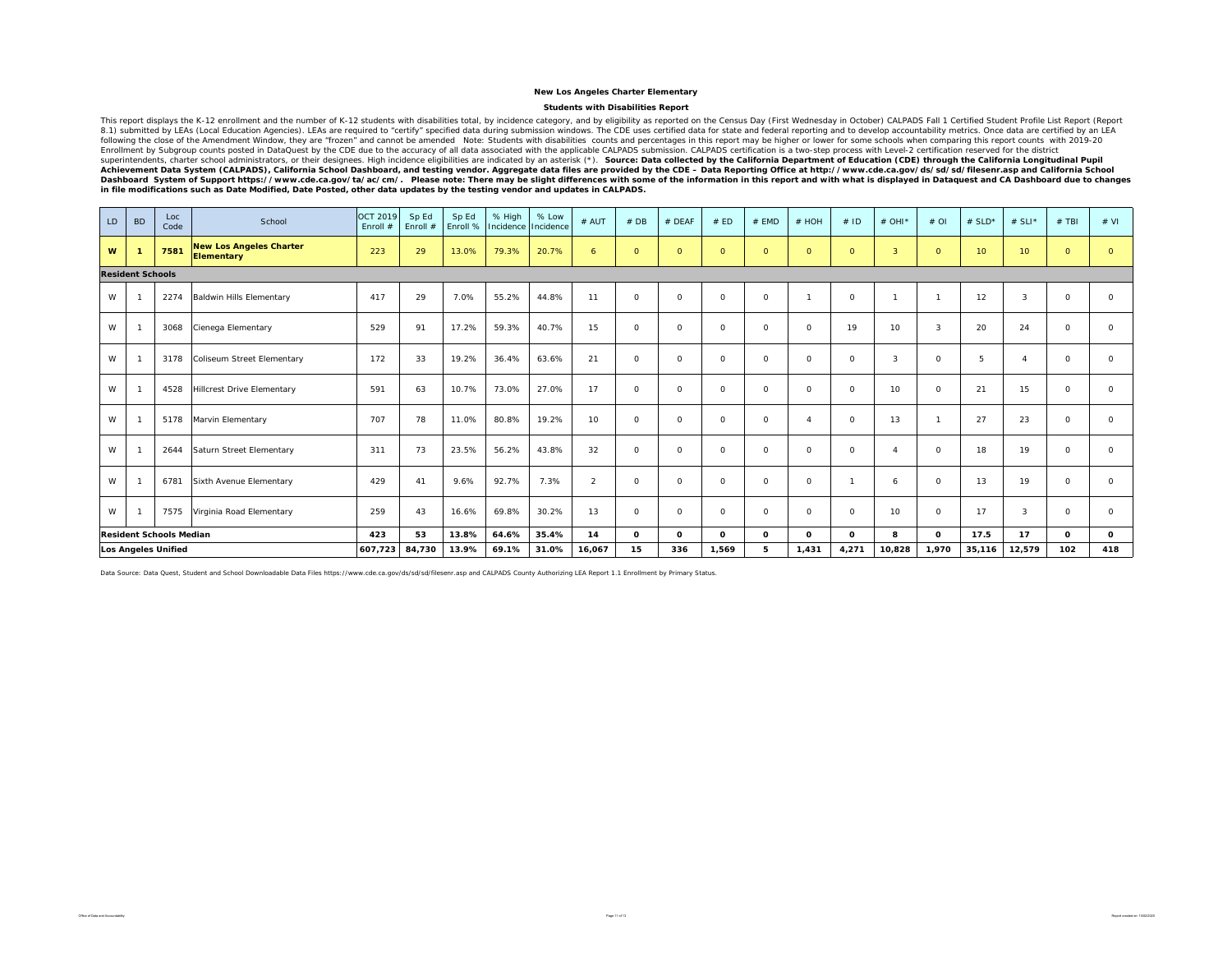**New Los Angeles Charter Elementary**

**Students with Disabilities Report**

This report displays the K-12 enrollment and the number of K-12 students with disabilities total, by incidence category, and by eligibility as reported on the Census Day (First Wednesday in October) CALPADS Fall 1 Certified Student Profile List Report (Report 8.1) submitted by LEAs (Local Education Agencies). LEAs are required to "certify" specified data during submission windows. The CDE uses certified data for state and federal reporting and to develop accountability metrics. Once data are certified by an LEA following the close of the Amendment Window, they are "frozen" and cannot be amended Note: Students with disabilities counts and percentages in this report may be higher or lower for some schools when comparing this report counts with 2019-20 Enrollment by Subgroup counts posted in DataQuest by the CDE due to the accuracy of all data associated with the applicable CALPADS submission. CALPADS certification is a two-step process with Level-2 certification reserved for the district superintendents, charter school administrators, or their designees. High incidence eligibilities are indicated by an asterisk (*). **Source: Data collected by the California Department of Education (CDE) through the California Longitudinal Pupil Achievement Data System (CALPADS), California School Dashboard, and testing vendor. Aggregate data files are provided by the CDE – Data Reporting Office at http://www.cde.ca.gov/ds/sd/sd/filesenr.asp and California School Dashboard System of Support https://www.cde.ca.gov/ta/ac/cm/. Please note: There may be slight differences with some of the information in this report and with what is displayed in Dataquest and CA Dashboard due to changes in file modifications such as Date Modified, Date Posted, other data updates by the testing vendor and updates in CALPADS.**

| LD | BD | Loc Code | School | OCT 2019 Enroll # | Sp Ed Enroll # | Sp Ed Enroll % | % High Incidence | % Low Incidence | # AUT | # DB | # DEAF | # ED | # EMD | # HOH | # ID | # OHI* | # OI | # SLD* | # SLI* | # TBI | # VI |
|---|---|---|---|---|---|---|---|---|---|---|---|---|---|---|---|---|---|---|---|---|---|
| **W** | **1** | **7581** | **New Los Angeles Charter Elementary** | 223 | 29 | 13.0% | 79.3% | 20.7% | 6 | 0 | 0 | 0 | 0 | 0 | 0 | 3 | 0 | 10 | 10 | 0 | 0 |
| **Resident Schools** | | | | | | | | | | | | | | | | | | | | | |
| W | 1 | 2274 | Baldwin Hills Elementary | 417 | 29 | 7.0% | 55.2% | 44.8% | 11 | 0 | 0 | 0 | 0 | 1 | 0 | 1 | 1 | 12 | 3 | 0 | 0 |
| W | 1 | 3068 | Cienega Elementary | 529 | 91 | 17.2% | 59.3% | 40.7% | 15 | 0 | 0 | 0 | 0 | 0 | 19 | 10 | 3 | 20 | 24 | 0 | 0 |
| W | 1 | 3178 | Coliseum Street Elementary | 172 | 33 | 19.2% | 36.4% | 63.6% | 21 | 0 | 0 | 0 | 0 | 0 | 0 | 3 | 0 | 5 | 4 | 0 | 0 |
| W | 1 | 4528 | Hillcrest Drive Elementary | 591 | 63 | 10.7% | 73.0% | 27.0% | 17 | 0 | 0 | 0 | 0 | 0 | 0 | 10 | 0 | 21 | 15 | 0 | 0 |
| W | 1 | 5178 | Marvin Elementary | 707 | 78 | 11.0% | 80.8% | 19.2% | 10 | 0 | 0 | 0 | 0 | 4 | 0 | 13 | 1 | 27 | 23 | 0 | 0 |
| W | 1 | 2644 | Saturn Street Elementary | 311 | 73 | 23.5% | 56.2% | 43.8% | 32 | 0 | 0 | 0 | 0 | 0 | 0 | 4 | 0 | 18 | 19 | 0 | 0 |
| W | 1 | 6781 | Sixth Avenue Elementary | 429 | 41 | 9.6% | 92.7% | 7.3% | 2 | 0 | 0 | 0 | 0 | 0 | 1 | 6 | 0 | 13 | 19 | 0 | 0 |
| W | 1 | 7575 | Virginia Road Elementary | 259 | 43 | 16.6% | 69.8% | 30.2% | 13 | 0 | 0 | 0 | 0 | 0 | 0 | 10 | 0 | 17 | 3 | 0 | 0 |
| **Resident Schools Median** | | | | **423** | **53** | **13.8%** | **64.6%** | **35.4%** | **14** | **0** | **0** | **0** | **0** | **0** | **0** | **8** | **0** | **17.5** | **17** | **0** | **0** |
| **Los Angeles Unified** | | | | **607,723** | **84,730** | **13.9%** | **69.1%** | **31.0%** | **16,067** | **15** | **336** | **1,569** | **5** | **1,431** | **4,271** | **10,828** | **1,970** | **35,116** | **12,579** | **102** | **418** |

Data Source: Data Quest, Student and School Downloadable Data Files https://www.cde.ca.gov/ds/sd/sd/filesenr.asp and CALPADS County Authorizing LEA Report 1.1 Enrollment by Primary Status.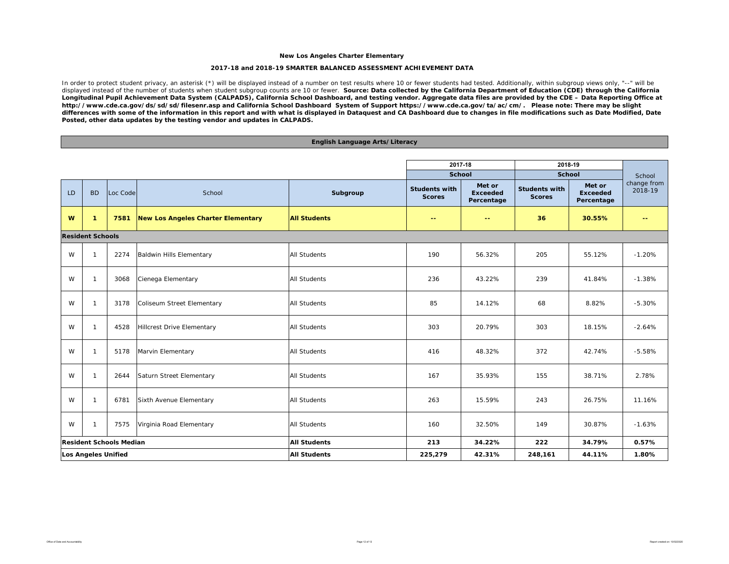**New Los Angeles Charter Elementary**

**2017-18 and 2018-19 SMARTER BALANCED ASSESSMENT ACHIEVEMENT DATA**

In order to protect student privacy, an asterisk (*) will be displayed instead of a number on test results where 10 or fewer students had tested. Additionally, within subgroup views only, "--" will be displayed instead of the number of students when student subgroup counts are 10 or fewer. **Source: Data collected by the California Department of Education (CDE) through the California Longitudinal Pupil Achievement Data System (CALPADS), California School Dashboard, and testing vendor. Aggregate data files are provided by the CDE – Data Reporting Office at http://www.cde.ca.gov/ds/sd/sd/filesenr.asp and California School Dashboard System of Support https://www.cde.ca.gov/ta/ac/cm/. Please note: There may be slight differences with some of the information in this report and with what is displayed in Dataquest and CA Dashboard due to changes in file modifications such as Date Modified, Date Posted, other data updates by the testing vendor and updates in CALPADS.**

**English Language Arts/Literacy**

| | | | | | 2017-18 | | 2018-19 | | |
|---|---|---|---|---|---|---|---|---|---|
| | | | | | School | | School | | |
| LD | BD | Loc Code | School | Subgroup | Students with Scores | Met or Exceeded Percentage | Students with Scores | Met or Exceeded Percentage | School change from 2018-19 |
| **W** | **1** | **7581** | **New Los Angeles Charter Elementary** | **All Students** | **--** | **--** | **36** | **30.55%** | **--** |
| **Resident Schools** | | | | | | | | | |
| W | 1 | 2274 | Baldwin Hills Elementary | All Students | 190 | 56.32% | 205 | 55.12% | -1.20% |
| W | 1 | 3068 | Cienega Elementary | All Students | 236 | 43.22% | 239 | 41.84% | -1.38% |
| W | 1 | 3178 | Coliseum Street Elementary | All Students | 85 | 14.12% | 68 | 8.82% | -5.30% |
| W | 1 | 4528 | Hillcrest Drive Elementary | All Students | 303 | 20.79% | 303 | 18.15% | -2.64% |
| W | 1 | 5178 | Marvin Elementary | All Students | 416 | 48.32% | 372 | 42.74% | -5.58% |
| W | 1 | 2644 | Saturn Street Elementary | All Students | 167 | 35.93% | 155 | 38.71% | 2.78% |
| W | 1 | 6781 | Sixth Avenue Elementary | All Students | 263 | 15.59% | 243 | 26.75% | 11.16% |
| W | 1 | 7575 | Virginia Road Elementary | All Students | 160 | 32.50% | 149 | 30.87% | -1.63% |
| **Resident Schools Median** | | | | **All Students** | **213** | **34.22%** | **222** | **34.79%** | **0.57%** |
| **Los Angeles Unified** | | | | **All Students** | **225,279** | **42.31%** | **248,161** | **44.11%** | **1.80%** |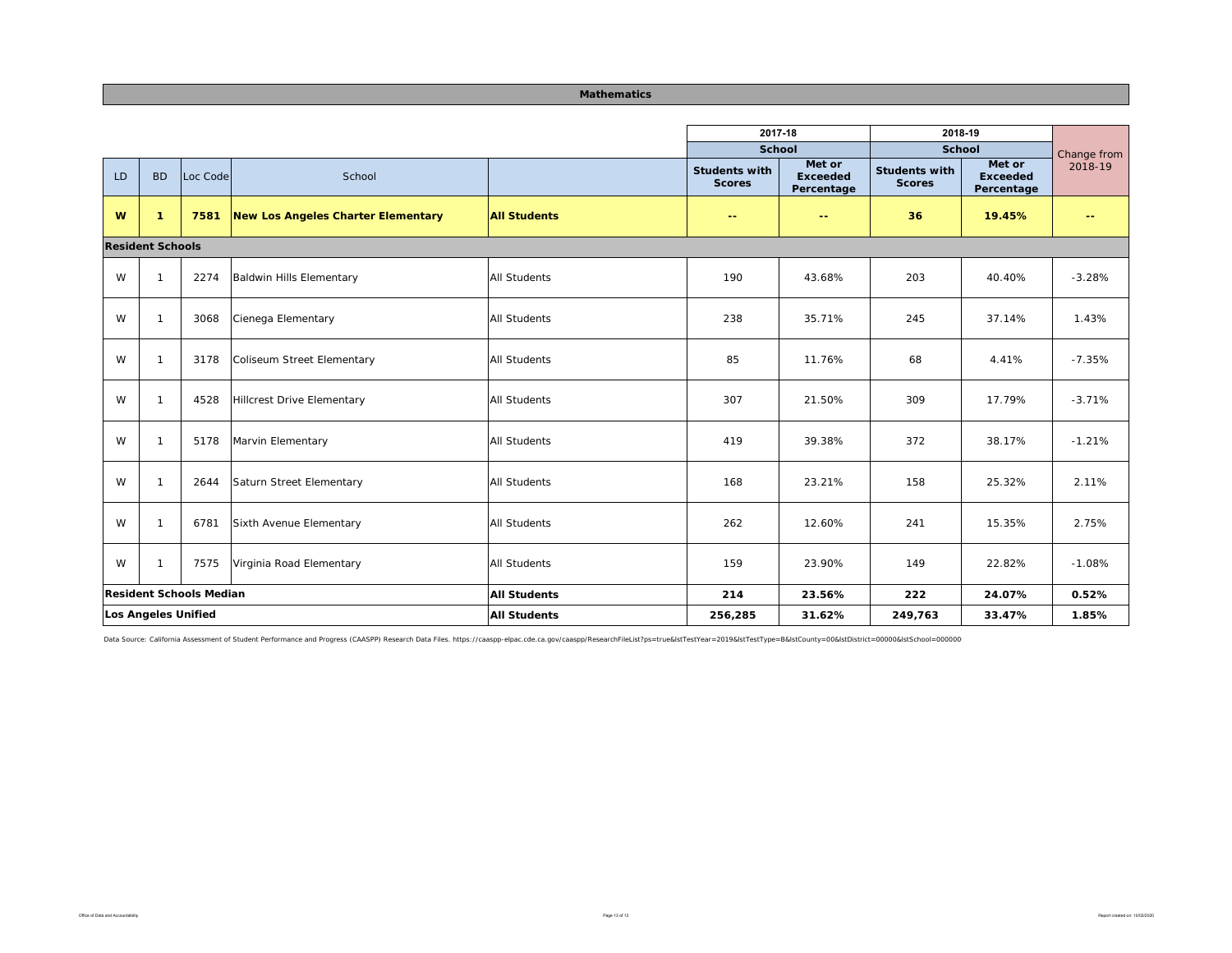## Mathematics

| LD | BD | Loc Code | School | | 2017-18 School Students with Scores | 2017-18 School Met or Exceeded Percentage | 2018-19 School Students with Scores | 2018-19 School Met or Exceeded Percentage | Change from 2018-19 |
|---|---|---|---|---|---|---|---|---|---|
| **W** | **1** | **7581** | **New Los Angeles Charter Elementary** | **All Students** | **--** | **--** | **36** | **19.45%** | **--** |
| **Resident Schools** | | | | | | | | | |
| W | 1 | 2274 | Baldwin Hills Elementary | All Students | 190 | 43.68% | 203 | 40.40% | -3.28% |
| W | 1 | 3068 | Cienega Elementary | All Students | 238 | 35.71% | 245 | 37.14% | 1.43% |
| W | 1 | 3178 | Coliseum Street Elementary | All Students | 85 | 11.76% | 68 | 4.41% | -7.35% |
| W | 1 | 4528 | Hillcrest Drive Elementary | All Students | 307 | 21.50% | 309 | 17.79% | -3.71% |
| W | 1 | 5178 | Marvin Elementary | All Students | 419 | 39.38% | 372 | 38.17% | -1.21% |
| W | 1 | 2644 | Saturn Street Elementary | All Students | 168 | 23.21% | 158 | 25.32% | 2.11% |
| W | 1 | 6781 | Sixth Avenue Elementary | All Students | 262 | 12.60% | 241 | 15.35% | 2.75% |
| W | 1 | 7575 | Virginia Road Elementary | All Students | 159 | 23.90% | 149 | 22.82% | -1.08% |
| **Resident Schools Median** | | | | **All Students** | **214** | **23.56%** | **222** | **24.07%** | **0.52%** |
| **Los Angeles Unified** | | | | **All Students** | **256,285** | **31.62%** | **249,763** | **33.47%** | **1.85%** |

Data Source: California Assessment of Student Performance and Progress (CAASPP) Research Data Files. https://caaspp-elpac.cde.ca.gov/caaspp/ResearchFileList?ps=true&lstTestYear=2019&lstTestType=B&lstCounty=00&lstDistrict=00000&lstSchool=000000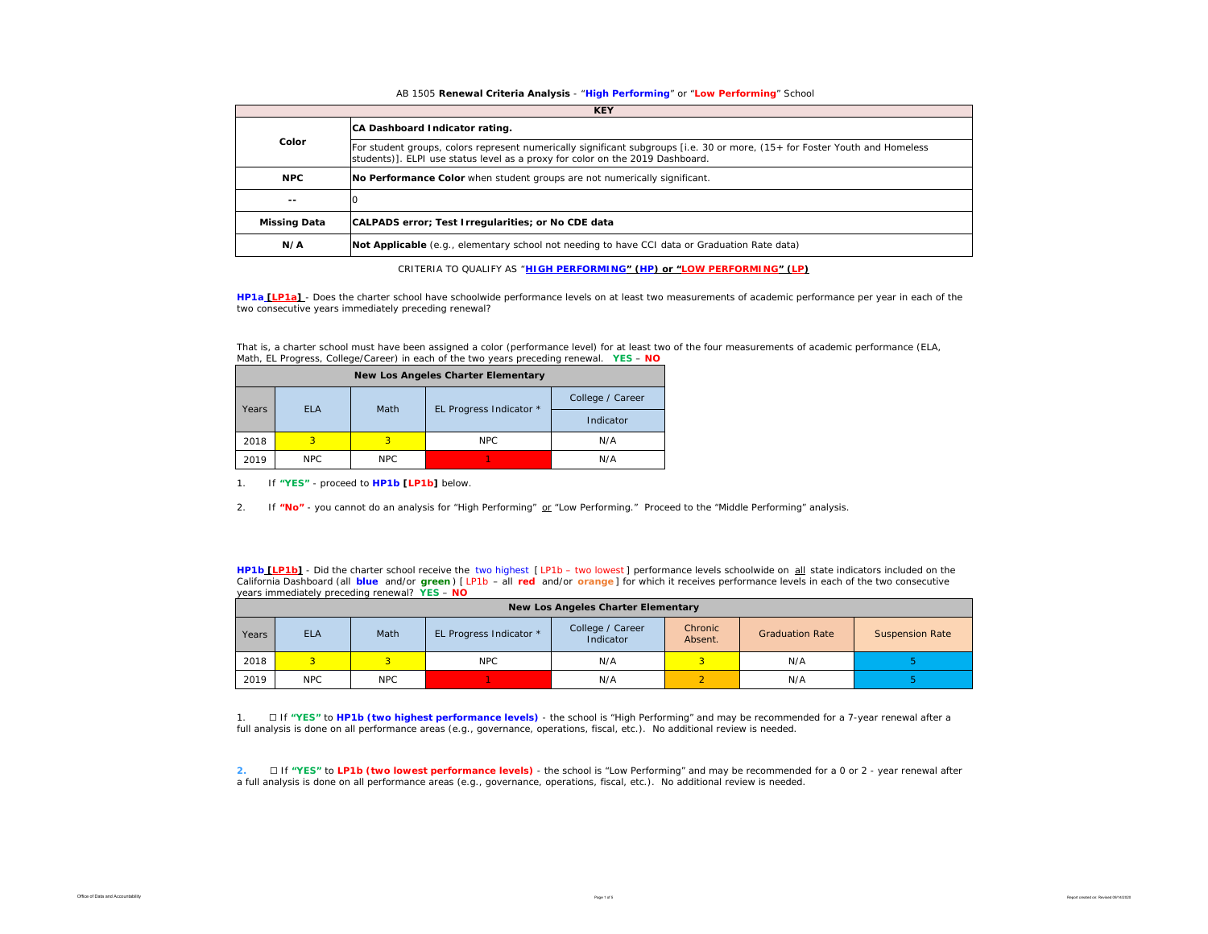AB 1505 **Renewal Criteria Analysis** - "**High Performing**" or "**Low Performing**" School

| KEY | |
|---|---|
| **Color** | **CA Dashboard Indicator rating.** |
| | For student groups, colors represent numerically significant subgroups [i.e. 30 or more, (15+ for Foster Youth and Homeless students)]. ELPI use status level as a proxy for color on the 2019 Dashboard. |
| **NPC** | **No Performance Color** when student groups are not numerically significant. |
| **--** | 0 |
| **Missing Data** | **CALPADS error; Test Irregularities; or No CDE data** |
| **N/A** | **Not Applicable** (e.g., elementary school not needing to have CCI data or Graduation Rate data) |

CRITERIA TO QUALIFY AS "**HIGH PERFORMING" (HP) or "LOW PERFORMING" (LP)**

**HP1a [LP1a]** - Does the charter school have schoolwide performance levels on at least two measurements of academic performance per year in each of the two consecutive years immediately preceding renewal?

That is, a charter school must have been assigned a color (performance level) for at least two of the four measurements of academic performance (ELA, Math, EL Progress, College/Career) in each of the two years preceding renewal. **YES** – **NO**

| New Los Angeles Charter Elementary | | | | |
|---|---|---|---|---|
| Years | ELA | Math | EL Progress Indicator * | College / Career Indicator |
| 2018 | 3 | 3 | NPC | N/A |
| 2019 | NPC | NPC | 1 | N/A |

1. If **"YES"** - proceed to **HP1b [LP1b]** below.

2. If **"No"** - you cannot do an analysis for "High Performing" or "Low Performing." Proceed to the "Middle Performing" analysis.

**HP1b [LP1b]** - Did the charter school receive the two highest [LP1b – two lowest] performance levels schoolwide on all state indicators included on the California Dashboard (all **blue** and/or **green**) [LP1b – all **red** and/or **orange**] for which it receives performance levels in each of the two consecutive years immediately preceding renewal? **YES** – **NO**

| New Los Angeles Charter Elementary | | | | | | | |
|---|---|---|---|---|---|---|---|
| Years | ELA | Math | EL Progress Indicator * | College / Career Indicator | Chronic Absent. | Graduation Rate | Suspension Rate |
| 2018 | 3 | 3 | NPC | N/A | 3 | N/A | 5 |
| 2019 | NPC | NPC | 1 | N/A | 2 | N/A | 5 |

1. ☐ If **"YES"** to **HP1b (two highest performance levels)** - the school is "High Performing" and may be recommended for a 7-year renewal after a full analysis is done on all performance areas (e.g., governance, operations, fiscal, etc.). No additional review is needed.

2. ☐ If **"YES"** to **LP1b (two lowest performance levels)** - the school is "Low Performing" and may be recommended for a 0 or 2 - year renewal after a full analysis is done on all performance areas (e.g., governance, operations, fiscal, etc.). No additional review is needed.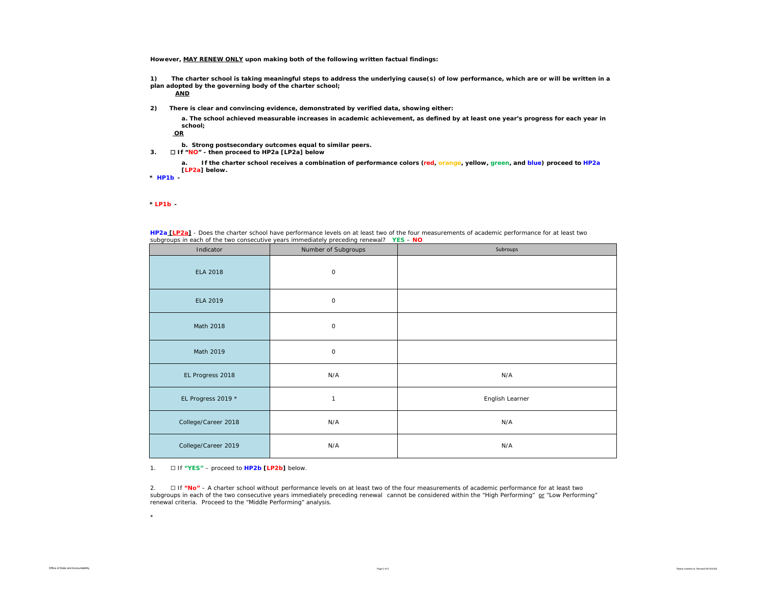**However, <u>MAY RENEW ONLY</u> upon making both of the following written factual findings:**

**1) The charter school is taking meaningful steps to address the underlying cause(s) of low performance, which are or will be written in a plan adopted by the governing body of the charter school;**

**<u>AND</u>**

**2) There is clear and convincing evidence, demonstrated by verified data, showing either:**

**a. The school achieved measurable increases in academic achievement, as defined by at least one year's progress for each year in school;**

**<u>OR</u>**

**b. Strong postsecondary outcomes equal to similar peers.**

**3. ☐ If "NO" - then proceed to HP2a [LP2a] below**

**a. If the charter school receives a combination of performance colors (red, orange, yellow, green, and blue) proceed to HP2a [LP2a] below.**

**\* HP1b -**

**\* LP1b -**

**<u>HP2a [LP2a]</u>** - Does the charter school have performance levels on at least two of the four measurements of academic performance for at least two subgroups in each of the two consecutive years immediately preceding renewal? **YES** – **NO**

| Indicator | Number of Subgroups | Subroups |
|---|---|---|
| ELA 2018 | 0 | |
| ELA 2019 | 0 | |
| Math 2018 | 0 | |
| Math 2019 | 0 | |
| EL Progress 2018 | N/A | N/A |
| EL Progress 2019 * | 1 | English Learner |
| College/Career 2018 | N/A | N/A |
| College/Career 2019 | N/A | N/A |

1. ☐ If **"YES"** – proceed to **HP2b [LP2b]** below.

2. ☐ If **"No"** – A charter school without performance levels on at least two of the four measurements of academic performance for at least two subgroups in each of the two consecutive years immediately preceding renewal cannot be considered within the "High Performing" <u>or</u> "Low Performing" renewal criteria. Proceed to the "Middle Performing" analysis.

\*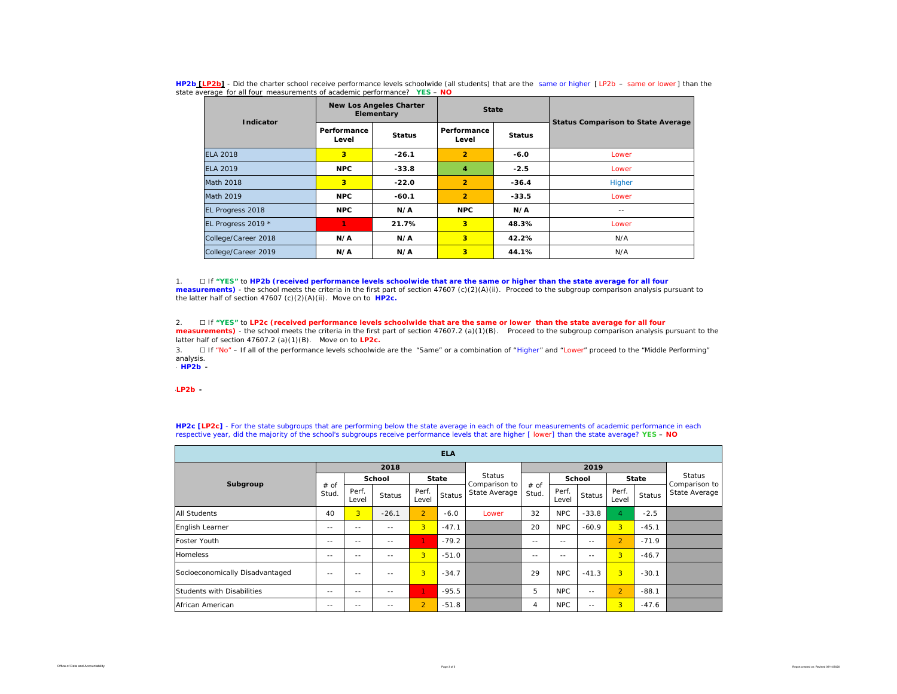**HP2b [LP2b]** - Did the charter school receive performance levels schoolwide (all students) that are the same or higher [ LP2b – same or lower ] than the state average for all four measurements of academic performance? **YES** – **NO**

| Indicator | New Los Angeles Charter Elementary | | State | | Status Comparison to State Average |
|---|---|---|---|---|---|
| | Performance Level | Status | Performance Level | Status | |
| ELA 2018 | 3 | -26.1 | 2 | -6.0 | Lower |
| ELA 2019 | NPC | -33.8 | 4 | -2.5 | Lower |
| Math 2018 | 3 | -22.0 | 2 | -36.4 | Higher |
| Math 2019 | NPC | -60.1 | 2 | -33.5 | Lower |
| EL Progress 2018 | NPC | N/A | NPC | N/A | -- |
| EL Progress 2019 * | 1 | 21.7% | 3 | 48.3% | Lower |
| College/Career 2018 | N/A | N/A | 3 | 42.2% | N/A |
| College/Career 2019 | N/A | N/A | 3 | 44.1% | N/A |

1. ☐ If **"YES"** to **HP2b (received performance levels schoolwide that are the same or higher than the state average for all four measurements)** - the school meets the criteria in the first part of section 47607 (c)(2)(A)(ii). Proceed to the subgroup comparison analysis pursuant to the latter half of section 47607 (c)(2)(A)(ii). Move on to **HP2c.**

2. ☐ If **"YES"** to **LP2c (received performance levels schoolwide that are the same or lower than the state average for all four measurements)** - the school meets the criteria in the first part of section 47607.2 (a)(1)(B). Proceed to the subgroup comparison analysis pursuant to the latter half of section 47607.2 (a)(1)(B). Move on to **LP2c.**

3. ☐ If "No" – If all of the performance levels schoolwide are the "Same" or a combination of "Higher" and "Lower" proceed to the "Middle Performing" analysis.

**HP2b -**

**LP2b -**

**HP2c [LP2c]** - For the state subgroups that are performing below the state average in each of the four measurements of academic performance in each respective year, did the majority of the school's subgroups receive performance levels that are higher [ lower] than the state average? **YES** – **NO**

| ELA | | | | | | | | | | | | |
|---|---|---|---|---|---|---|---|---|---|---|---|---|
| Subgroup | 2018 | | | | | Status Comparison to State Average | 2019 | | | | | Status Comparison to State Average |
| | # of Stud. | School | | State | | | # of Stud. | School | | State | | |
| | | Perf. Level | Status | Perf. Level | Status | | | Perf. Level | Status | Perf. Level | Status | |
| All Students | 40 | 3 | -26.1 | 2 | -6.0 | Lower | 32 | NPC | -33.8 | 4 | -2.5 | |
| English Learner | -- | -- | -- | 3 | -47.1 | | 20 | NPC | -60.9 | 3 | -45.1 | |
| Foster Youth | -- | -- | -- | 1 | -79.2 | | -- | -- | -- | 2 | -71.9 | |
| Homeless | -- | -- | -- | 3 | -51.0 | | -- | -- | -- | 3 | -46.7 | |
| Socioeconomically Disadvantaged | -- | -- | -- | 3 | -34.7 | | 29 | NPC | -41.3 | 3 | -30.1 | |
| Students with Disabilities | -- | -- | -- | 1 | -95.5 | | 5 | NPC | -- | 2 | -88.1 | |
| African American | -- | -- | -- | 2 | -51.8 | | 4 | NPC | -- | 3 | -47.6 | |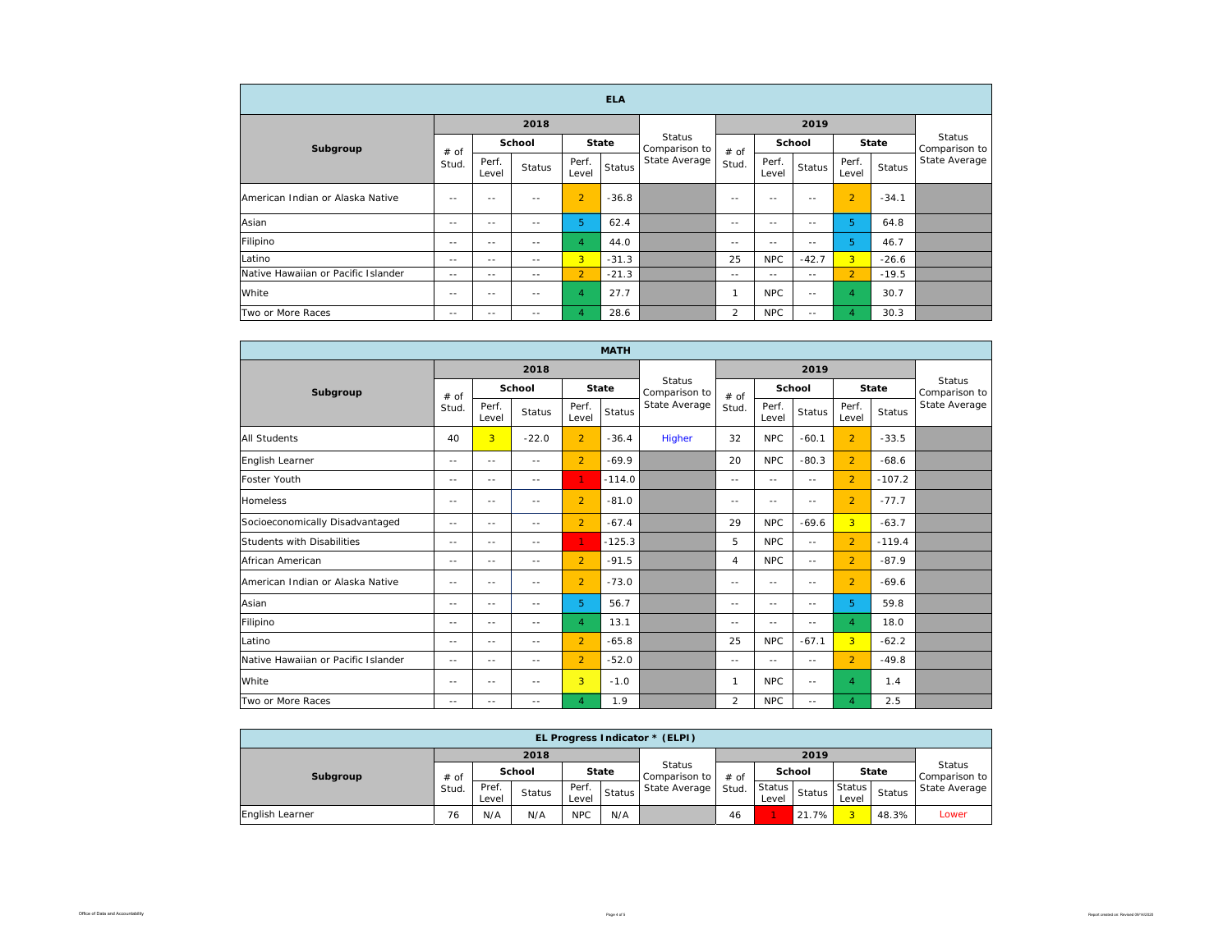| ELA | | | | | | | | | | | | |
|---|---|---|---|---|---|---|---|---|---|---|---|---|
| Subgroup | 2018 | | | | | Status Comparison to State Average | 2019 | | | | | Status Comparison to State Average |
| | # of Stud. | School | | State | | | # of Stud. | School | | State | | |
| | | Perf. Level | Status | Perf. Level | Status | | | Perf. Level | Status | Perf. Level | Status | |
| American Indian or Alaska Native | -- | -- | -- | 2 | -36.8 | | -- | -- | -- | 2 | -34.1 | |
| Asian | -- | -- | -- | 5 | 62.4 | | -- | -- | -- | 5 | 64.8 | |
| Filipino | -- | -- | -- | 4 | 44.0 | | -- | -- | -- | 5 | 46.7 | |
| Latino | -- | -- | -- | 3 | -31.3 | | 25 | NPC | -42.7 | 3 | -26.6 | |
| Native Hawaiian or Pacific Islander | -- | -- | -- | 2 | -21.3 | | -- | -- | -- | 2 | -19.5 | |
| White | -- | -- | -- | 4 | 27.7 | | 1 | NPC | -- | 4 | 30.7 | |
| Two or More Races | -- | -- | -- | 4 | 28.6 | | 2 | NPC | -- | 4 | 30.3 | |

| MATH | | | | | | | | | | | | |
|---|---|---|---|---|---|---|---|---|---|---|---|---|
| Subgroup | 2018 | | | | | Status Comparison to State Average | 2019 | | | | | Status Comparison to State Average |
| | # of Stud. | School | | State | | | # of Stud. | School | | State | | |
| | | Perf. Level | Status | Perf. Level | Status | | | Perf. Level | Status | Perf. Level | Status | |
| All Students | 40 | 3 | -22.0 | 2 | -36.4 | Higher | 32 | NPC | -60.1 | 2 | -33.5 | |
| English Learner | -- | -- | -- | 2 | -69.9 | | 20 | NPC | -80.3 | 2 | -68.6 | |
| Foster Youth | -- | -- | -- | 1 | -114.0 | | -- | -- | -- | 2 | -107.2 | |
| Homeless | -- | -- | -- | 2 | -81.0 | | -- | -- | -- | 2 | -77.7 | |
| Socioeconomically Disadvantaged | -- | -- | -- | 2 | -67.4 | | 29 | NPC | -69.6 | 3 | -63.7 | |
| Students with Disabilities | -- | -- | -- | 1 | -125.3 | | 5 | NPC | -- | 2 | -119.4 | |
| African American | -- | -- | -- | 2 | -91.5 | | 4 | NPC | -- | 2 | -87.9 | |
| American Indian or Alaska Native | -- | -- | -- | 2 | -73.0 | | -- | -- | -- | 2 | -69.6 | |
| Asian | -- | -- | -- | 5 | 56.7 | | -- | -- | -- | 5 | 59.8 | |
| Filipino | -- | -- | -- | 4 | 13.1 | | -- | -- | -- | 4 | 18.0 | |
| Latino | -- | -- | -- | 2 | -65.8 | | 25 | NPC | -67.1 | 3 | -62.2 | |
| Native Hawaiian or Pacific Islander | -- | -- | -- | 2 | -52.0 | | -- | -- | -- | 2 | -49.8 | |
| White | -- | -- | -- | 3 | -1.0 | | 1 | NPC | -- | 4 | 1.4 | |
| Two or More Races | -- | -- | -- | 4 | 1.9 | | 2 | NPC | -- | 4 | 2.5 | |

| EL Progress Indicator * (ELPI) | | | | | | | | | | | | |
|---|---|---|---|---|---|---|---|---|---|---|---|---|
| Subgroup | 2018 | | | | | Status Comparison to State Average | 2019 | | | | | Status Comparison to State Average |
| | # of Stud. | School | | State | | | # of Stud. | School | | State | | |
| | | Pref. Level | Status | Perf. Level | Status | | | Status Level | Status | Status Level | Status | |
| English Learner | 76 | N/A | N/A | NPC | N/A | | 46 | 1 | 21.7% | 3 | 48.3% | Lower |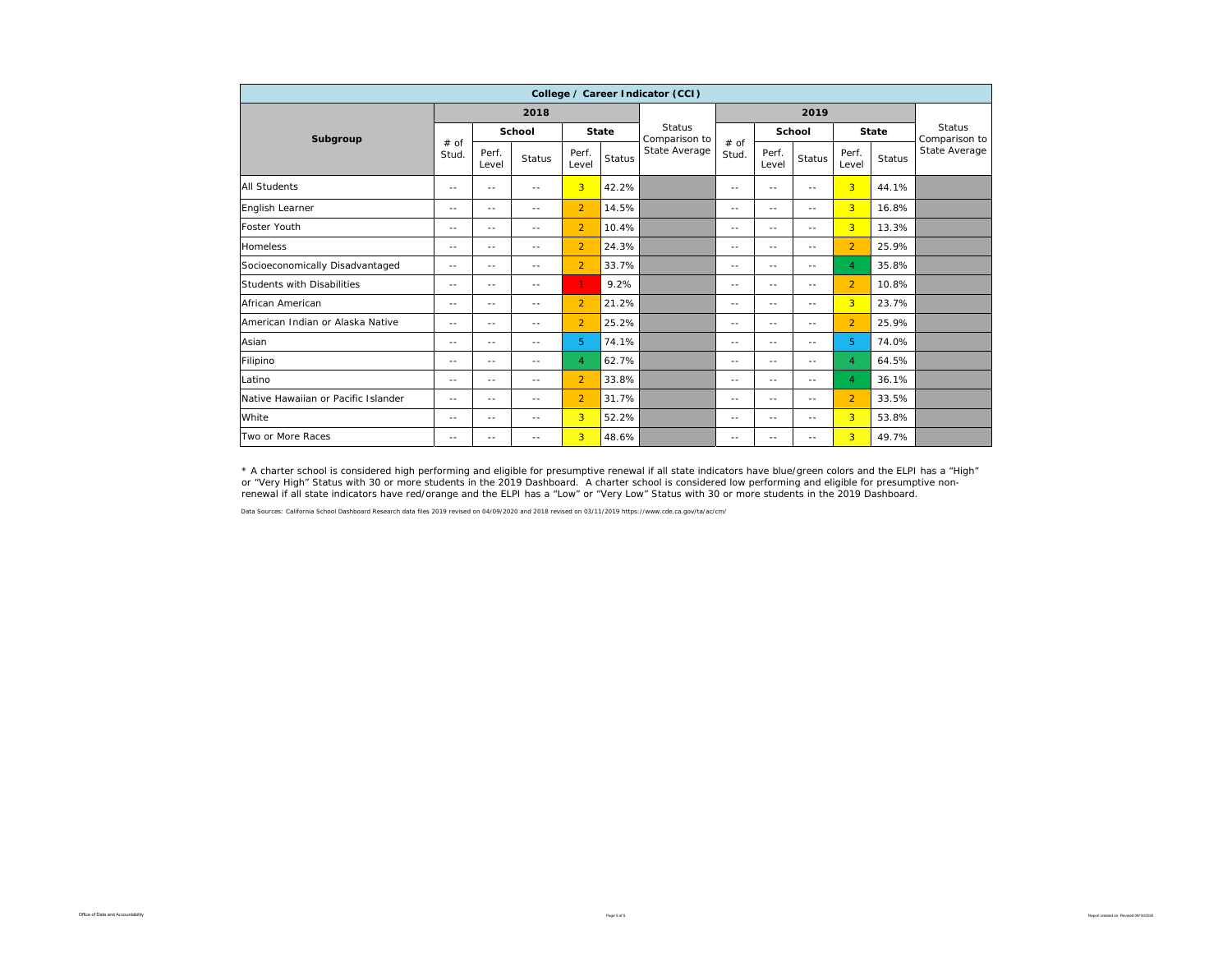| College / Career Indicator (CCI) | | | | | | | | | | | | |
|---|---|---|---|---|---|---|---|---|---|---|---|---|
| Subgroup | 2018 | | | | | | 2019 | | | | | |
| | # of Stud. | School | | State | | Status Comparison to State Average | # of Stud. | School | | State | | Status Comparison to State Average |
| | | Perf. Level | Status | Perf. Level | Status | | | Perf. Level | Status | Perf. Level | Status | |
| All Students | -- | -- | -- | 3 | 42.2% | | -- | -- | -- | 3 | 44.1% | |
| English Learner | -- | -- | -- | 2 | 14.5% | | -- | -- | -- | 3 | 16.8% | |
| Foster Youth | -- | -- | -- | 2 | 10.4% | | -- | -- | -- | 3 | 13.3% | |
| Homeless | -- | -- | -- | 2 | 24.3% | | -- | -- | -- | 2 | 25.9% | |
| Socioeconomically Disadvantaged | -- | -- | -- | 2 | 33.7% | | -- | -- | -- | 4 | 35.8% | |
| Students with Disabilities | -- | -- | -- | 1 | 9.2% | | -- | -- | -- | 2 | 10.8% | |
| African American | -- | -- | -- | 2 | 21.2% | | -- | -- | -- | 3 | 23.7% | |
| American Indian or Alaska Native | -- | -- | -- | 2 | 25.2% | | -- | -- | -- | 2 | 25.9% | |
| Asian | -- | -- | -- | 5 | 74.1% | | -- | -- | -- | 5 | 74.0% | |
| Filipino | -- | -- | -- | 4 | 62.7% | | -- | -- | -- | 4 | 64.5% | |
| Latino | -- | -- | -- | 2 | 33.8% | | -- | -- | -- | 4 | 36.1% | |
| Native Hawaiian or Pacific Islander | -- | -- | -- | 2 | 31.7% | | -- | -- | -- | 2 | 33.5% | |
| White | -- | -- | -- | 3 | 52.2% | | -- | -- | -- | 3 | 53.8% | |
| Two or More Races | -- | -- | -- | 3 | 48.6% | | -- | -- | -- | 3 | 49.7% | |

* A charter school is considered high performing and eligible for presumptive renewal if all state indicators have blue/green colors and the ELPI has a "High" or "Very High" Status with 30 or more students in the 2019 Dashboard. A charter school is considered low performing and eligible for presumptive non-renewal if all state indicators have red/orange and the ELPI has a "Low" or "Very Low" Status with 30 or more students in the 2019 Dashboard.

Data Sources: California School Dashboard Research data files 2019 revised on 04/09/2020 and 2018 revised on 03/11/2019 https://www.cde.ca.gov/ta/ac/cm/